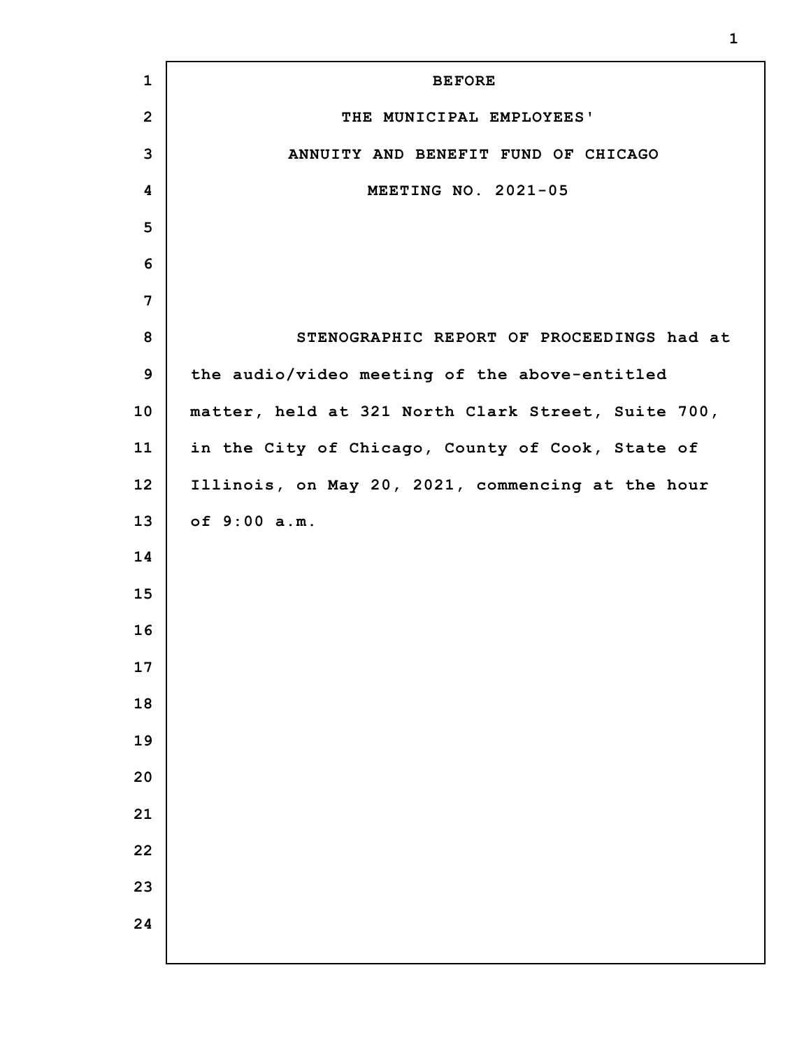**BEFORE**

**THE MUNICIPAL EMPLOYEES'**

**ANNUITY AND BENEFIT FUND OF CHICAGO**

**MEETING NO. 2021-05**

STENOGRAPHIC REPORT OF PROCEEDINGS had at the audio/video meeting of the above-entitled matter, held at 321 North Clark Street, Suite 700, in the City of Chicago, County of Cook, State of Illinois, on May 20, 2021, commencing at the hour of 9:00 a.m.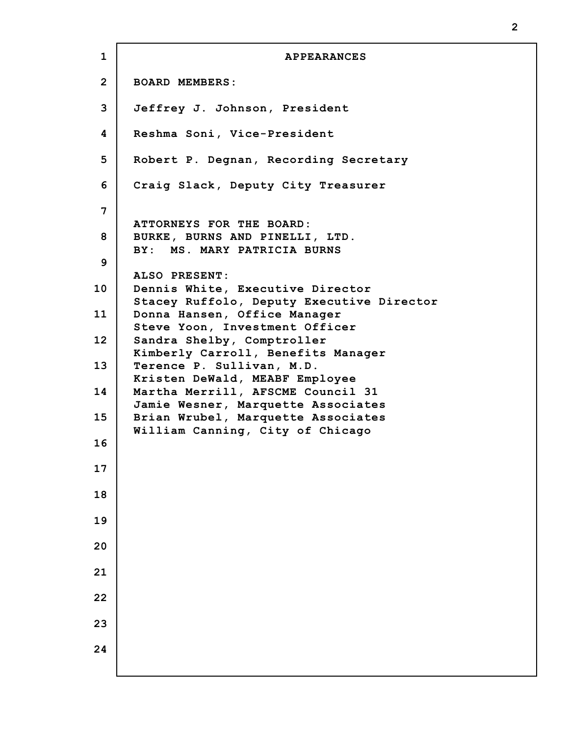# APPEARANCES

**BOARD MEMBERS:**

**Jeffrey J. Johnson, President**

**Reshma Soni, Vice-President**

**Robert P. Degnan, Recording Secretary**

**Craig Slack, Deputy City Treasurer**

**ATTORNEYS FOR THE BOARD:**
**BURKE, BURNS AND PINELLI, LTD.**
**BY: MS. MARY PATRICIA BURNS**

**ALSO PRESENT:**
**Dennis White, Executive Director**
**Stacey Ruffolo, Deputy Executive Director**
**Donna Hansen, Office Manager**
**Steve Yoon, Investment Officer**
**Sandra Shelby, Comptroller**
**Kimberly Carroll, Benefits Manager**
**Terence P. Sullivan, M.D.**
**Kristen DeWald, MEABF Employee**
**Martha Merrill, AFSCME Council 31**
**Jamie Wesner, Marquette Associates**
**Brian Wrubel, Marquette Associates**
**William Canning, City of Chicago**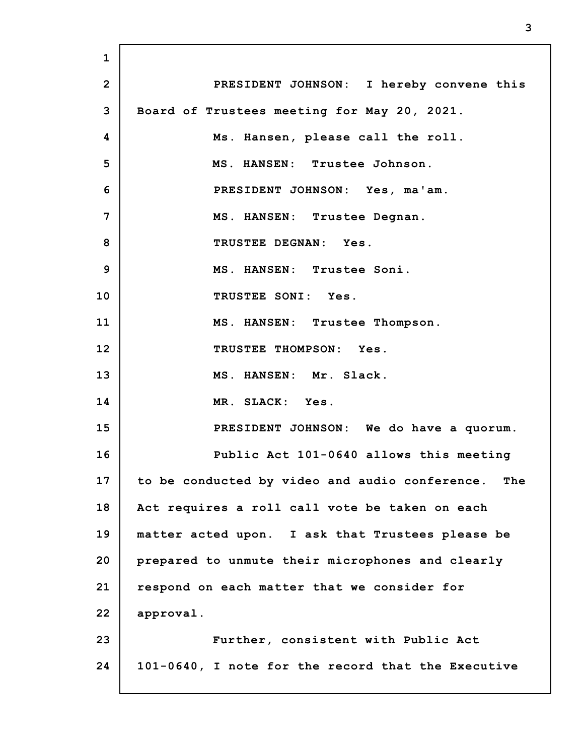PRESIDENT JOHNSON: I hereby convene this Board of Trustees meeting for May 20, 2021.

Ms. Hansen, please call the roll.

MS. HANSEN: Trustee Johnson.

PRESIDENT JOHNSON: Yes, ma'am.

MS. HANSEN: Trustee Degnan.

TRUSTEE DEGNAN: Yes.

MS. HANSEN: Trustee Soni.

TRUSTEE SONI: Yes.

MS. HANSEN: Trustee Thompson.

TRUSTEE THOMPSON: Yes.

MS. HANSEN: Mr. Slack.

MR. SLACK: Yes.

PRESIDENT JOHNSON: We do have a quorum.

Public Act 101-0640 allows this meeting to be conducted by video and audio conference. The Act requires a roll call vote be taken on each matter acted upon. I ask that Trustees please be prepared to unmute their microphones and clearly respond on each matter that we consider for approval.

Further, consistent with Public Act 101-0640, I note for the record that the Executive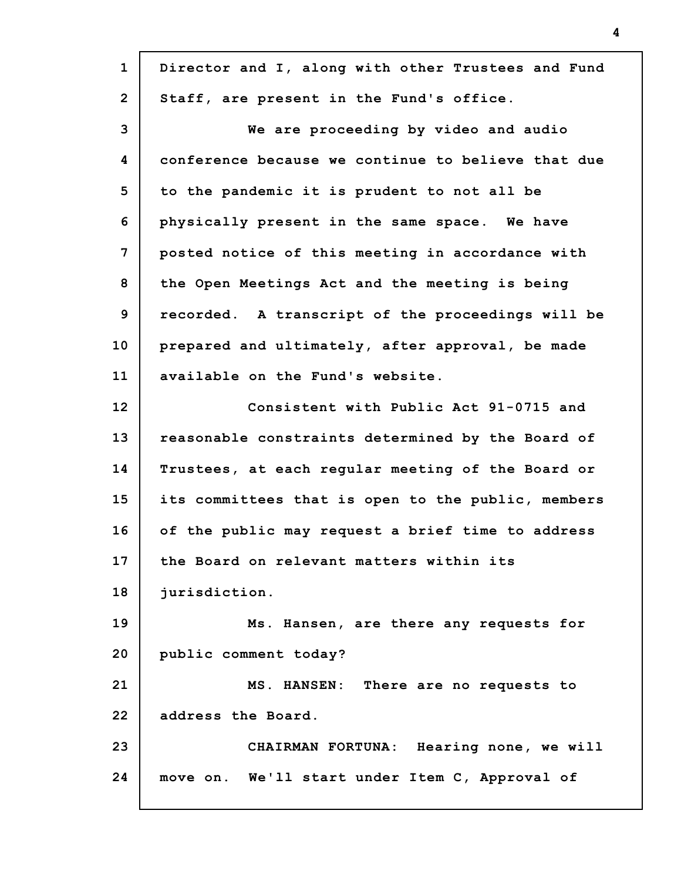Director and I, along with other Trustees and Fund Staff, are present in the Fund's office.

We are proceeding by video and audio conference because we continue to believe that due to the pandemic it is prudent to not all be physically present in the same space. We have posted notice of this meeting in accordance with the Open Meetings Act and the meeting is being recorded. A transcript of the proceedings will be prepared and ultimately, after approval, be made available on the Fund's website.

Consistent with Public Act 91-0715 and reasonable constraints determined by the Board of Trustees, at each regular meeting of the Board or its committees that is open to the public, members of the public may request a brief time to address the Board on relevant matters within its jurisdiction.

Ms. Hansen, are there any requests for public comment today?

MS. HANSEN: There are no requests to address the Board.

CHAIRMAN FORTUNA: Hearing none, we will move on. We'll start under Item C, Approval of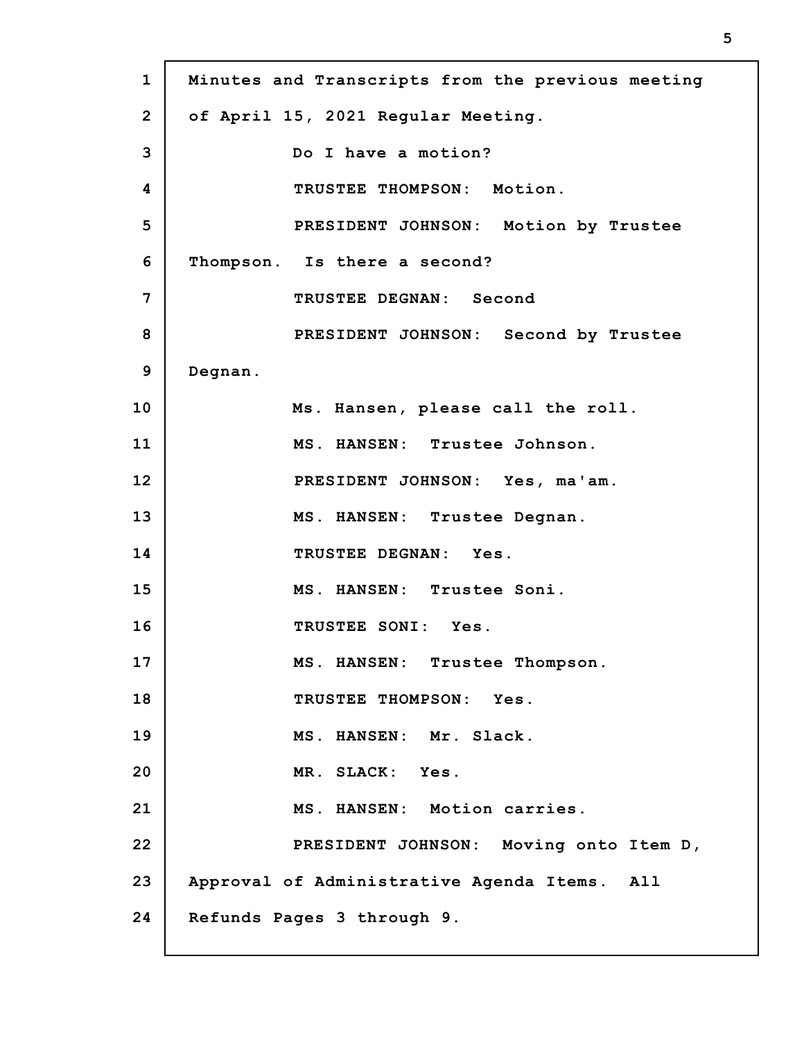Minutes and Transcripts from the previous meeting of April 15, 2021 Regular Meeting.

Do I have a motion?

TRUSTEE THOMPSON: Motion.

PRESIDENT JOHNSON: Motion by Trustee Thompson. Is there a second?

TRUSTEE DEGNAN: Second

PRESIDENT JOHNSON: Second by Trustee Degnan.

Ms. Hansen, please call the roll.

MS. HANSEN: Trustee Johnson.

PRESIDENT JOHNSON: Yes, ma'am.

MS. HANSEN: Trustee Degnan.

TRUSTEE DEGNAN: Yes.

MS. HANSEN: Trustee Soni.

TRUSTEE SONI: Yes.

MS. HANSEN: Trustee Thompson.

TRUSTEE THOMPSON: Yes.

MS. HANSEN: Mr. Slack.

MR. SLACK: Yes.

MS. HANSEN: Motion carries.

PRESIDENT JOHNSON: Moving onto Item D, Approval of Administrative Agenda Items. All Refunds Pages 3 through 9.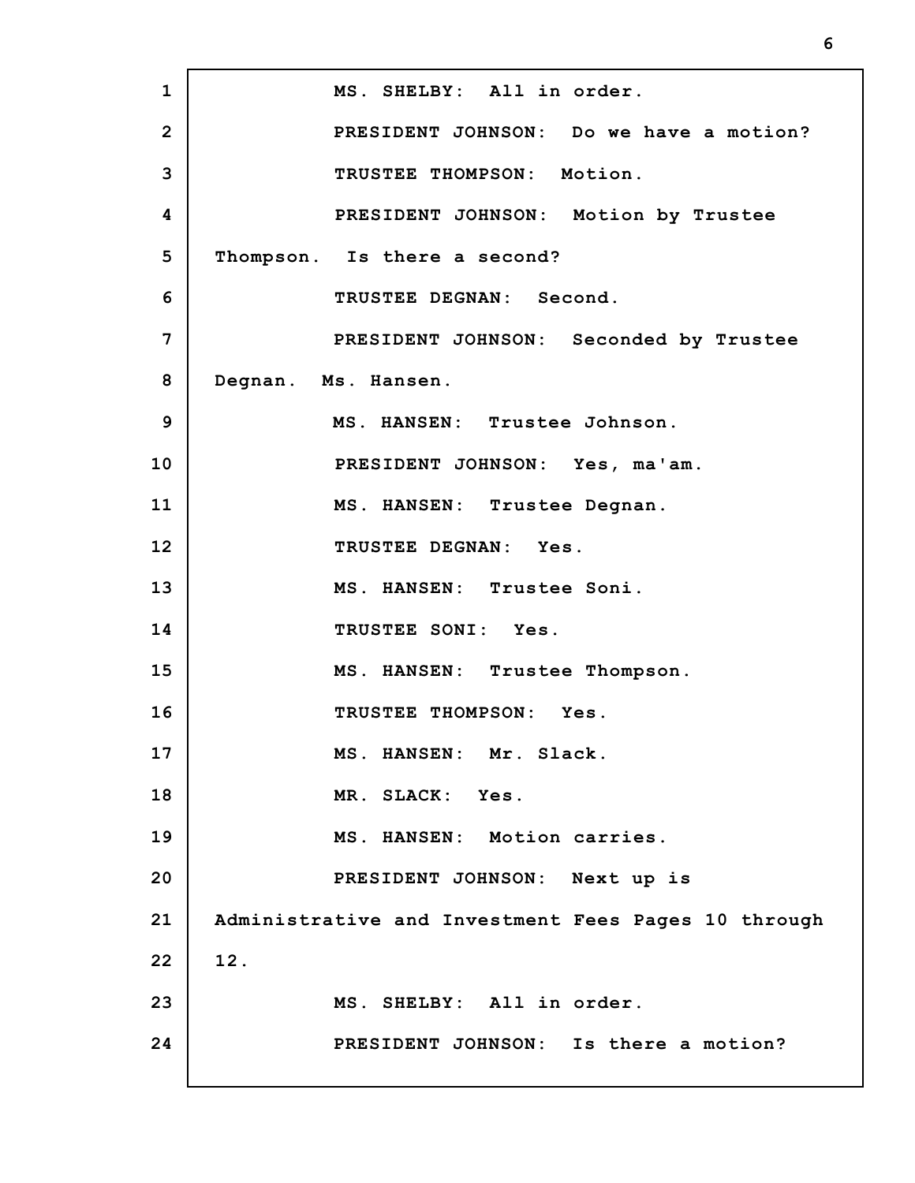MS. SHELBY: All in order.

PRESIDENT JOHNSON: Do we have a motion?

TRUSTEE THOMPSON: Motion.

PRESIDENT JOHNSON: Motion by Trustee Thompson. Is there a second?

TRUSTEE DEGNAN: Second.

PRESIDENT JOHNSON: Seconded by Trustee Degnan. Ms. Hansen.

MS. HANSEN: Trustee Johnson.

PRESIDENT JOHNSON: Yes, ma'am.

MS. HANSEN: Trustee Degnan.

TRUSTEE DEGNAN: Yes.

MS. HANSEN: Trustee Soni.

TRUSTEE SONI: Yes.

MS. HANSEN: Trustee Thompson.

TRUSTEE THOMPSON: Yes.

MS. HANSEN: Mr. Slack.

MR. SLACK: Yes.

MS. HANSEN: Motion carries.

PRESIDENT JOHNSON: Next up is Administrative and Investment Fees Pages 10 through 12.

MS. SHELBY: All in order.

PRESIDENT JOHNSON: Is there a motion?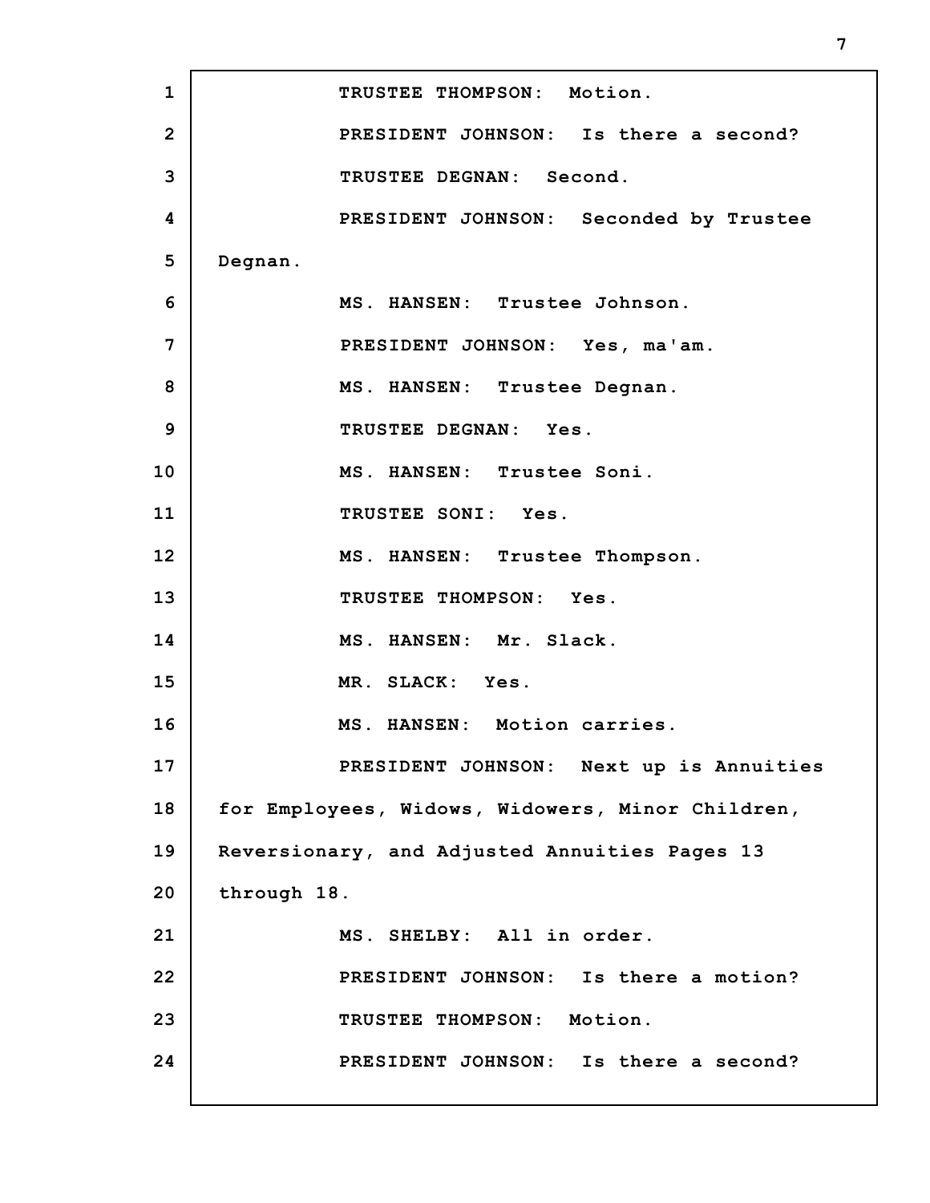TRUSTEE THOMPSON: Motion.

PRESIDENT JOHNSON: Is there a second?

TRUSTEE DEGNAN: Second.

PRESIDENT JOHNSON: Seconded by Trustee Degnan.

MS. HANSEN: Trustee Johnson.

PRESIDENT JOHNSON: Yes, ma'am.

MS. HANSEN: Trustee Degnan.

TRUSTEE DEGNAN: Yes.

MS. HANSEN: Trustee Soni.

TRUSTEE SONI: Yes.

MS. HANSEN: Trustee Thompson.

TRUSTEE THOMPSON: Yes.

MS. HANSEN: Mr. Slack.

MR. SLACK: Yes.

MS. HANSEN: Motion carries.

PRESIDENT JOHNSON: Next up is Annuities for Employees, Widows, Widowers, Minor Children, Reversionary, and Adjusted Annuities Pages 13 through 18.

MS. SHELBY: All in order.

PRESIDENT JOHNSON: Is there a motion?

TRUSTEE THOMPSON: Motion.

PRESIDENT JOHNSON: Is there a second?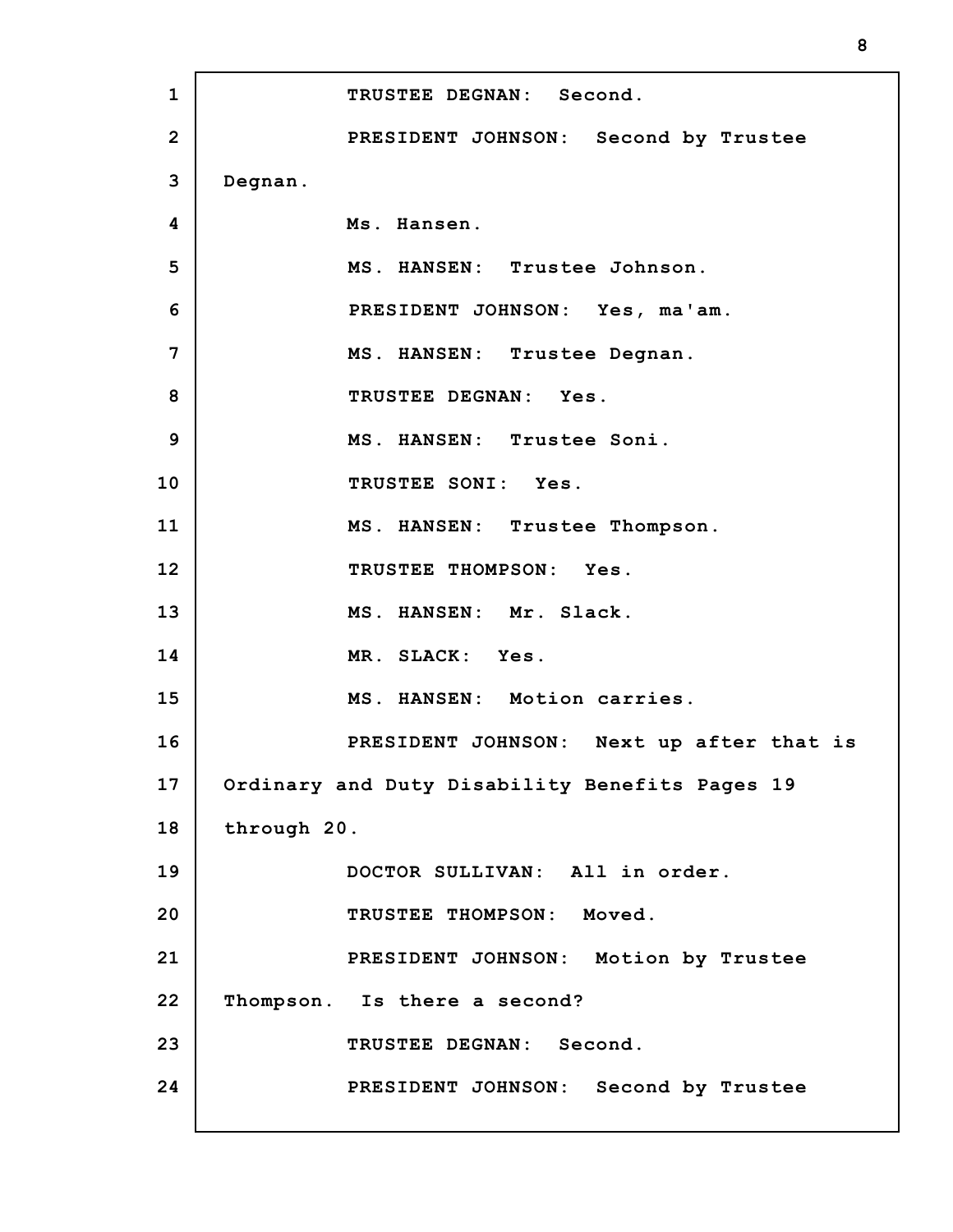TRUSTEE DEGNAN: Second.

PRESIDENT JOHNSON: Second by Trustee Degnan.

Ms. Hansen.

MS. HANSEN: Trustee Johnson.

PRESIDENT JOHNSON: Yes, ma'am.

MS. HANSEN: Trustee Degnan.

TRUSTEE DEGNAN: Yes.

MS. HANSEN: Trustee Soni.

TRUSTEE SONI: Yes.

MS. HANSEN: Trustee Thompson.

TRUSTEE THOMPSON: Yes.

MS. HANSEN: Mr. Slack.

MR. SLACK: Yes.

MS. HANSEN: Motion carries.

PRESIDENT JOHNSON: Next up after that is Ordinary and Duty Disability Benefits Pages 19 through 20.

DOCTOR SULLIVAN: All in order.

TRUSTEE THOMPSON: Moved.

PRESIDENT JOHNSON: Motion by Trustee Thompson. Is there a second?

TRUSTEE DEGNAN: Second.

PRESIDENT JOHNSON: Second by Trustee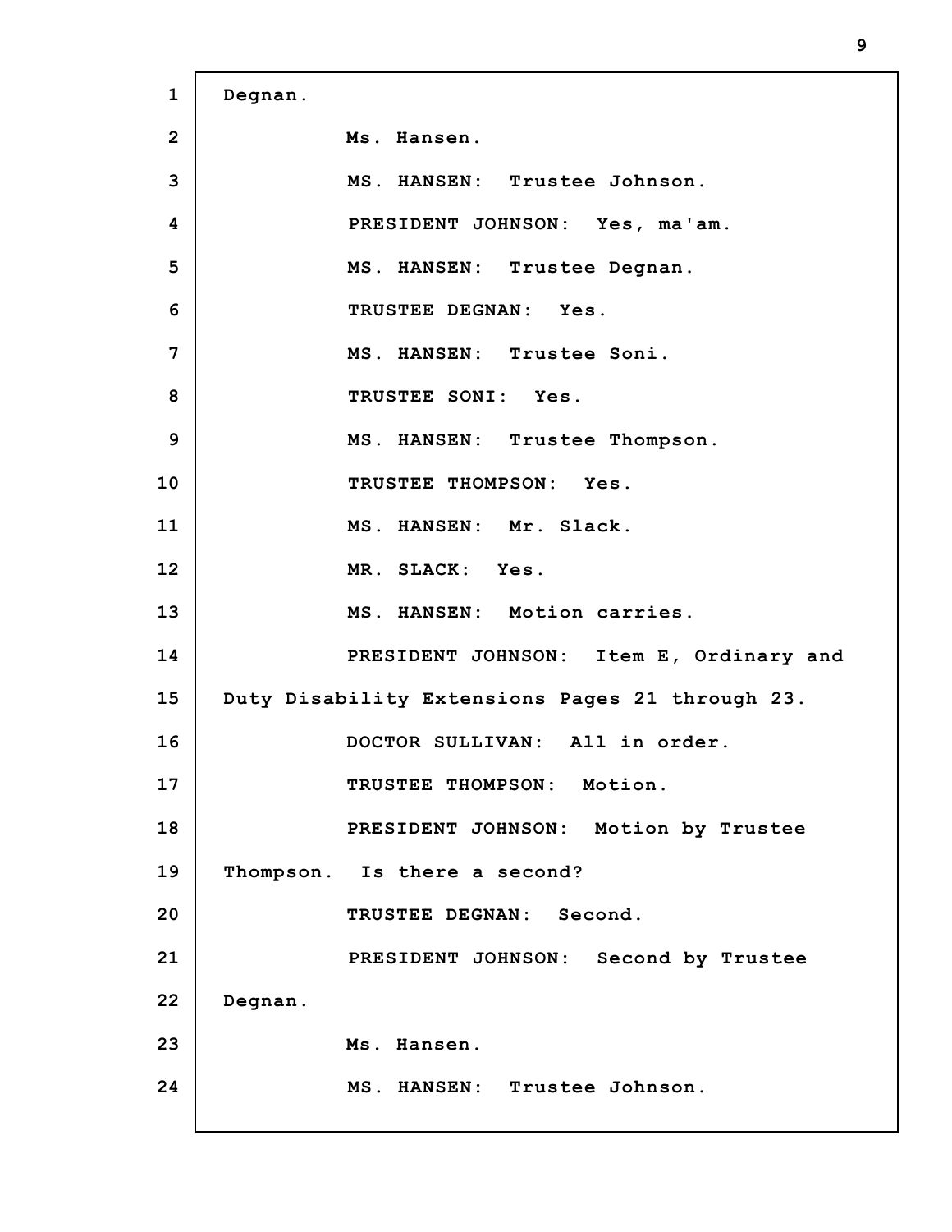Degnan.

Ms. Hansen.

MS. HANSEN: Trustee Johnson.

PRESIDENT JOHNSON: Yes, ma'am.

MS. HANSEN: Trustee Degnan.

TRUSTEE DEGNAN: Yes.

MS. HANSEN: Trustee Soni.

TRUSTEE SONI: Yes.

MS. HANSEN: Trustee Thompson.

TRUSTEE THOMPSON: Yes.

MS. HANSEN: Mr. Slack.

MR. SLACK: Yes.

MS. HANSEN: Motion carries.

PRESIDENT JOHNSON: Item E, Ordinary and Duty Disability Extensions Pages 21 through 23.

DOCTOR SULLIVAN: All in order.

TRUSTEE THOMPSON: Motion.

PRESIDENT JOHNSON: Motion by Trustee Thompson. Is there a second?

TRUSTEE DEGNAN: Second.

PRESIDENT JOHNSON: Second by Trustee Degnan.

Ms. Hansen.

MS. HANSEN: Trustee Johnson.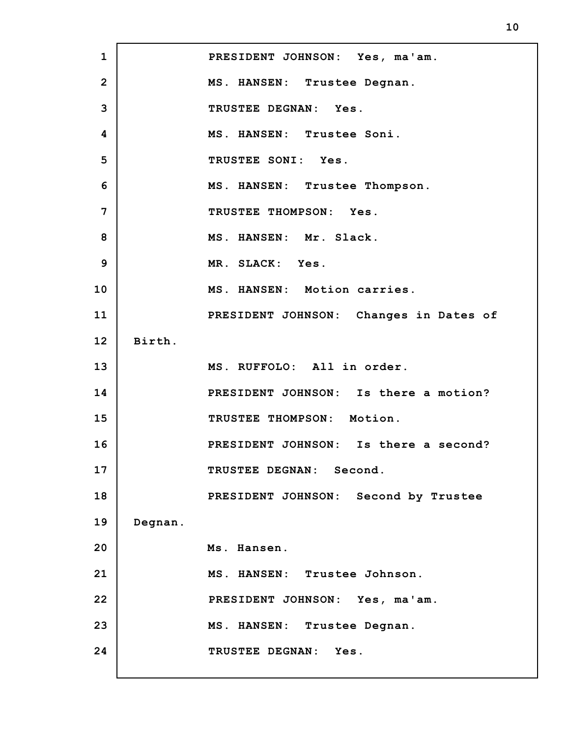PRESIDENT JOHNSON: Yes, ma'am.

MS. HANSEN: Trustee Degnan.

TRUSTEE DEGNAN: Yes.

MS. HANSEN: Trustee Soni.

TRUSTEE SONI: Yes.

MS. HANSEN: Trustee Thompson.

TRUSTEE THOMPSON: Yes.

MS. HANSEN: Mr. Slack.

MR. SLACK: Yes.

MS. HANSEN: Motion carries.

PRESIDENT JOHNSON: Changes in Dates of Birth.

MS. RUFFOLO: All in order.

PRESIDENT JOHNSON: Is there a motion?

TRUSTEE THOMPSON: Motion.

PRESIDENT JOHNSON: Is there a second?

TRUSTEE DEGNAN: Second.

PRESIDENT JOHNSON: Second by Trustee Degnan.

Ms. Hansen.

MS. HANSEN: Trustee Johnson.

PRESIDENT JOHNSON: Yes, ma'am.

MS. HANSEN: Trustee Degnan.

TRUSTEE DEGNAN: Yes.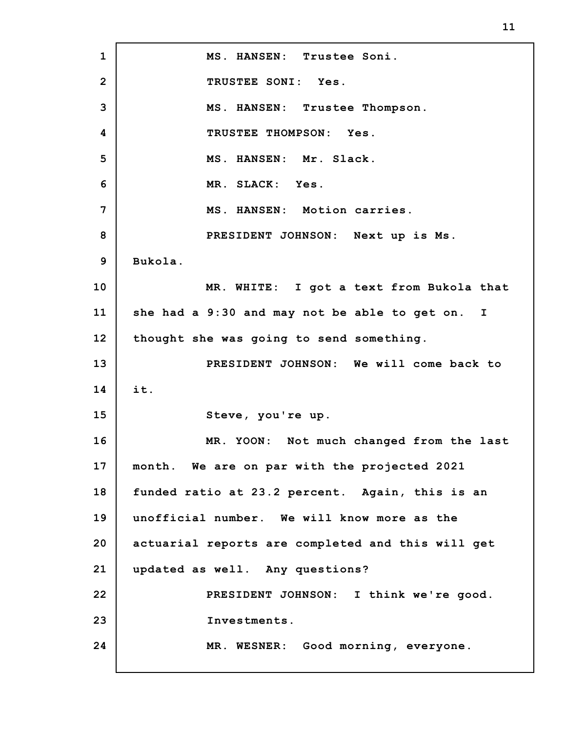MS. HANSEN: Trustee Soni.

TRUSTEE SONI: Yes.

MS. HANSEN: Trustee Thompson.

TRUSTEE THOMPSON: Yes.

MS. HANSEN: Mr. Slack.

MR. SLACK: Yes.

MS. HANSEN: Motion carries.

PRESIDENT JOHNSON: Next up is Ms. Bukola.

MR. WHITE: I got a text from Bukola that she had a 9:30 and may not be able to get on. I thought she was going to send something.

PRESIDENT JOHNSON: We will come back to it.

Steve, you're up.

MR. YOON: Not much changed from the last month. We are on par with the projected 2021 funded ratio at 23.2 percent. Again, this is an unofficial number. We will know more as the actuarial reports are completed and this will get updated as well. Any questions?

PRESIDENT JOHNSON: I think we're good. Investments.

MR. WESNER: Good morning, everyone.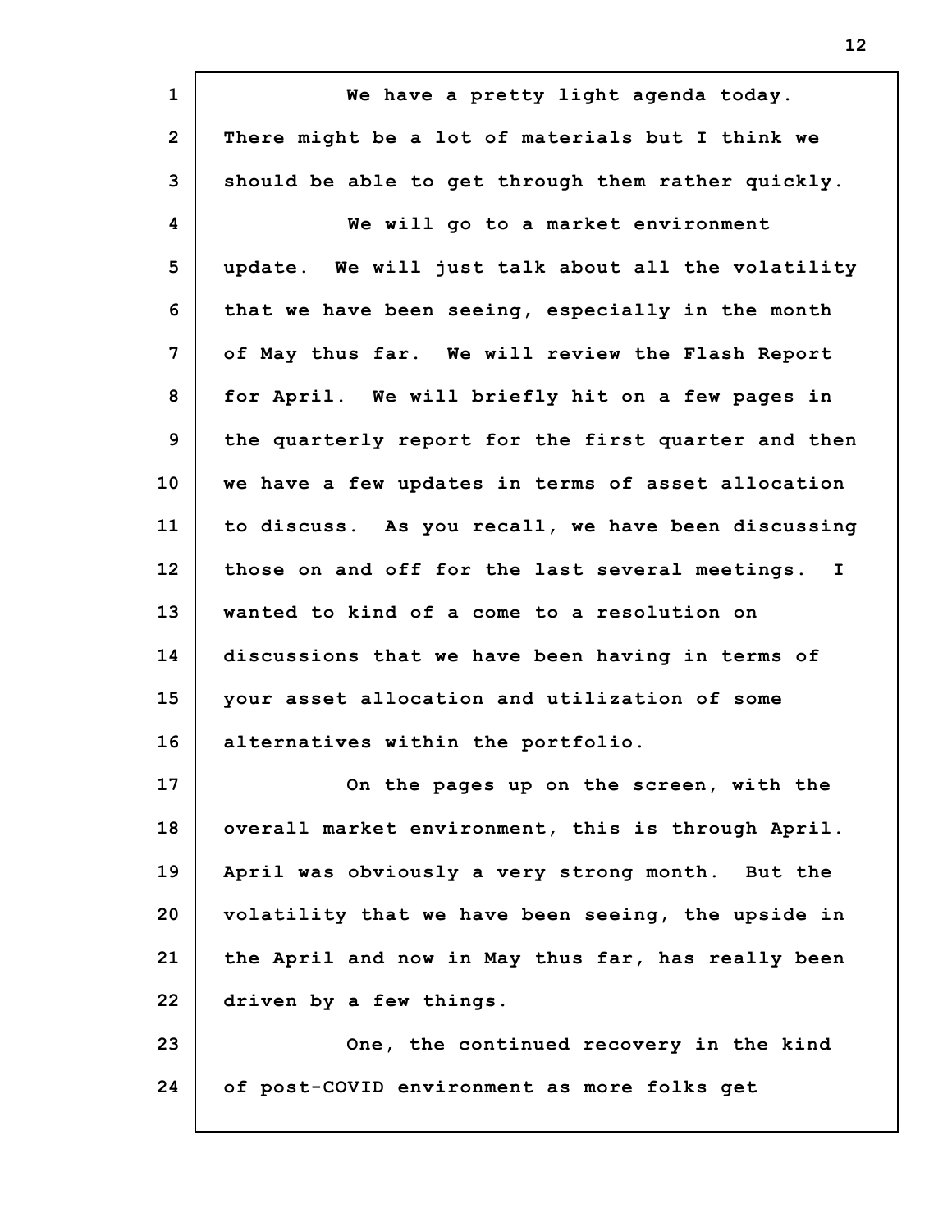We have a pretty light agenda today. There might be a lot of materials but I think we should be able to get through them rather quickly.

We will go to a market environment update. We will just talk about all the volatility that we have been seeing, especially in the month of May thus far. We will review the Flash Report for April. We will briefly hit on a few pages in the quarterly report for the first quarter and then we have a few updates in terms of asset allocation to discuss. As you recall, we have been discussing those on and off for the last several meetings. I wanted to kind of a come to a resolution on discussions that we have been having in terms of your asset allocation and utilization of some alternatives within the portfolio.

On the pages up on the screen, with the overall market environment, this is through April. April was obviously a very strong month. But the volatility that we have been seeing, the upside in the April and now in May thus far, has really been driven by a few things.

One, the continued recovery in the kind of post-COVID environment as more folks get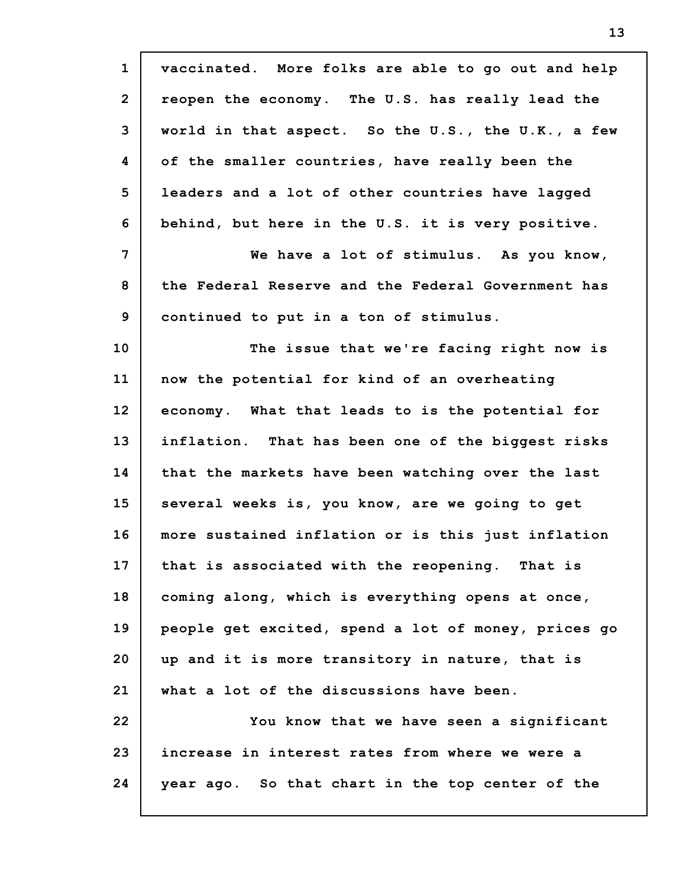vaccinated. More folks are able to go out and help reopen the economy. The U.S. has really lead the world in that aspect. So the U.S., the U.K., a few of the smaller countries, have really been the leaders and a lot of other countries have lagged behind, but here in the U.S. it is very positive.

We have a lot of stimulus. As you know, the Federal Reserve and the Federal Government has continued to put in a ton of stimulus.

The issue that we're facing right now is now the potential for kind of an overheating economy. What that leads to is the potential for inflation. That has been one of the biggest risks that the markets have been watching over the last several weeks is, you know, are we going to get more sustained inflation or is this just inflation that is associated with the reopening. That is coming along, which is everything opens at once, people get excited, spend a lot of money, prices go up and it is more transitory in nature, that is what a lot of the discussions have been.

You know that we have seen a significant increase in interest rates from where we were a year ago. So that chart in the top center of the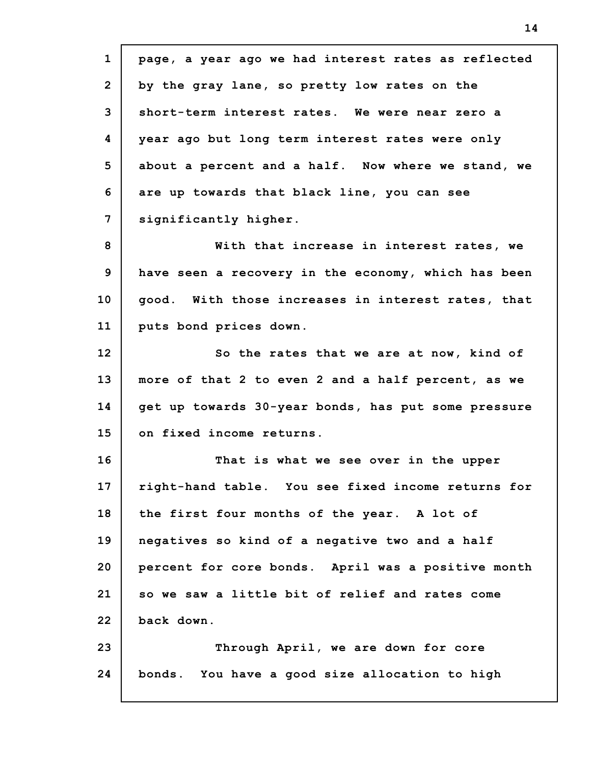page, a year ago we had interest rates as reflected by the gray lane, so pretty low rates on the short-term interest rates. We were near zero a year ago but long term interest rates were only about a percent and a half. Now where we stand, we are up towards that black line, you can see significantly higher.

With that increase in interest rates, we have seen a recovery in the economy, which has been good. With those increases in interest rates, that puts bond prices down.

So the rates that we are at now, kind of more of that 2 to even 2 and a half percent, as we get up towards 30-year bonds, has put some pressure on fixed income returns.

That is what we see over in the upper right-hand table. You see fixed income returns for the first four months of the year. A lot of negatives so kind of a negative two and a half percent for core bonds. April was a positive month so we saw a little bit of relief and rates come back down.

Through April, we are down for core bonds. You have a good size allocation to high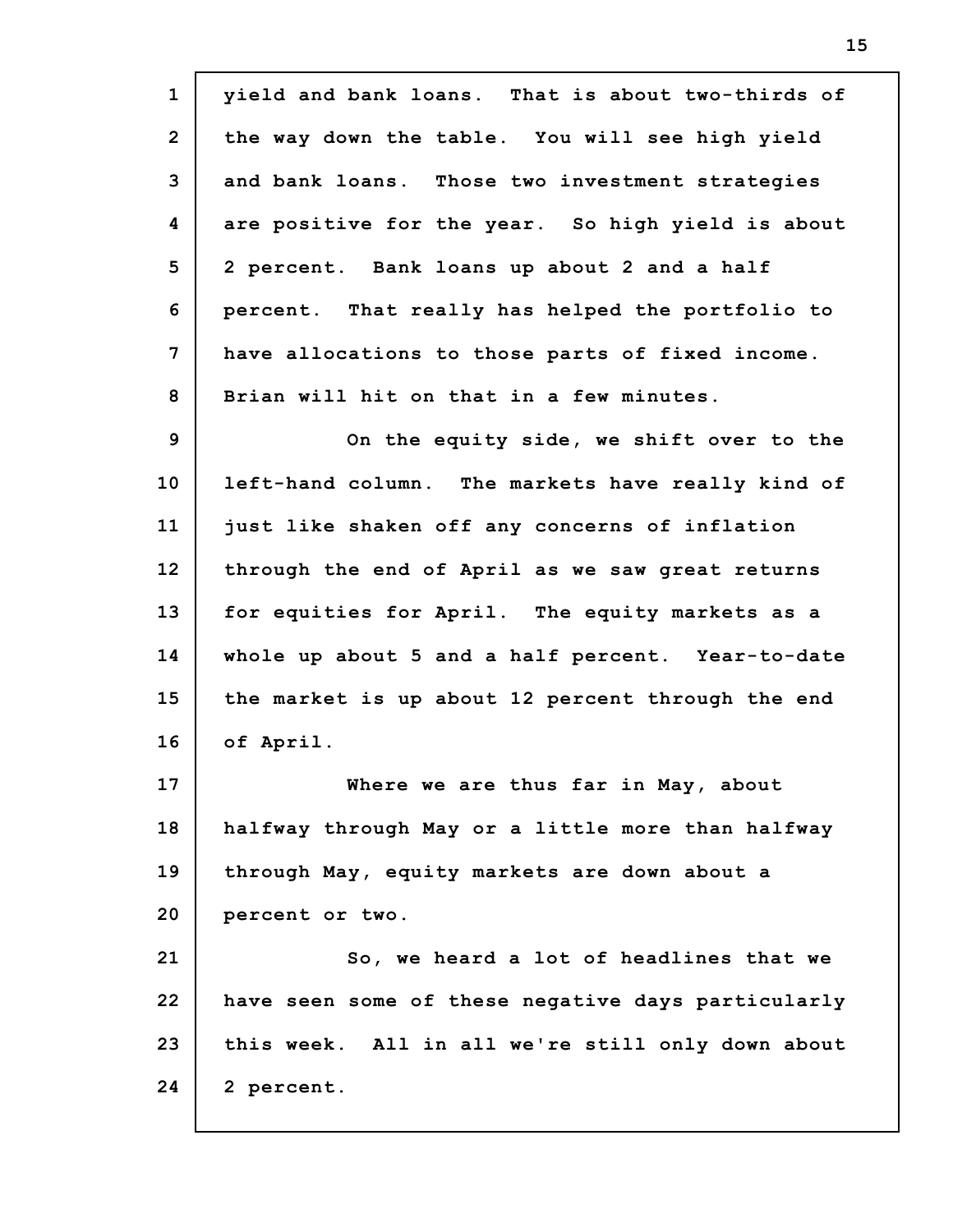yield and bank loans. That is about two-thirds of the way down the table. You will see high yield and bank loans. Those two investment strategies are positive for the year. So high yield is about 2 percent. Bank loans up about 2 and a half percent. That really has helped the portfolio to have allocations to those parts of fixed income. Brian will hit on that in a few minutes.

On the equity side, we shift over to the left-hand column. The markets have really kind of just like shaken off any concerns of inflation through the end of April as we saw great returns for equities for April. The equity markets as a whole up about 5 and a half percent. Year-to-date the market is up about 12 percent through the end of April.

Where we are thus far in May, about halfway through May or a little more than halfway through May, equity markets are down about a percent or two.

So, we heard a lot of headlines that we have seen some of these negative days particularly this week. All in all we're still only down about 2 percent.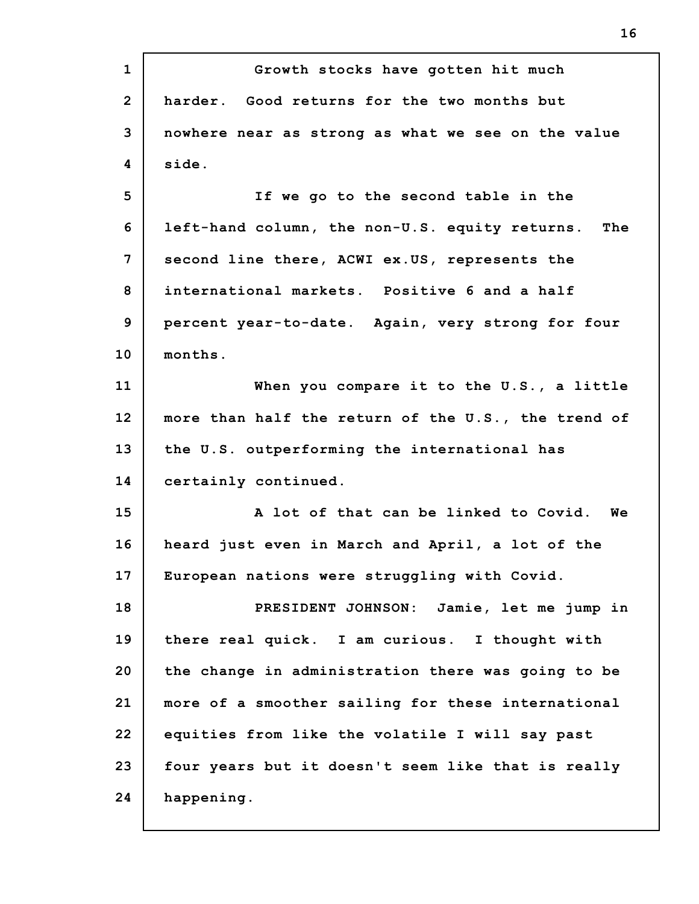Growth stocks have gotten hit much harder. Good returns for the two months but nowhere near as strong as what we see on the value side.

If we go to the second table in the left-hand column, the non-U.S. equity returns. The second line there, ACWI ex.US, represents the international markets. Positive 6 and a half percent year-to-date. Again, very strong for four months.

When you compare it to the U.S., a little more than half the return of the U.S., the trend of the U.S. outperforming the international has certainly continued.

A lot of that can be linked to Covid. We heard just even in March and April, a lot of the European nations were struggling with Covid.

PRESIDENT JOHNSON: Jamie, let me jump in there real quick. I am curious. I thought with the change in administration there was going to be more of a smoother sailing for these international equities from like the volatile I will say past four years but it doesn't seem like that is really happening.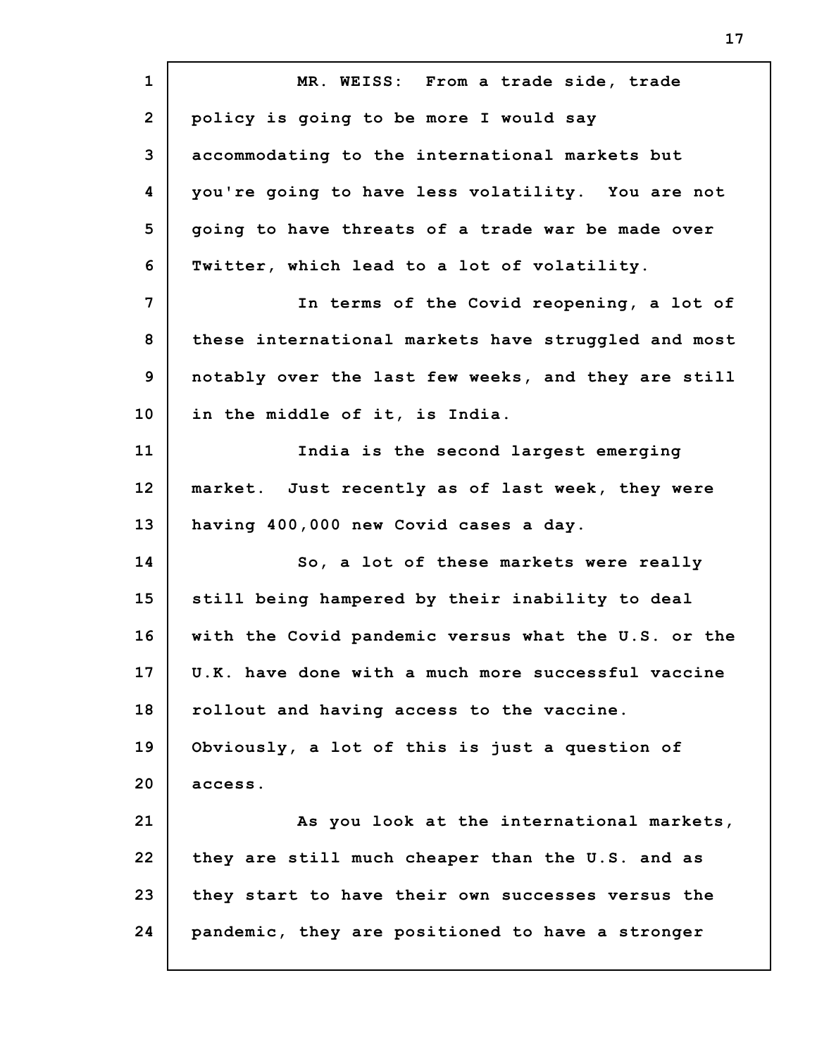MR. WEISS: From a trade side, trade policy is going to be more I would say accommodating to the international markets but you're going to have less volatility. You are not going to have threats of a trade war be made over Twitter, which lead to a lot of volatility.

In terms of the Covid reopening, a lot of these international markets have struggled and most notably over the last few weeks, and they are still in the middle of it, is India.

India is the second largest emerging market. Just recently as of last week, they were having 400,000 new Covid cases a day.

So, a lot of these markets were really still being hampered by their inability to deal with the Covid pandemic versus what the U.S. or the U.K. have done with a much more successful vaccine rollout and having access to the vaccine. Obviously, a lot of this is just a question of access.

As you look at the international markets, they are still much cheaper than the U.S. and as they start to have their own successes versus the pandemic, they are positioned to have a stronger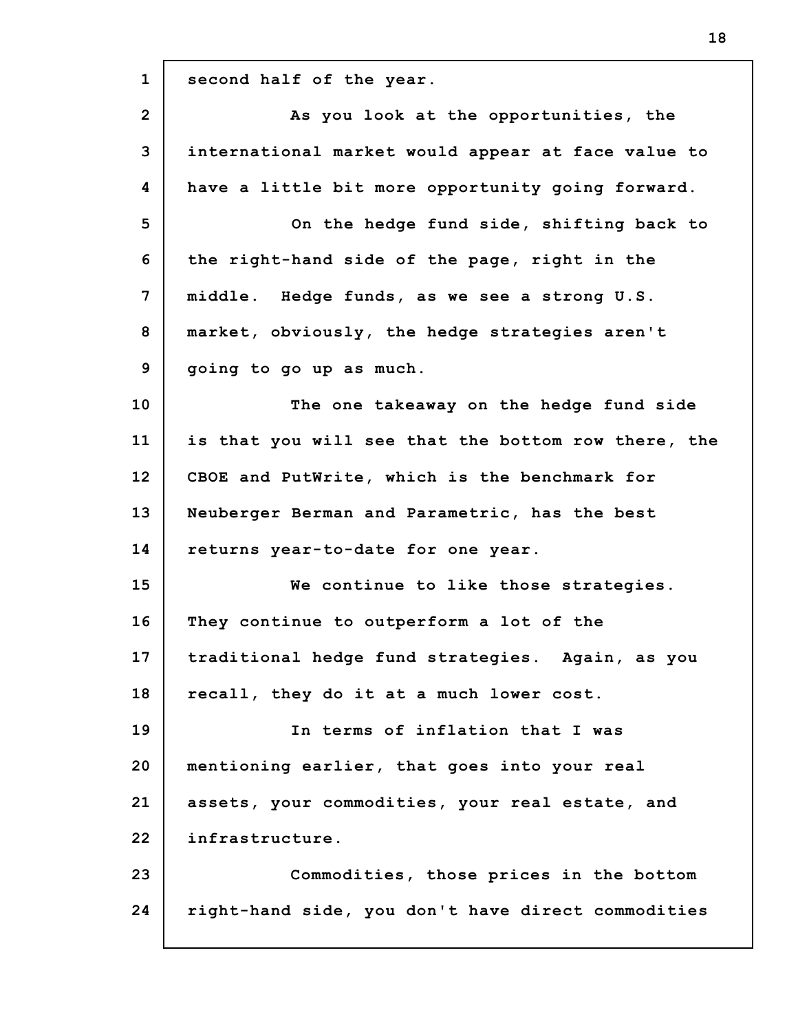second half of the year.

As you look at the opportunities, the international market would appear at face value to have a little bit more opportunity going forward.

On the hedge fund side, shifting back to the right-hand side of the page, right in the middle. Hedge funds, as we see a strong U.S. market, obviously, the hedge strategies aren't going to go up as much.

The one takeaway on the hedge fund side is that you will see that the bottom row there, the CBOE and PutWrite, which is the benchmark for Neuberger Berman and Parametric, has the best returns year-to-date for one year.

We continue to like those strategies. They continue to outperform a lot of the traditional hedge fund strategies. Again, as you recall, they do it at a much lower cost.

In terms of inflation that I was mentioning earlier, that goes into your real assets, your commodities, your real estate, and infrastructure.

Commodities, those prices in the bottom right-hand side, you don't have direct commodities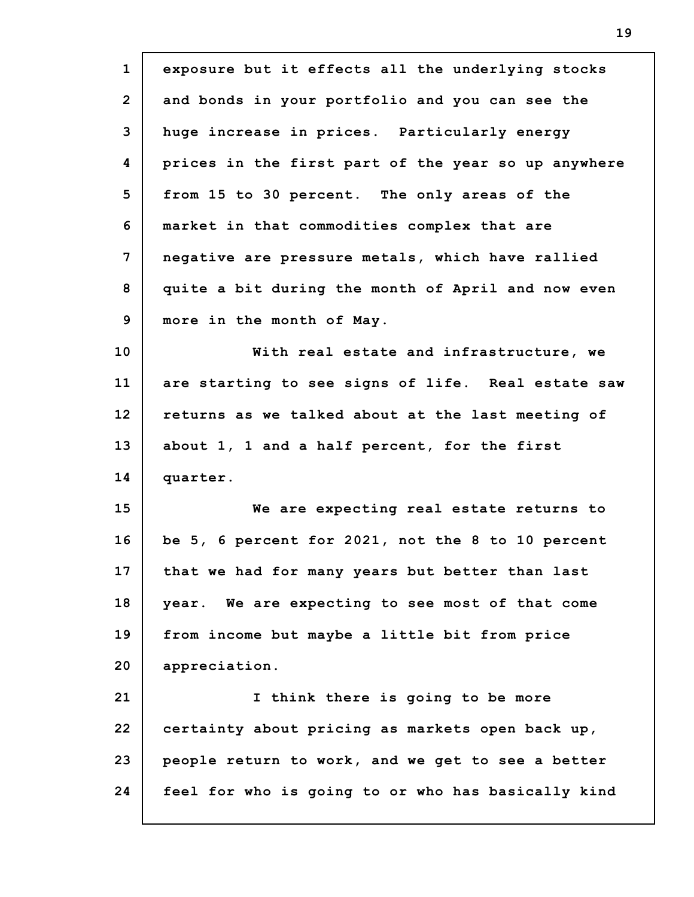exposure but it effects all the underlying stocks and bonds in your portfolio and you can see the huge increase in prices. Particularly energy prices in the first part of the year so up anywhere from 15 to 30 percent. The only areas of the market in that commodities complex that are negative are pressure metals, which have rallied quite a bit during the month of April and now even more in the month of May.

With real estate and infrastructure, we are starting to see signs of life. Real estate saw returns as we talked about at the last meeting of about 1, 1 and a half percent, for the first quarter.

We are expecting real estate returns to be 5, 6 percent for 2021, not the 8 to 10 percent that we had for many years but better than last year. We are expecting to see most of that come from income but maybe a little bit from price appreciation.

I think there is going to be more certainty about pricing as markets open back up, people return to work, and we get to see a better feel for who is going to or who has basically kind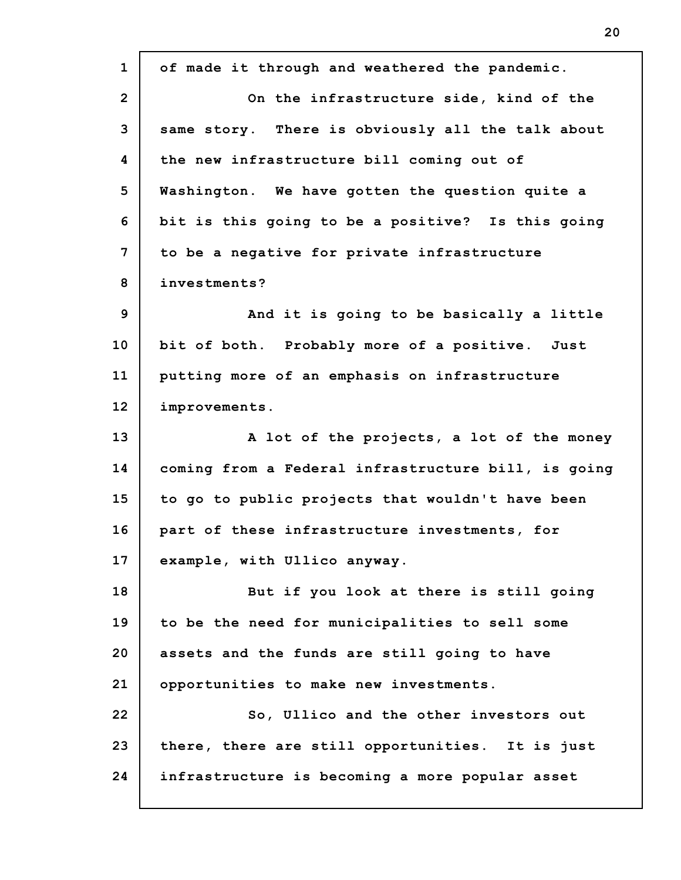of made it through and weathered the pandemic.

On the infrastructure side, kind of the same story. There is obviously all the talk about the new infrastructure bill coming out of Washington. We have gotten the question quite a bit is this going to be a positive? Is this going to be a negative for private infrastructure investments?

And it is going to be basically a little bit of both. Probably more of a positive. Just putting more of an emphasis on infrastructure improvements.

A lot of the projects, a lot of the money coming from a Federal infrastructure bill, is going to go to public projects that wouldn't have been part of these infrastructure investments, for example, with Ullico anyway.

But if you look at there is still going to be the need for municipalities to sell some assets and the funds are still going to have opportunities to make new investments.

So, Ullico and the other investors out there, there are still opportunities. It is just infrastructure is becoming a more popular asset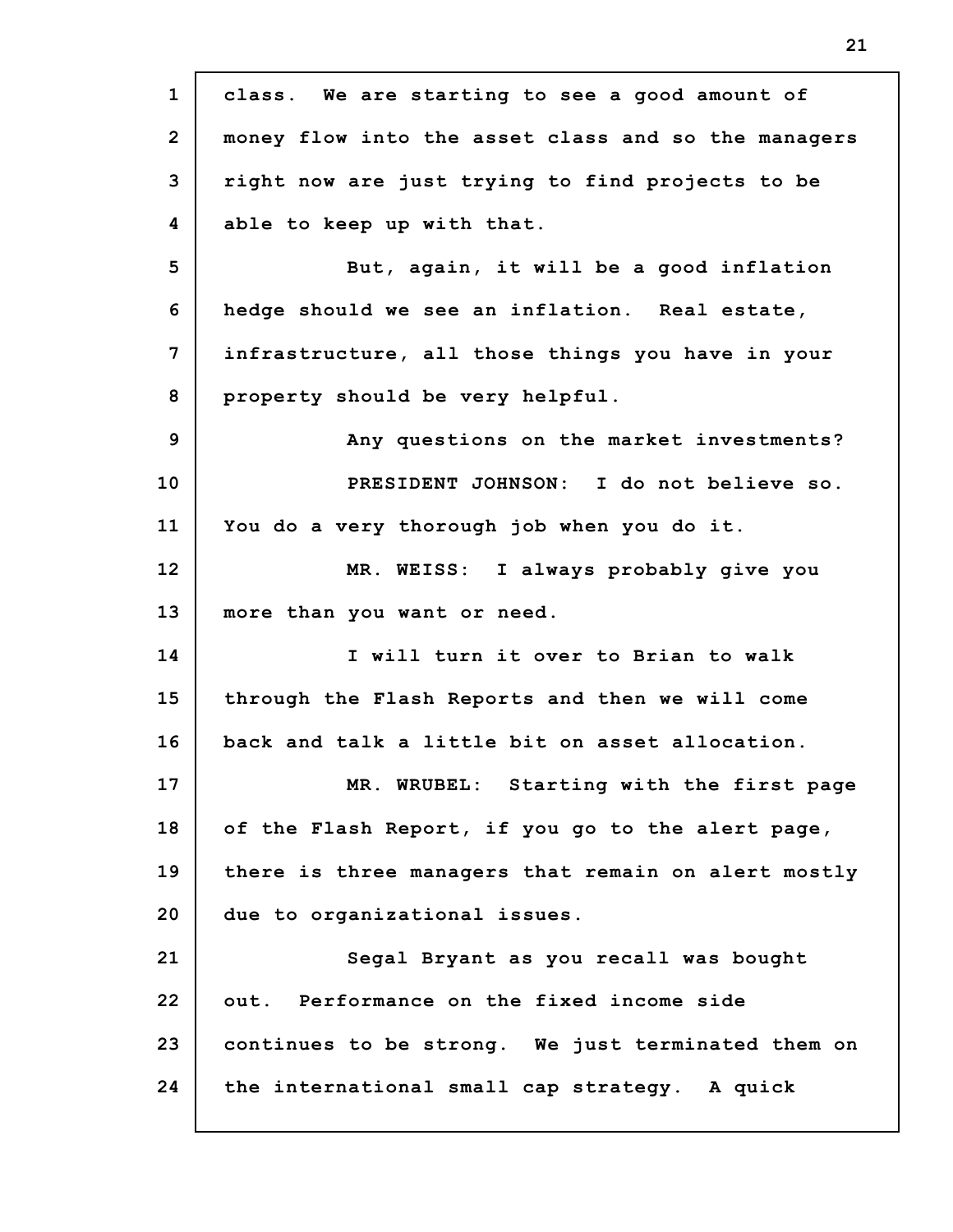class. We are starting to see a good amount of money flow into the asset class and so the managers right now are just trying to find projects to be able to keep up with that.

But, again, it will be a good inflation hedge should we see an inflation. Real estate, infrastructure, all those things you have in your property should be very helpful.

Any questions on the market investments?

PRESIDENT JOHNSON: I do not believe so. You do a very thorough job when you do it.

MR. WEISS: I always probably give you more than you want or need.

I will turn it over to Brian to walk through the Flash Reports and then we will come back and talk a little bit on asset allocation.

MR. WRUBEL: Starting with the first page of the Flash Report, if you go to the alert page, there is three managers that remain on alert mostly due to organizational issues.

Segal Bryant as you recall was bought out. Performance on the fixed income side continues to be strong. We just terminated them on the international small cap strategy. A quick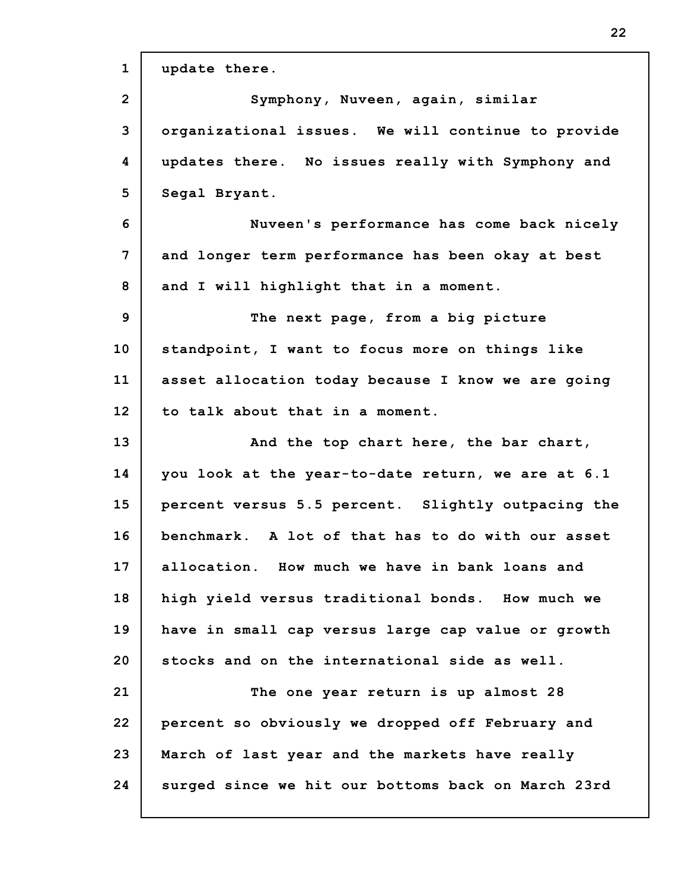update there.

Symphony, Nuveen, again, similar organizational issues. We will continue to provide updates there. No issues really with Symphony and Segal Bryant.

Nuveen's performance has come back nicely and longer term performance has been okay at best and I will highlight that in a moment.

The next page, from a big picture standpoint, I want to focus more on things like asset allocation today because I know we are going to talk about that in a moment.

And the top chart here, the bar chart, you look at the year-to-date return, we are at 6.1 percent versus 5.5 percent. Slightly outpacing the benchmark. A lot of that has to do with our asset allocation. How much we have in bank loans and high yield versus traditional bonds. How much we have in small cap versus large cap value or growth stocks and on the international side as well.

The one year return is up almost 28 percent so obviously we dropped off February and March of last year and the markets have really surged since we hit our bottoms back on March 23rd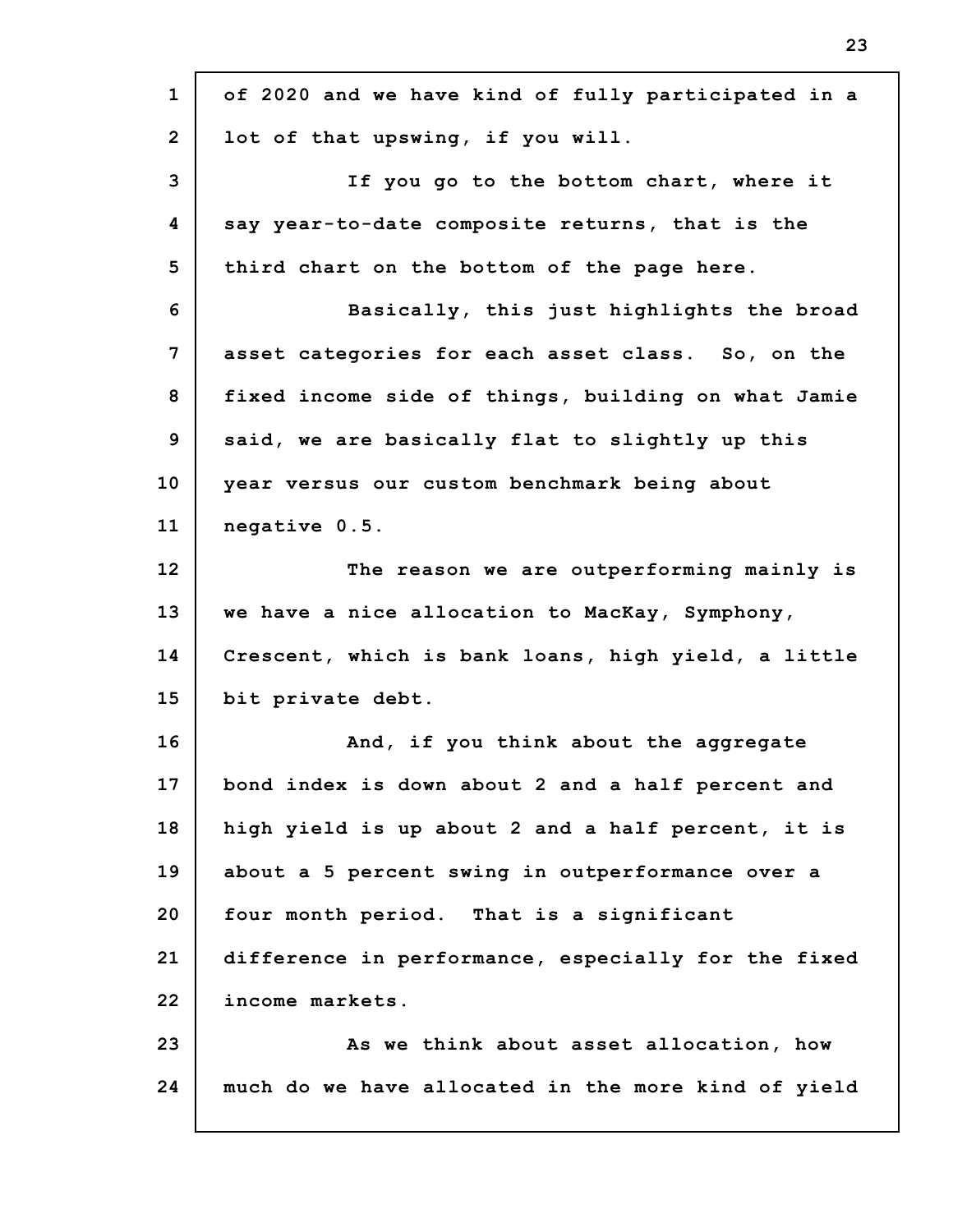of 2020 and we have kind of fully participated in a lot of that upswing, if you will.

If you go to the bottom chart, where it say year-to-date composite returns, that is the third chart on the bottom of the page here.

Basically, this just highlights the broad asset categories for each asset class. So, on the fixed income side of things, building on what Jamie said, we are basically flat to slightly up this year versus our custom benchmark being about negative 0.5.

The reason we are outperforming mainly is we have a nice allocation to MacKay, Symphony, Crescent, which is bank loans, high yield, a little bit private debt.

And, if you think about the aggregate bond index is down about 2 and a half percent and high yield is up about 2 and a half percent, it is about a 5 percent swing in outperformance over a four month period. That is a significant difference in performance, especially for the fixed income markets.

As we think about asset allocation, how much do we have allocated in the more kind of yield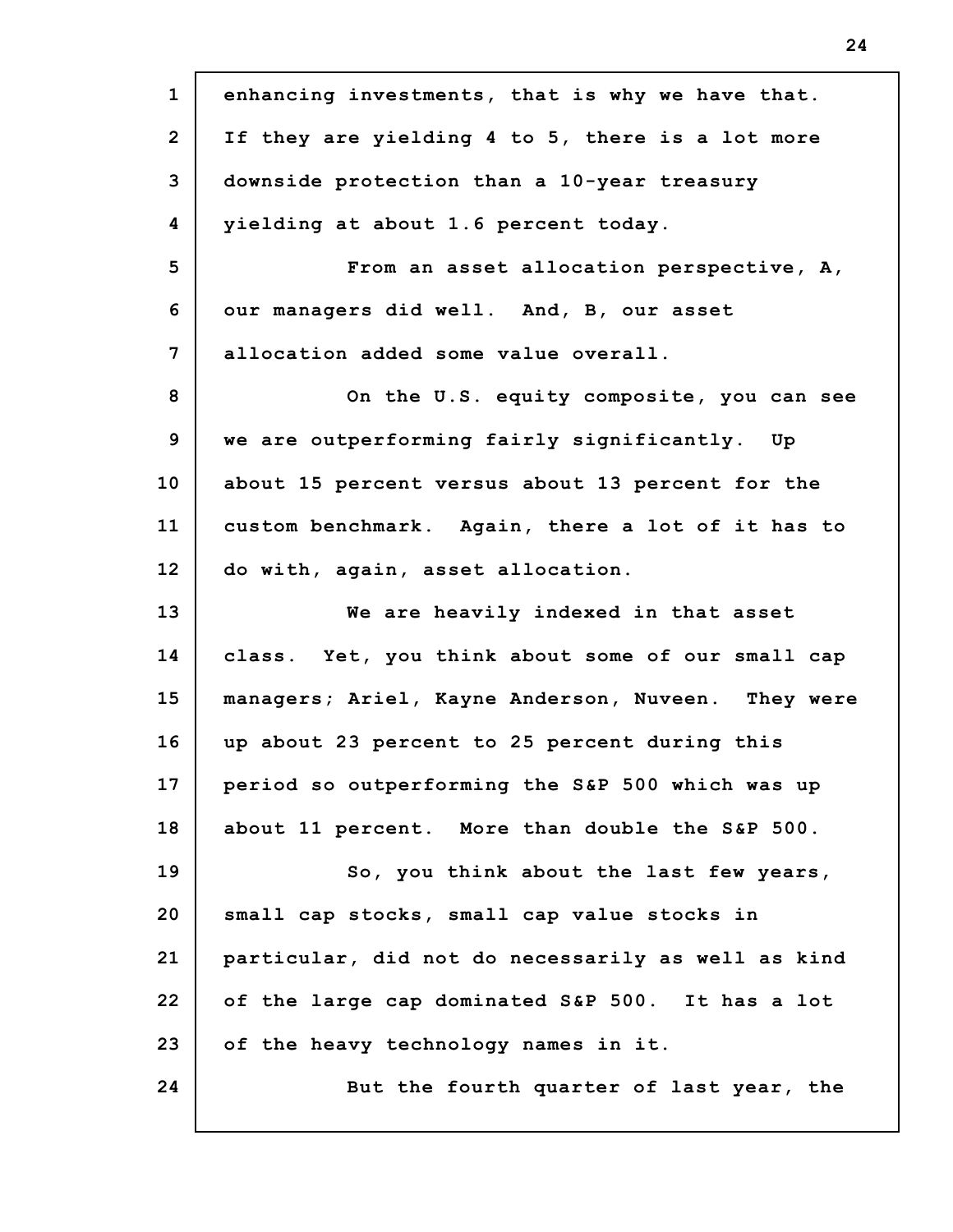enhancing investments, that is why we have that. If they are yielding 4 to 5, there is a lot more downside protection than a 10-year treasury yielding at about 1.6 percent today.

From an asset allocation perspective, A, our managers did well. And, B, our asset allocation added some value overall.

On the U.S. equity composite, you can see we are outperforming fairly significantly. Up about 15 percent versus about 13 percent for the custom benchmark. Again, there a lot of it has to do with, again, asset allocation.

We are heavily indexed in that asset class. Yet, you think about some of our small cap managers; Ariel, Kayne Anderson, Nuveen. They were up about 23 percent to 25 percent during this period so outperforming the S&P 500 which was up about 11 percent. More than double the S&P 500.

So, you think about the last few years, small cap stocks, small cap value stocks in particular, did not do necessarily as well as kind of the large cap dominated S&P 500. It has a lot of the heavy technology names in it.

But the fourth quarter of last year, the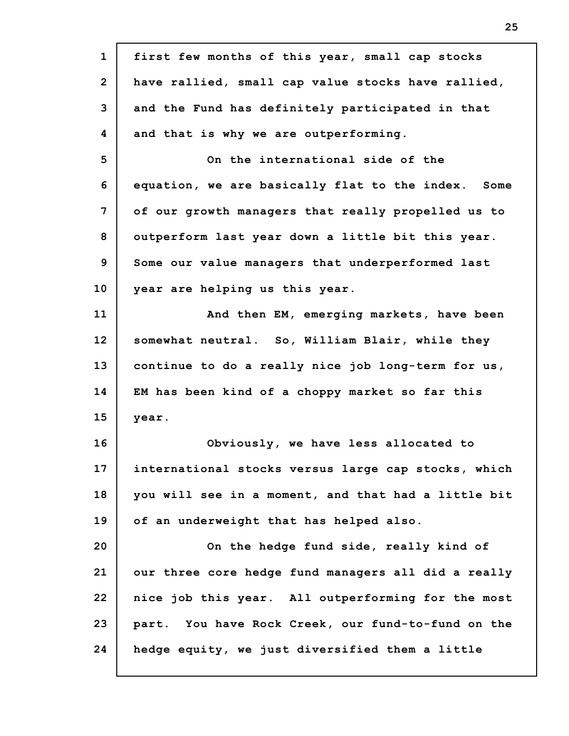first few months of this year, small cap stocks have rallied, small cap value stocks have rallied, and the Fund has definitely participated in that and that is why we are outperforming.

On the international side of the equation, we are basically flat to the index. Some of our growth managers that really propelled us to outperform last year down a little bit this year. Some our value managers that underperformed last year are helping us this year.

And then EM, emerging markets, have been somewhat neutral. So, William Blair, while they continue to do a really nice job long-term for us, EM has been kind of a choppy market so far this year.

Obviously, we have less allocated to international stocks versus large cap stocks, which you will see in a moment, and that had a little bit of an underweight that has helped also.

On the hedge fund side, really kind of our three core hedge fund managers all did a really nice job this year. All outperforming for the most part. You have Rock Creek, our fund-to-fund on the hedge equity, we just diversified them a little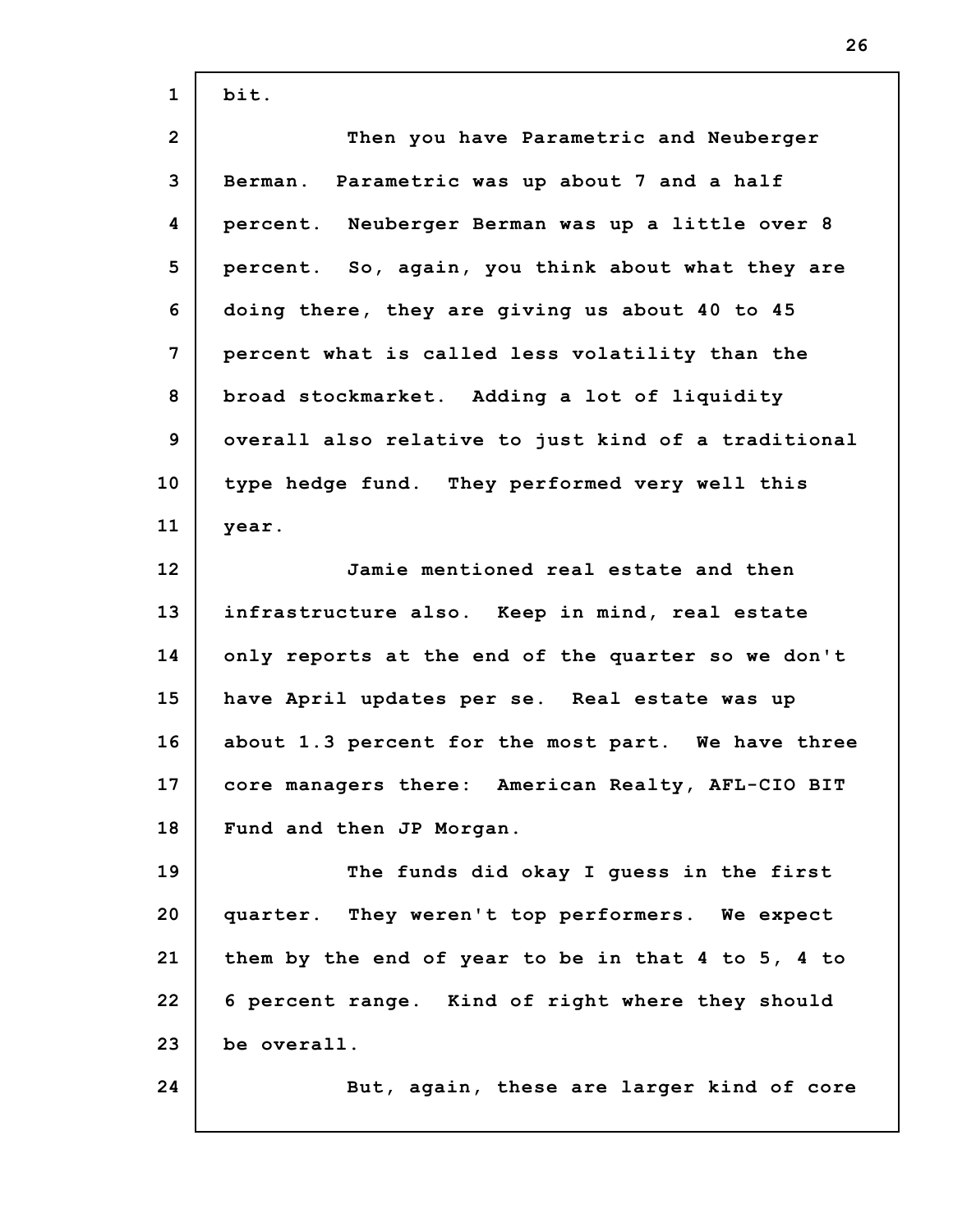bit.

Then you have Parametric and Neuberger Berman. Parametric was up about 7 and a half percent. Neuberger Berman was up a little over 8 percent. So, again, you think about what they are doing there, they are giving us about 40 to 45 percent what is called less volatility than the broad stockmarket. Adding a lot of liquidity overall also relative to just kind of a traditional type hedge fund. They performed very well this year.

Jamie mentioned real estate and then infrastructure also. Keep in mind, real estate only reports at the end of the quarter so we don't have April updates per se. Real estate was up about 1.3 percent for the most part. We have three core managers there: American Realty, AFL-CIO BIT Fund and then JP Morgan.

The funds did okay I guess in the first quarter. They weren't top performers. We expect them by the end of year to be in that 4 to 5, 4 to 6 percent range. Kind of right where they should be overall.

But, again, these are larger kind of core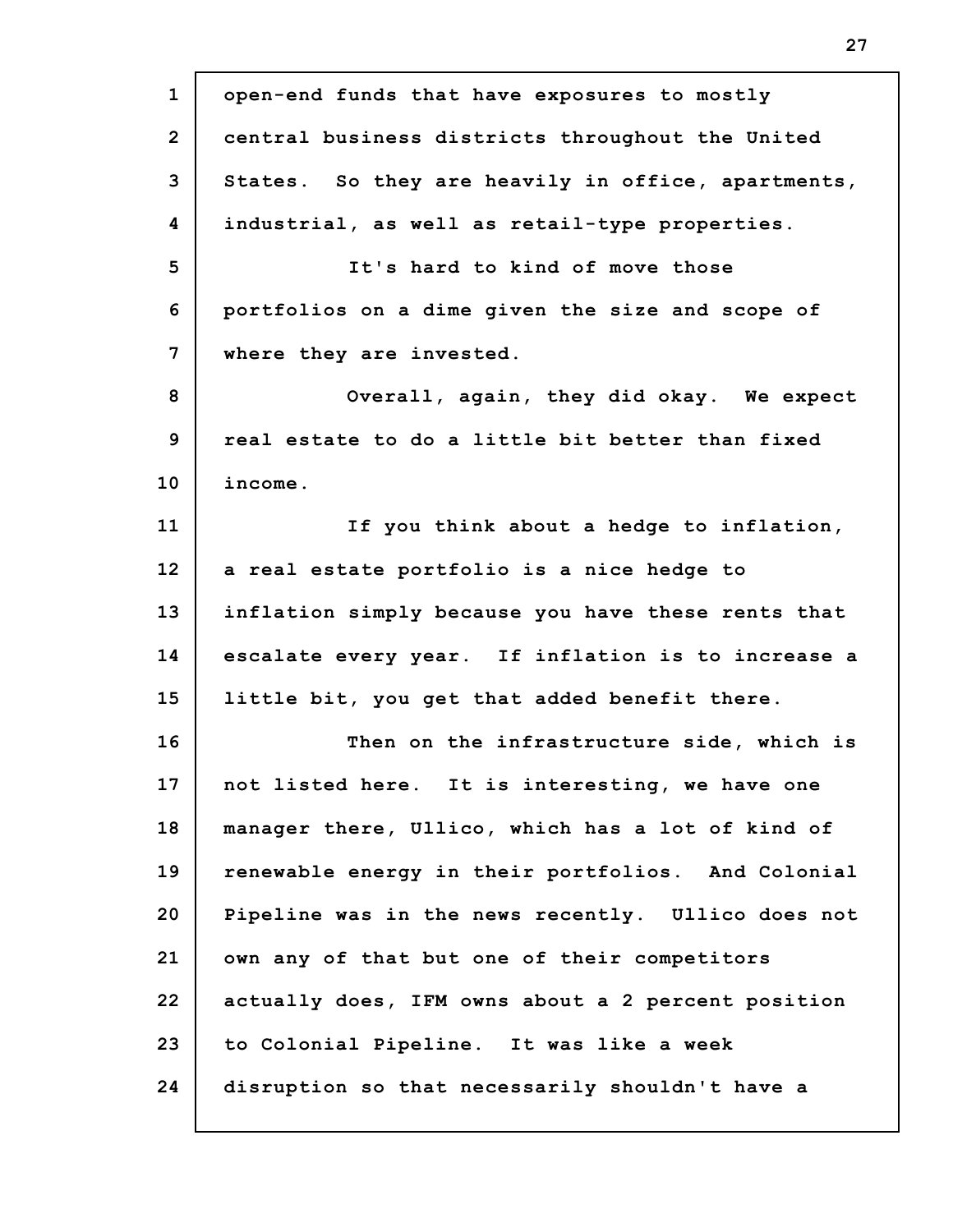open-end funds that have exposures to mostly central business districts throughout the United States. So they are heavily in office, apartments, industrial, as well as retail-type properties.

It's hard to kind of move those portfolios on a dime given the size and scope of where they are invested.

Overall, again, they did okay. We expect real estate to do a little bit better than fixed income.

If you think about a hedge to inflation, a real estate portfolio is a nice hedge to inflation simply because you have these rents that escalate every year. If inflation is to increase a little bit, you get that added benefit there.

Then on the infrastructure side, which is not listed here. It is interesting, we have one manager there, Ullico, which has a lot of kind of renewable energy in their portfolios. And Colonial Pipeline was in the news recently. Ullico does not own any of that but one of their competitors actually does, IFM owns about a 2 percent position to Colonial Pipeline. It was like a week disruption so that necessarily shouldn't have a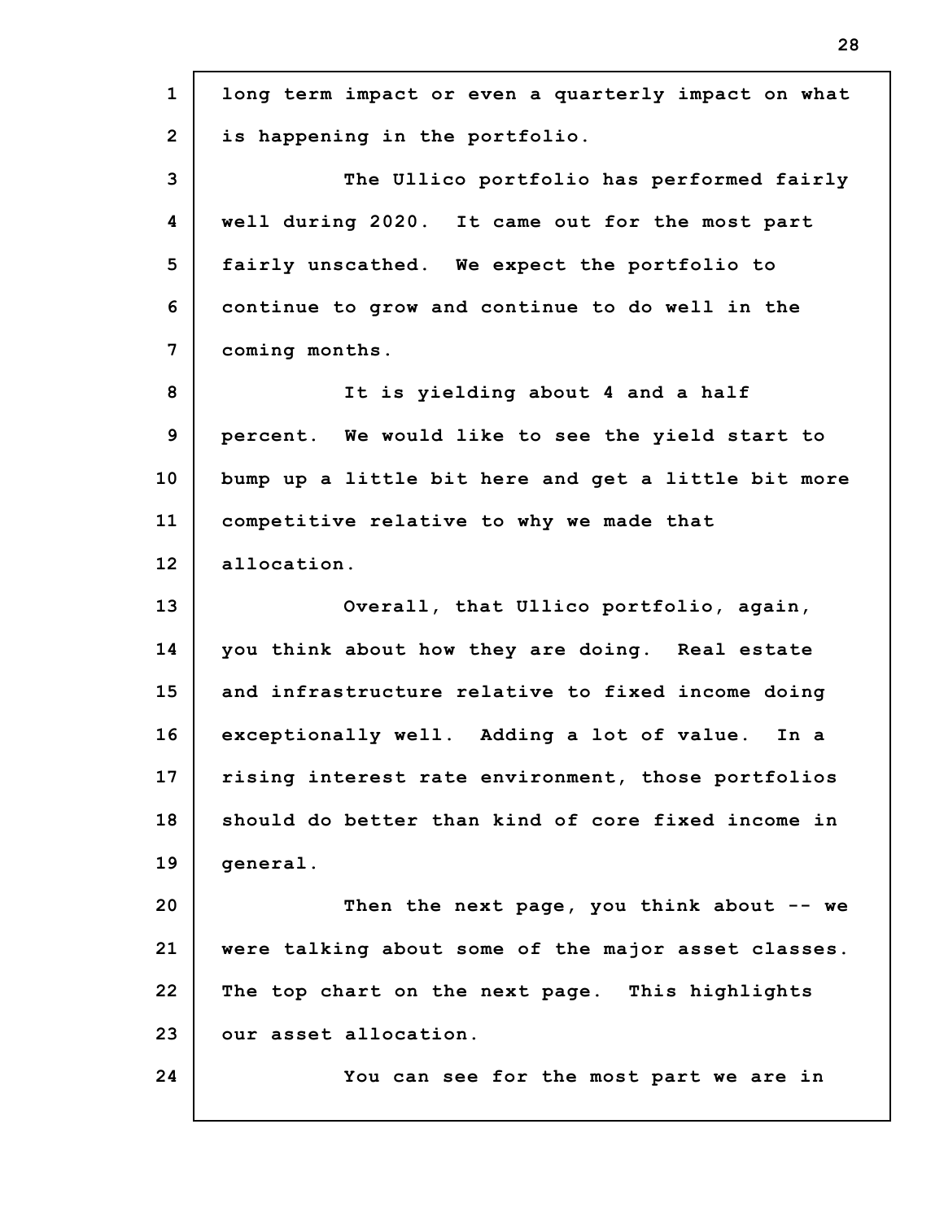long term impact or even a quarterly impact on what is happening in the portfolio.

The Ullico portfolio has performed fairly well during 2020. It came out for the most part fairly unscathed. We expect the portfolio to continue to grow and continue to do well in the coming months.

It is yielding about 4 and a half percent. We would like to see the yield start to bump up a little bit here and get a little bit more competitive relative to why we made that allocation.

Overall, that Ullico portfolio, again, you think about how they are doing. Real estate and infrastructure relative to fixed income doing exceptionally well. Adding a lot of value. In a rising interest rate environment, those portfolios should do better than kind of core fixed income in general.

Then the next page, you think about -- we were talking about some of the major asset classes. The top chart on the next page. This highlights our asset allocation.

You can see for the most part we are in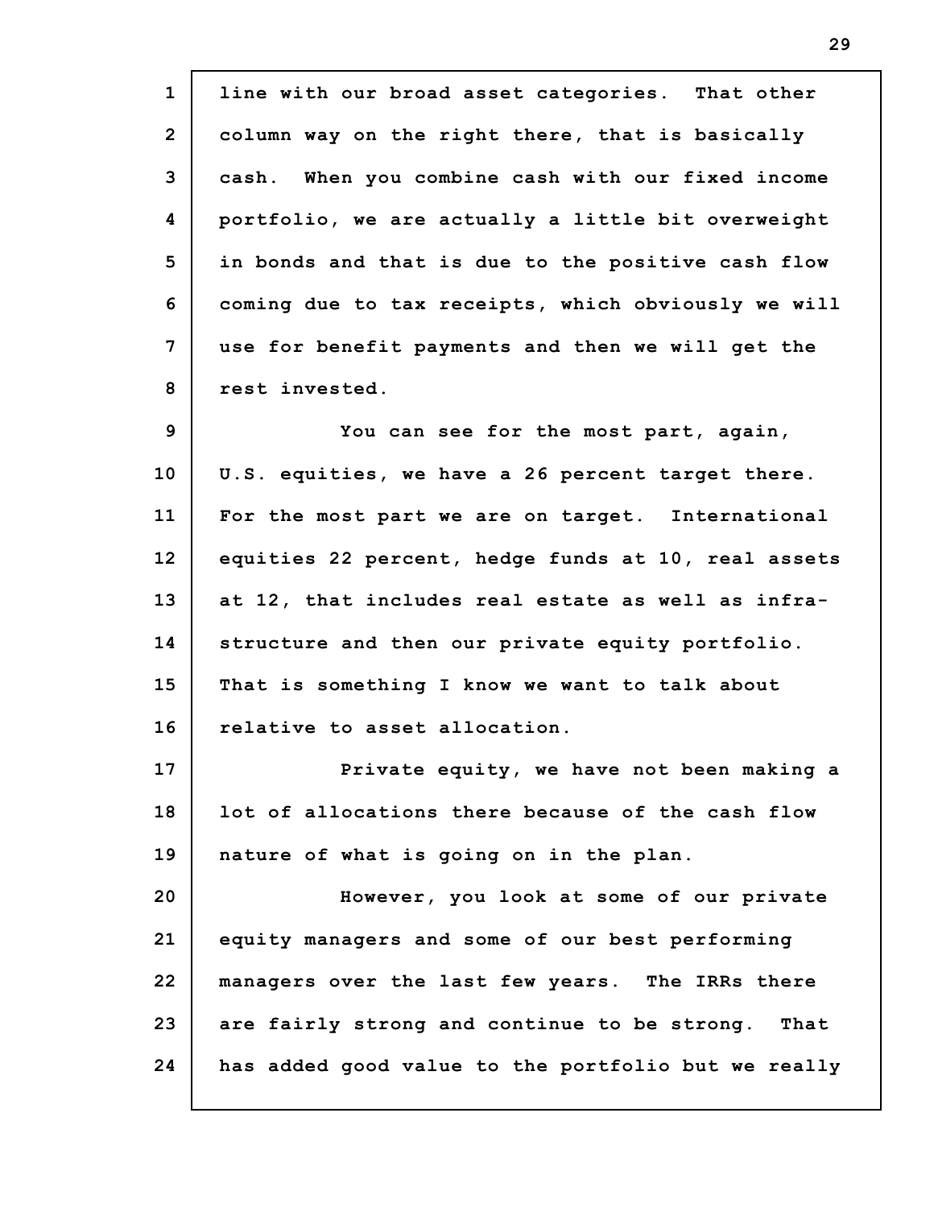line with our broad asset categories. That other column way on the right there, that is basically cash. When you combine cash with our fixed income portfolio, we are actually a little bit overweight in bonds and that is due to the positive cash flow coming due to tax receipts, which obviously we will use for benefit payments and then we will get the rest invested.

You can see for the most part, again, U.S. equities, we have a 26 percent target there. For the most part we are on target. International equities 22 percent, hedge funds at 10, real assets at 12, that includes real estate as well as infra-structure and then our private equity portfolio. That is something I know we want to talk about relative to asset allocation.

Private equity, we have not been making a lot of allocations there because of the cash flow nature of what is going on in the plan.

However, you look at some of our private equity managers and some of our best performing managers over the last few years. The IRRs there are fairly strong and continue to be strong. That has added good value to the portfolio but we really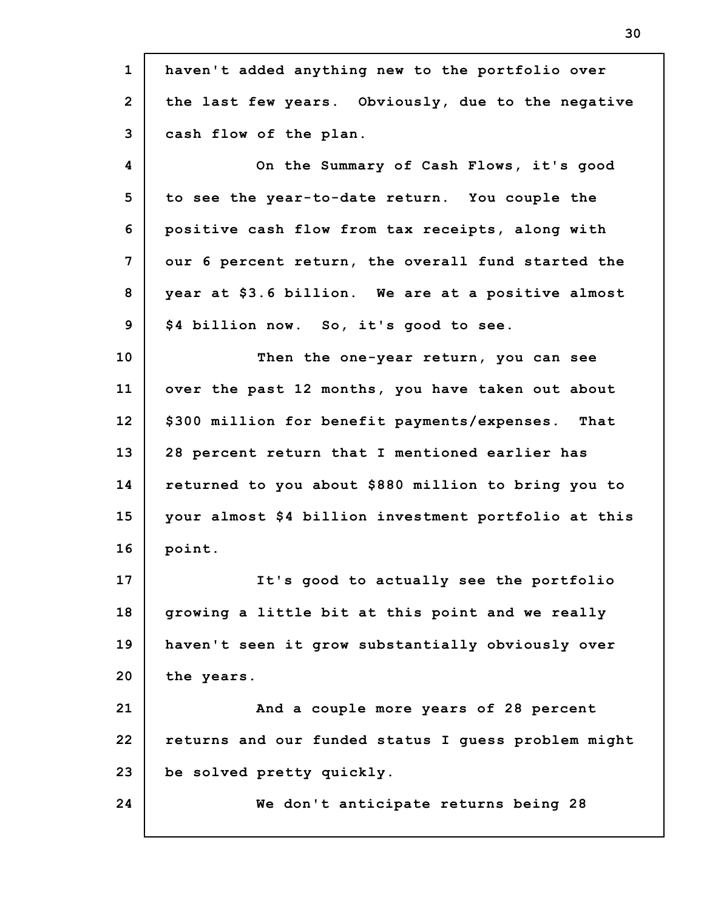haven't added anything new to the portfolio over the last few years. Obviously, due to the negative cash flow of the plan.

On the Summary of Cash Flows, it's good to see the year-to-date return. You couple the positive cash flow from tax receipts, along with our 6 percent return, the overall fund started the year at $3.6 billion. We are at a positive almost $4 billion now. So, it's good to see.

Then the one-year return, you can see over the past 12 months, you have taken out about $300 million for benefit payments/expenses. That 28 percent return that I mentioned earlier has returned to you about $880 million to bring you to your almost $4 billion investment portfolio at this point.

It's good to actually see the portfolio growing a little bit at this point and we really haven't seen it grow substantially obviously over the years.

And a couple more years of 28 percent returns and our funded status I guess problem might be solved pretty quickly.

We don't anticipate returns being 28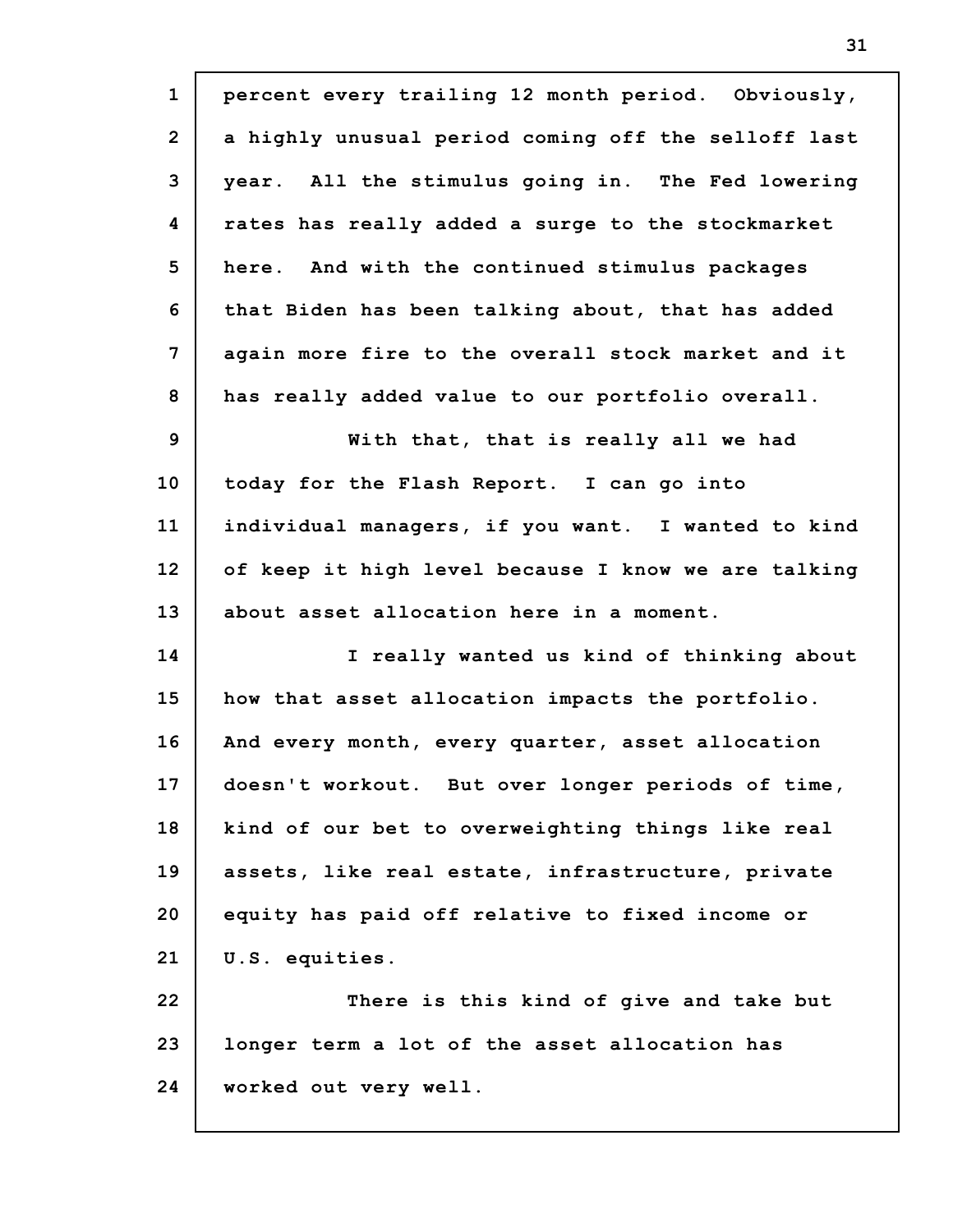percent every trailing 12 month period. Obviously, a highly unusual period coming off the selloff last year. All the stimulus going in. The Fed lowering rates has really added a surge to the stockmarket here. And with the continued stimulus packages that Biden has been talking about, that has added again more fire to the overall stock market and it has really added value to our portfolio overall.

With that, that is really all we had today for the Flash Report. I can go into individual managers, if you want. I wanted to kind of keep it high level because I know we are talking about asset allocation here in a moment.

I really wanted us kind of thinking about how that asset allocation impacts the portfolio. And every month, every quarter, asset allocation doesn't workout. But over longer periods of time, kind of our bet to overweighting things like real assets, like real estate, infrastructure, private equity has paid off relative to fixed income or U.S. equities.

There is this kind of give and take but longer term a lot of the asset allocation has worked out very well.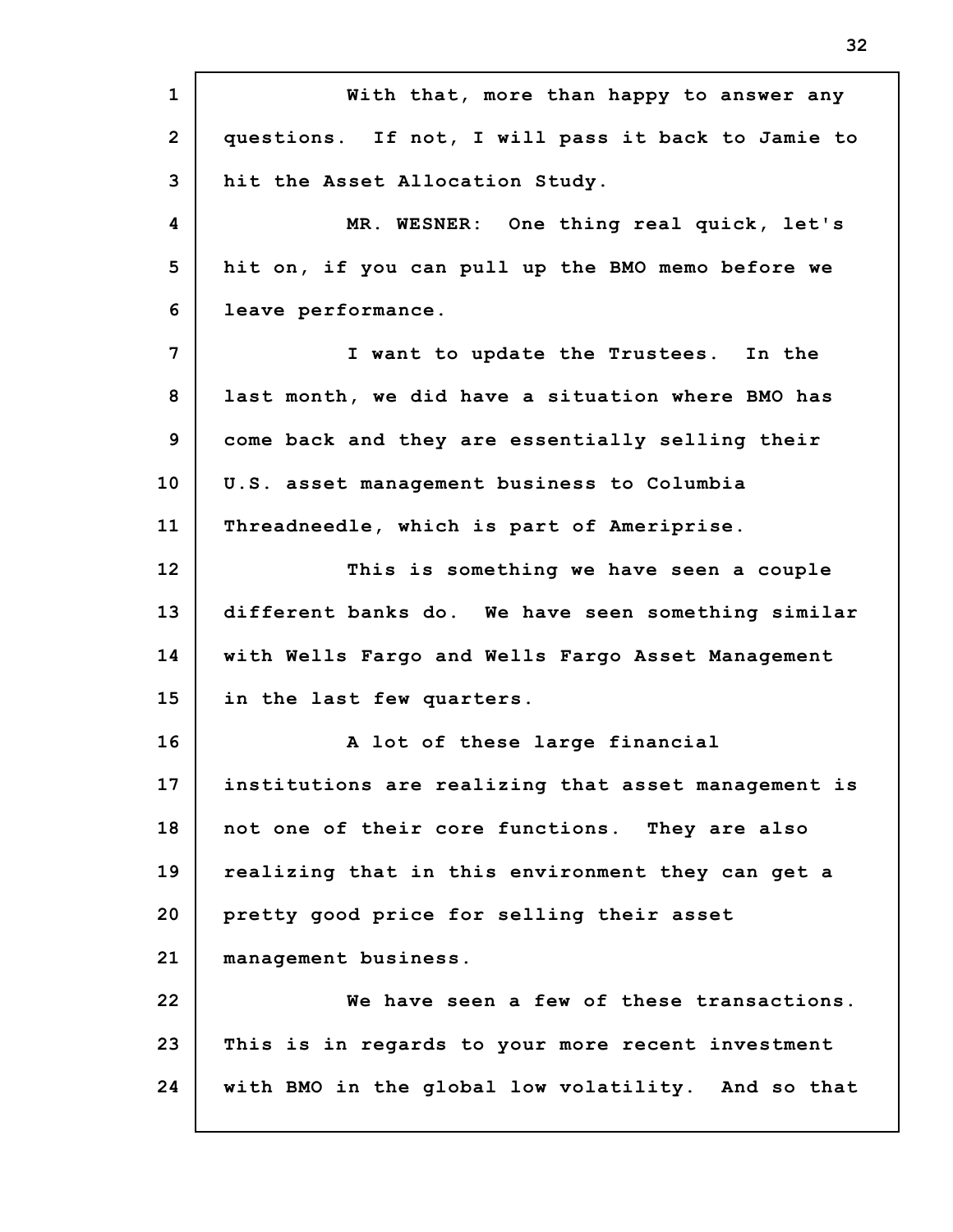With that, more than happy to answer any questions. If not, I will pass it back to Jamie to hit the Asset Allocation Study.

MR. WESNER: One thing real quick, let's hit on, if you can pull up the BMO memo before we leave performance.

I want to update the Trustees. In the last month, we did have a situation where BMO has come back and they are essentially selling their U.S. asset management business to Columbia Threadneedle, which is part of Ameriprise.

This is something we have seen a couple different banks do. We have seen something similar with Wells Fargo and Wells Fargo Asset Management in the last few quarters.

A lot of these large financial institutions are realizing that asset management is not one of their core functions. They are also realizing that in this environment they can get a pretty good price for selling their asset management business.

We have seen a few of these transactions. This is in regards to your more recent investment with BMO in the global low volatility. And so that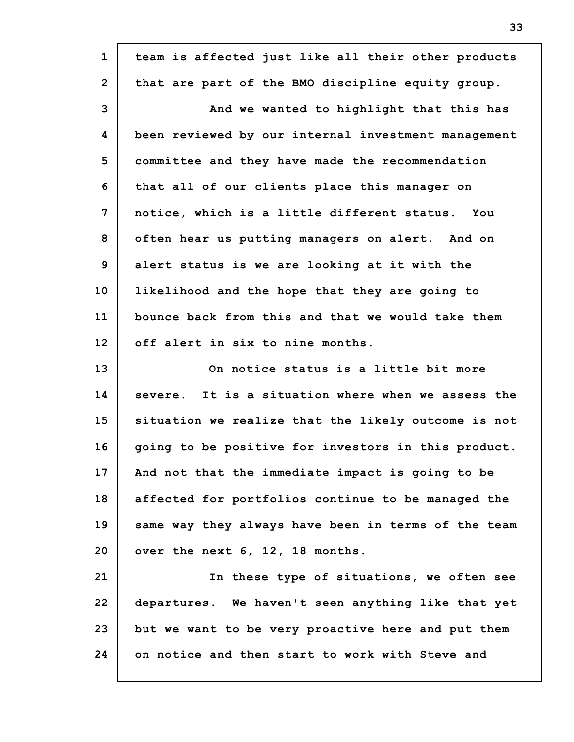team is affected just like all their other products that are part of the BMO discipline equity group.

And we wanted to highlight that this has been reviewed by our internal investment management committee and they have made the recommendation that all of our clients place this manager on notice, which is a little different status. You often hear us putting managers on alert. And on alert status is we are looking at it with the likelihood and the hope that they are going to bounce back from this and that we would take them off alert in six to nine months.

On notice status is a little bit more severe. It is a situation where when we assess the situation we realize that the likely outcome is not going to be positive for investors in this product. And not that the immediate impact is going to be affected for portfolios continue to be managed the same way they always have been in terms of the team over the next 6, 12, 18 months.

In these type of situations, we often see departures. We haven't seen anything like that yet but we want to be very proactive here and put them on notice and then start to work with Steve and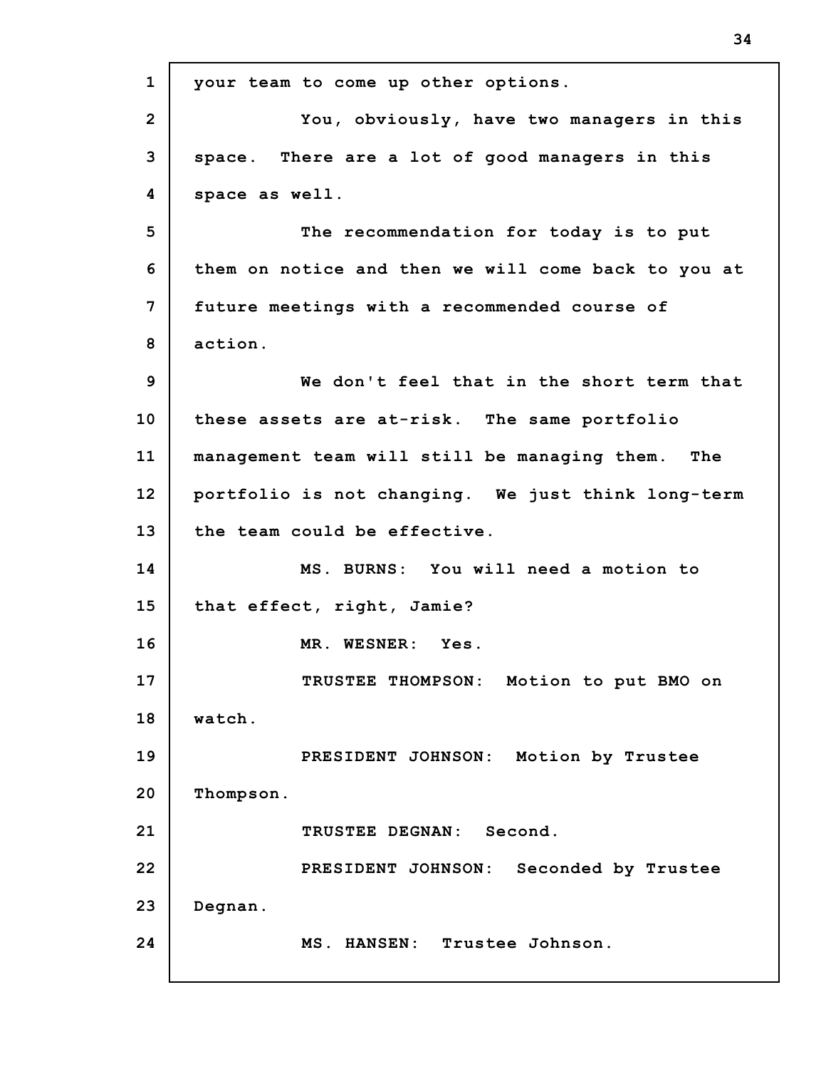your team to come up other options.

You, obviously, have two managers in this space. There are a lot of good managers in this space as well.

The recommendation for today is to put them on notice and then we will come back to you at future meetings with a recommended course of action.

We don't feel that in the short term that these assets are at-risk. The same portfolio management team will still be managing them. The portfolio is not changing. We just think long-term the team could be effective.

MS. BURNS: You will need a motion to that effect, right, Jamie?

MR. WESNER: Yes.

TRUSTEE THOMPSON: Motion to put BMO on watch.

PRESIDENT JOHNSON: Motion by Trustee Thompson.

TRUSTEE DEGNAN: Second.

PRESIDENT JOHNSON: Seconded by Trustee Degnan.

MS. HANSEN: Trustee Johnson.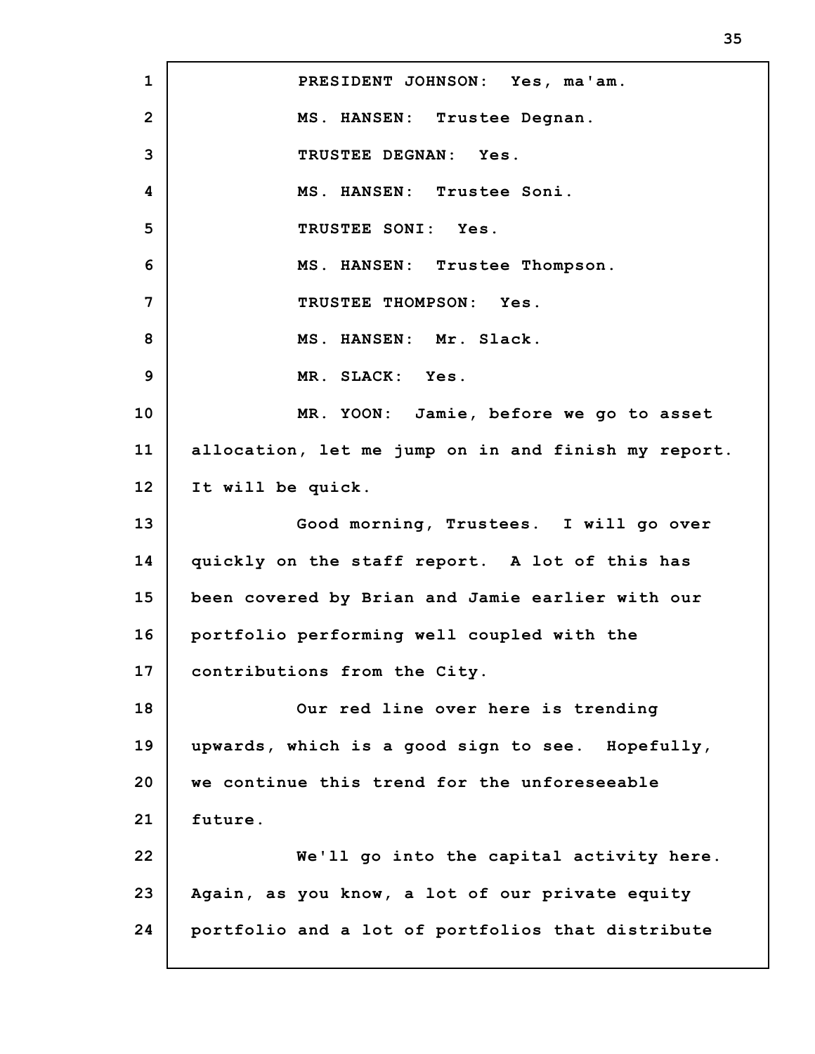PRESIDENT JOHNSON: Yes, ma'am.

MS. HANSEN: Trustee Degnan.

TRUSTEE DEGNAN: Yes.

MS. HANSEN: Trustee Soni.

TRUSTEE SONI: Yes.

MS. HANSEN: Trustee Thompson.

TRUSTEE THOMPSON: Yes.

MS. HANSEN: Mr. Slack.

MR. SLACK: Yes.

MR. YOON: Jamie, before we go to asset allocation, let me jump on in and finish my report. It will be quick.

Good morning, Trustees. I will go over quickly on the staff report. A lot of this has been covered by Brian and Jamie earlier with our portfolio performing well coupled with the contributions from the City.

Our red line over here is trending upwards, which is a good sign to see. Hopefully, we continue this trend for the unforeseeable future.

We'll go into the capital activity here. Again, as you know, a lot of our private equity portfolio and a lot of portfolios that distribute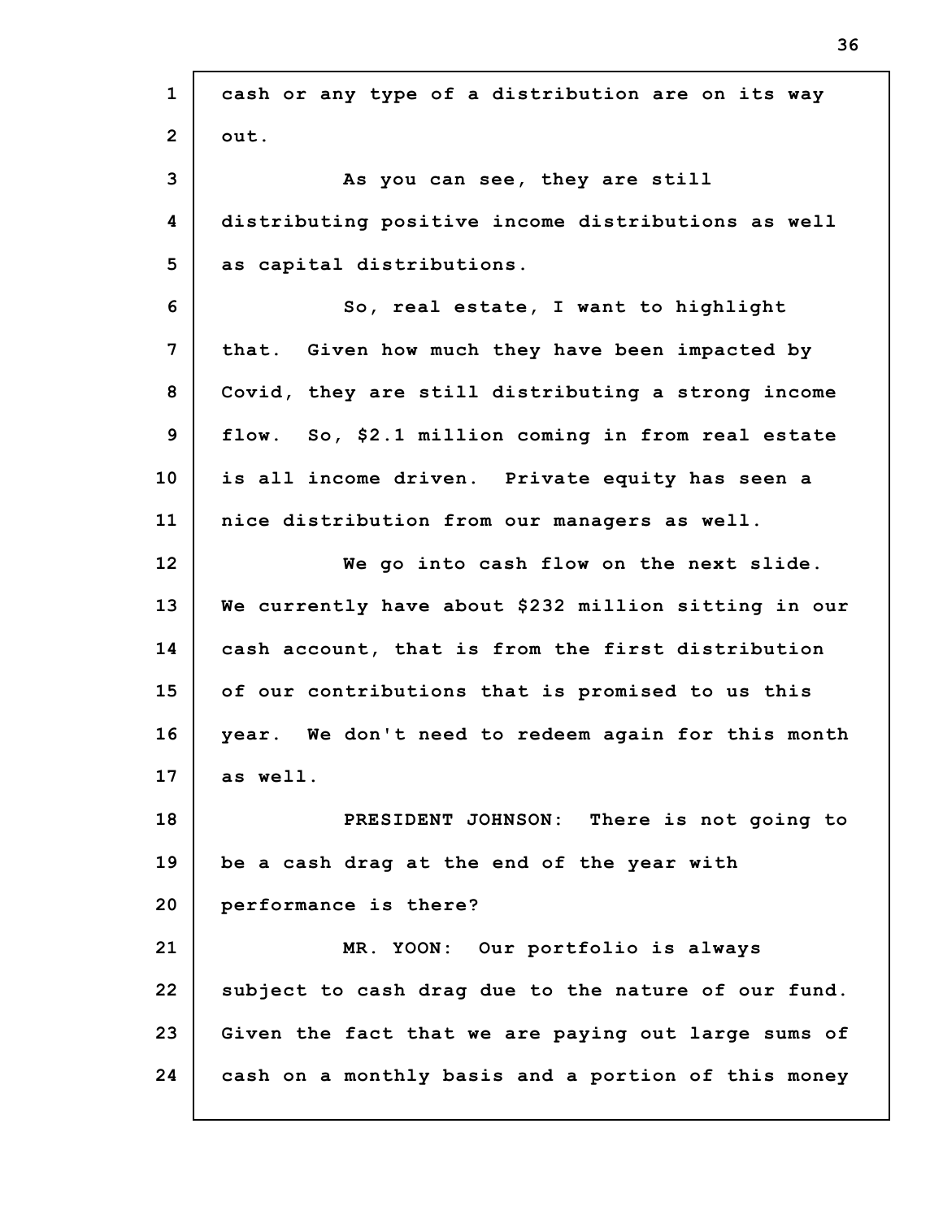cash or any type of a distribution are on its way out.

As you can see, they are still distributing positive income distributions as well as capital distributions.

So, real estate, I want to highlight that. Given how much they have been impacted by Covid, they are still distributing a strong income flow. So, $2.1 million coming in from real estate is all income driven. Private equity has seen a nice distribution from our managers as well.

We go into cash flow on the next slide. We currently have about $232 million sitting in our cash account, that is from the first distribution of our contributions that is promised to us this year. We don't need to redeem again for this month as well.

**PRESIDENT JOHNSON:** There is not going to be a cash drag at the end of the year with performance is there?

**MR. YOON:** Our portfolio is always subject to cash drag due to the nature of our fund. Given the fact that we are paying out large sums of cash on a monthly basis and a portion of this money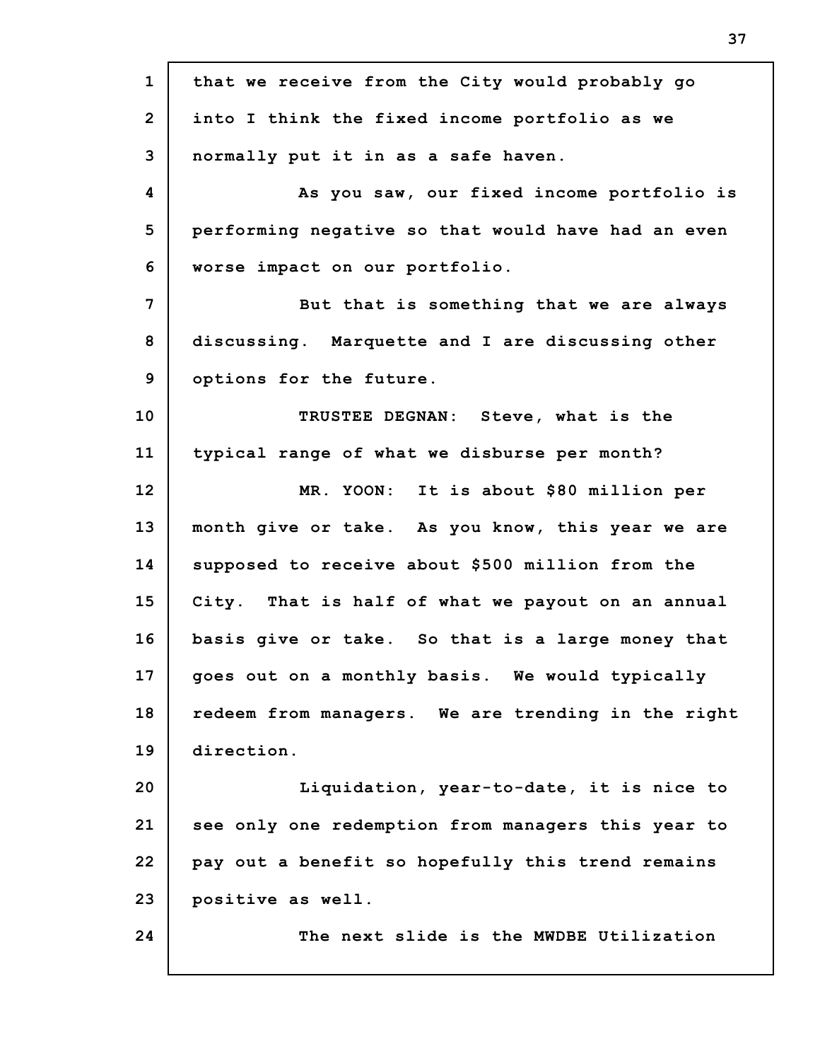that we receive from the City would probably go into I think the fixed income portfolio as we normally put it in as a safe haven.

As you saw, our fixed income portfolio is performing negative so that would have had an even worse impact on our portfolio.

But that is something that we are always discussing. Marquette and I are discussing other options for the future.

TRUSTEE DEGNAN: Steve, what is the typical range of what we disburse per month?

MR. YOON: It is about $80 million per month give or take. As you know, this year we are supposed to receive about $500 million from the City. That is half of what we payout on an annual basis give or take. So that is a large money that goes out on a monthly basis. We would typically redeem from managers. We are trending in the right direction.

Liquidation, year-to-date, it is nice to see only one redemption from managers this year to pay out a benefit so hopefully this trend remains positive as well.

The next slide is the MWDBE Utilization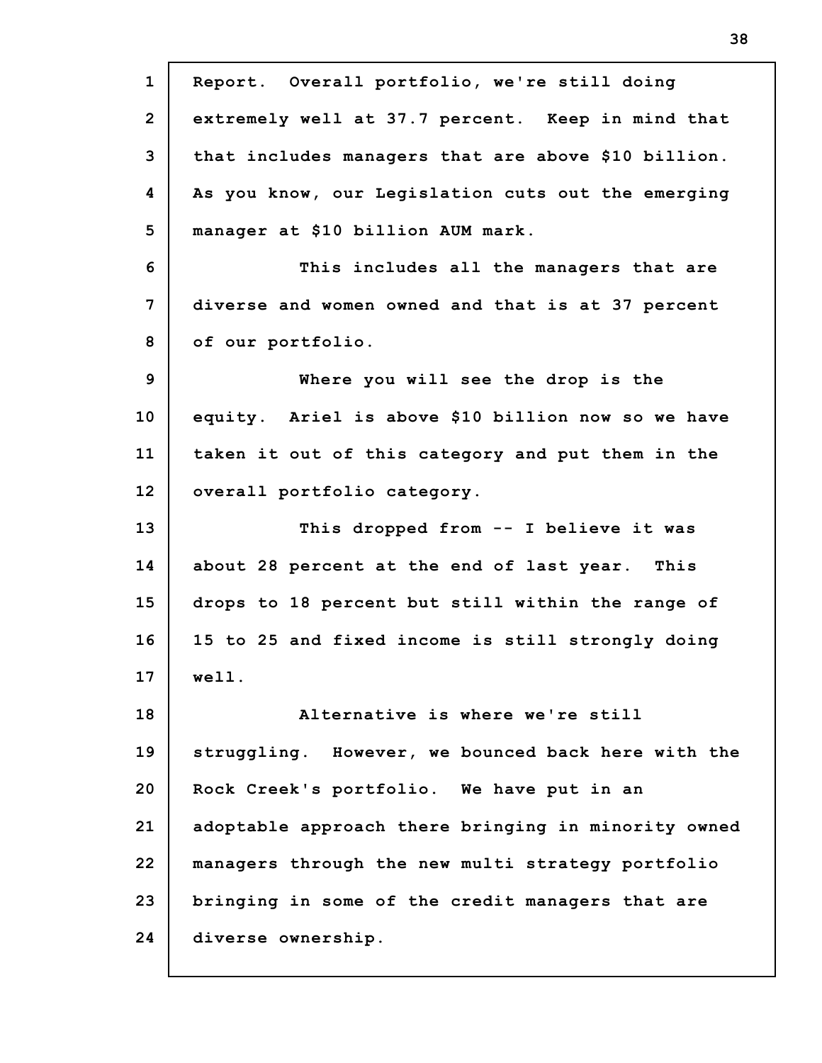Report. Overall portfolio, we're still doing extremely well at 37.7 percent. Keep in mind that that includes managers that are above $10 billion. As you know, our Legislation cuts out the emerging manager at $10 billion AUM mark.

This includes all the managers that are diverse and women owned and that is at 37 percent of our portfolio.

Where you will see the drop is the equity. Ariel is above $10 billion now so we have taken it out of this category and put them in the overall portfolio category.

This dropped from -- I believe it was about 28 percent at the end of last year. This drops to 18 percent but still within the range of 15 to 25 and fixed income is still strongly doing well.

Alternative is where we're still struggling. However, we bounced back here with the Rock Creek's portfolio. We have put in an adoptable approach there bringing in minority owned managers through the new multi strategy portfolio bringing in some of the credit managers that are diverse ownership.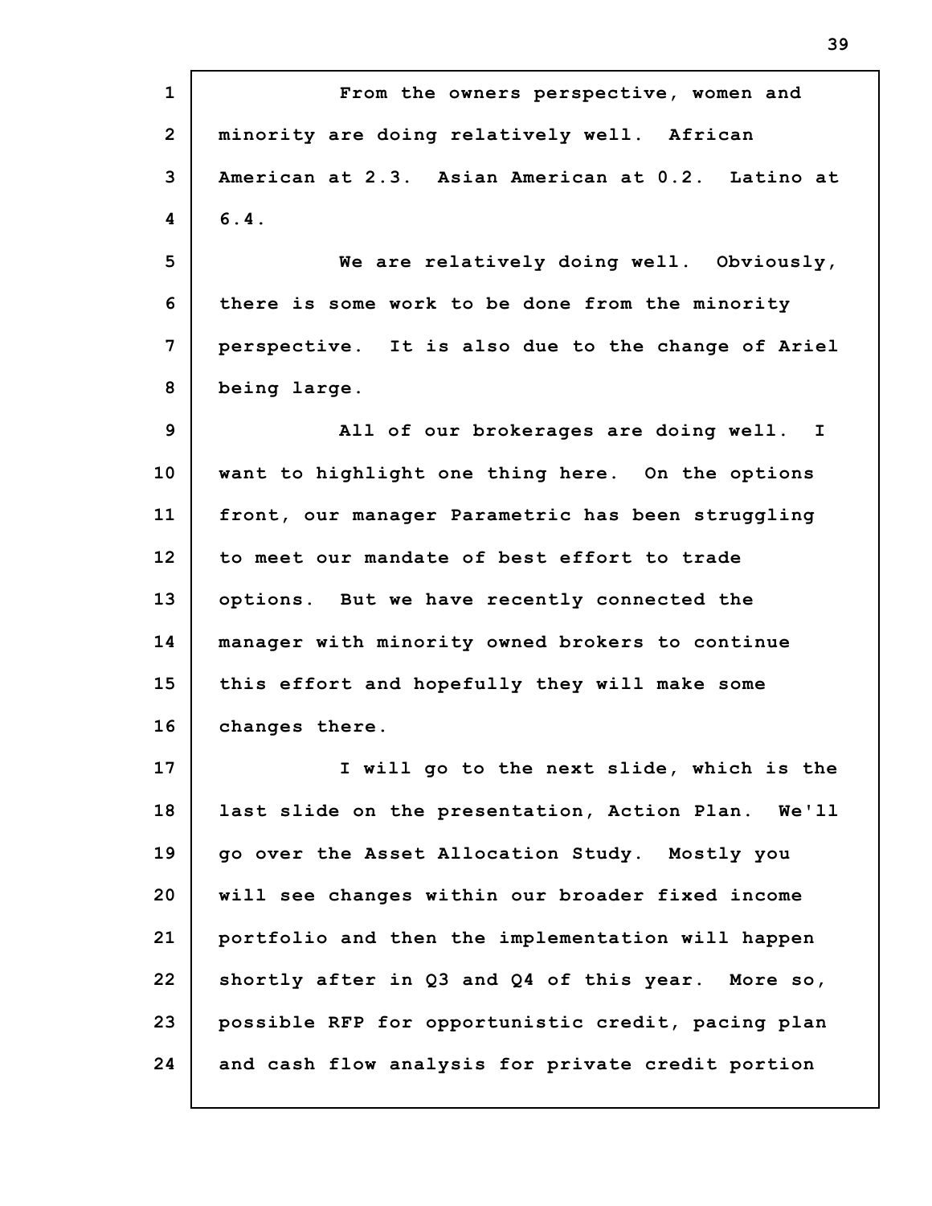From the owners perspective, women and minority are doing relatively well. African American at 2.3. Asian American at 0.2. Latino at 6.4.

We are relatively doing well. Obviously, there is some work to be done from the minority perspective. It is also due to the change of Ariel being large.

All of our brokerages are doing well. I want to highlight one thing here. On the options front, our manager Parametric has been struggling to meet our mandate of best effort to trade options. But we have recently connected the manager with minority owned brokers to continue this effort and hopefully they will make some changes there.

I will go to the next slide, which is the last slide on the presentation, Action Plan. We'll go over the Asset Allocation Study. Mostly you will see changes within our broader fixed income portfolio and then the implementation will happen shortly after in Q3 and Q4 of this year. More so, possible RFP for opportunistic credit, pacing plan and cash flow analysis for private credit portion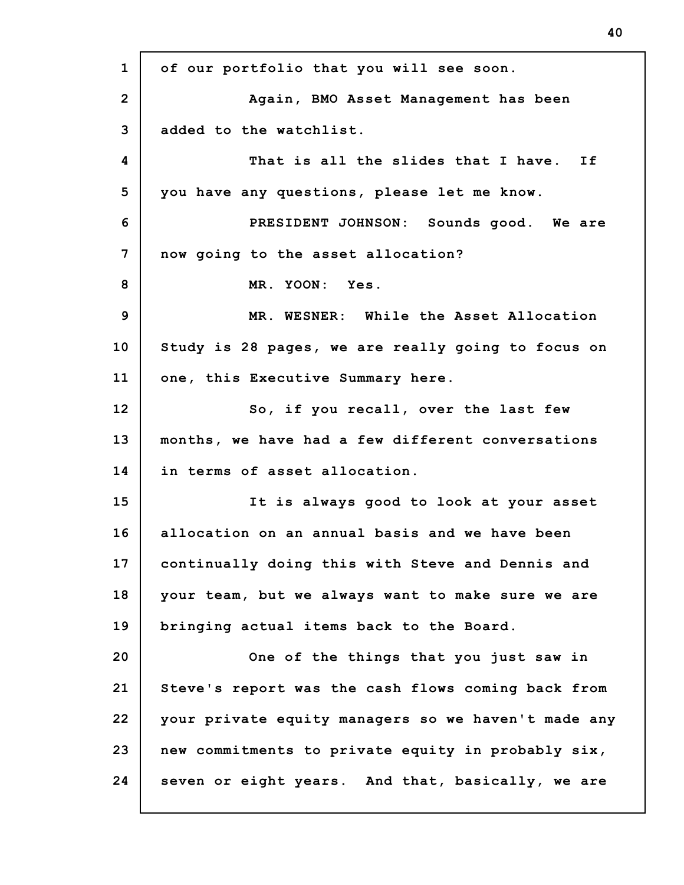of our portfolio that you will see soon.

Again, BMO Asset Management has been added to the watchlist.

That is all the slides that I have. If you have any questions, please let me know.

PRESIDENT JOHNSON: Sounds good. We are now going to the asset allocation?

MR. YOON: Yes.

MR. WESNER: While the Asset Allocation Study is 28 pages, we are really going to focus on one, this Executive Summary here.

So, if you recall, over the last few months, we have had a few different conversations in terms of asset allocation.

It is always good to look at your asset allocation on an annual basis and we have been continually doing this with Steve and Dennis and your team, but we always want to make sure we are bringing actual items back to the Board.

One of the things that you just saw in Steve's report was the cash flows coming back from your private equity managers so we haven't made any new commitments to private equity in probably six, seven or eight years. And that, basically, we are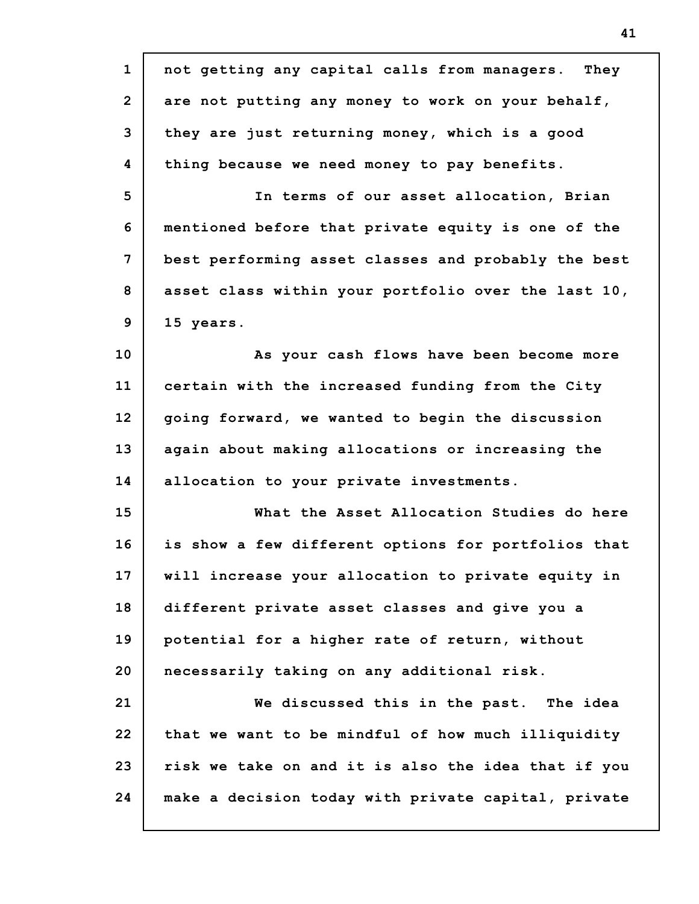not getting any capital calls from managers. They are not putting any money to work on your behalf, they are just returning money, which is a good thing because we need money to pay benefits.

In terms of our asset allocation, Brian mentioned before that private equity is one of the best performing asset classes and probably the best asset class within your portfolio over the last 10, 15 years.

As your cash flows have been become more certain with the increased funding from the City going forward, we wanted to begin the discussion again about making allocations or increasing the allocation to your private investments.

What the Asset Allocation Studies do here is show a few different options for portfolios that will increase your allocation to private equity in different private asset classes and give you a potential for a higher rate of return, without necessarily taking on any additional risk.

We discussed this in the past. The idea that we want to be mindful of how much illiquidity risk we take on and it is also the idea that if you make a decision today with private capital, private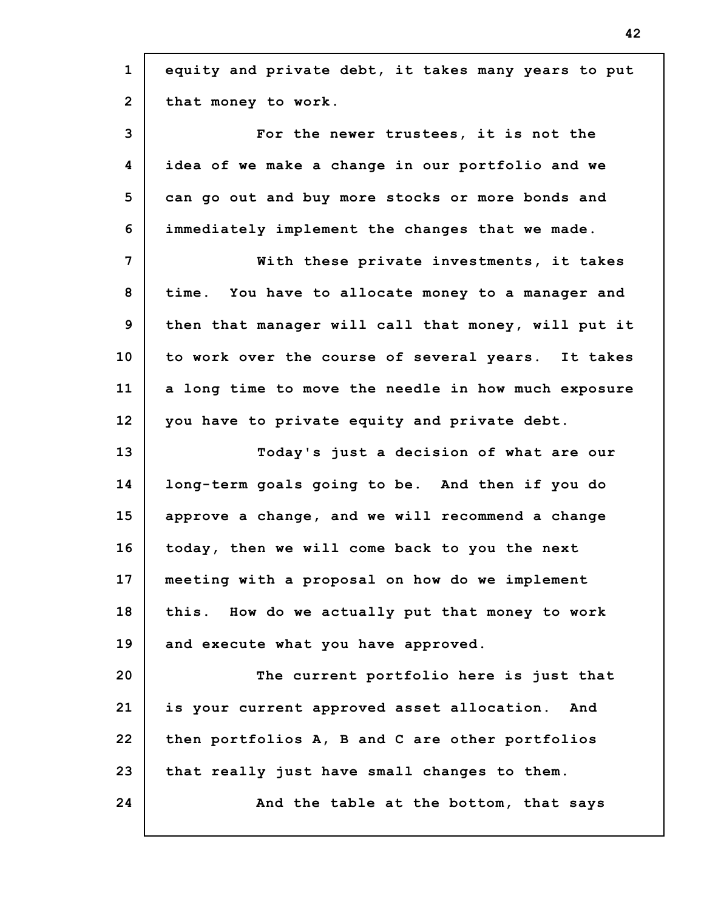equity and private debt, it takes many years to put that money to work.

For the newer trustees, it is not the idea of we make a change in our portfolio and we can go out and buy more stocks or more bonds and immediately implement the changes that we made.

With these private investments, it takes time. You have to allocate money to a manager and then that manager will call that money, will put it to work over the course of several years. It takes a long time to move the needle in how much exposure you have to private equity and private debt.

Today's just a decision of what are our long-term goals going to be. And then if you do approve a change, and we will recommend a change today, then we will come back to you the next meeting with a proposal on how do we implement this. How do we actually put that money to work and execute what you have approved.

The current portfolio here is just that is your current approved asset allocation. And then portfolios A, B and C are other portfolios that really just have small changes to them.

And the table at the bottom, that says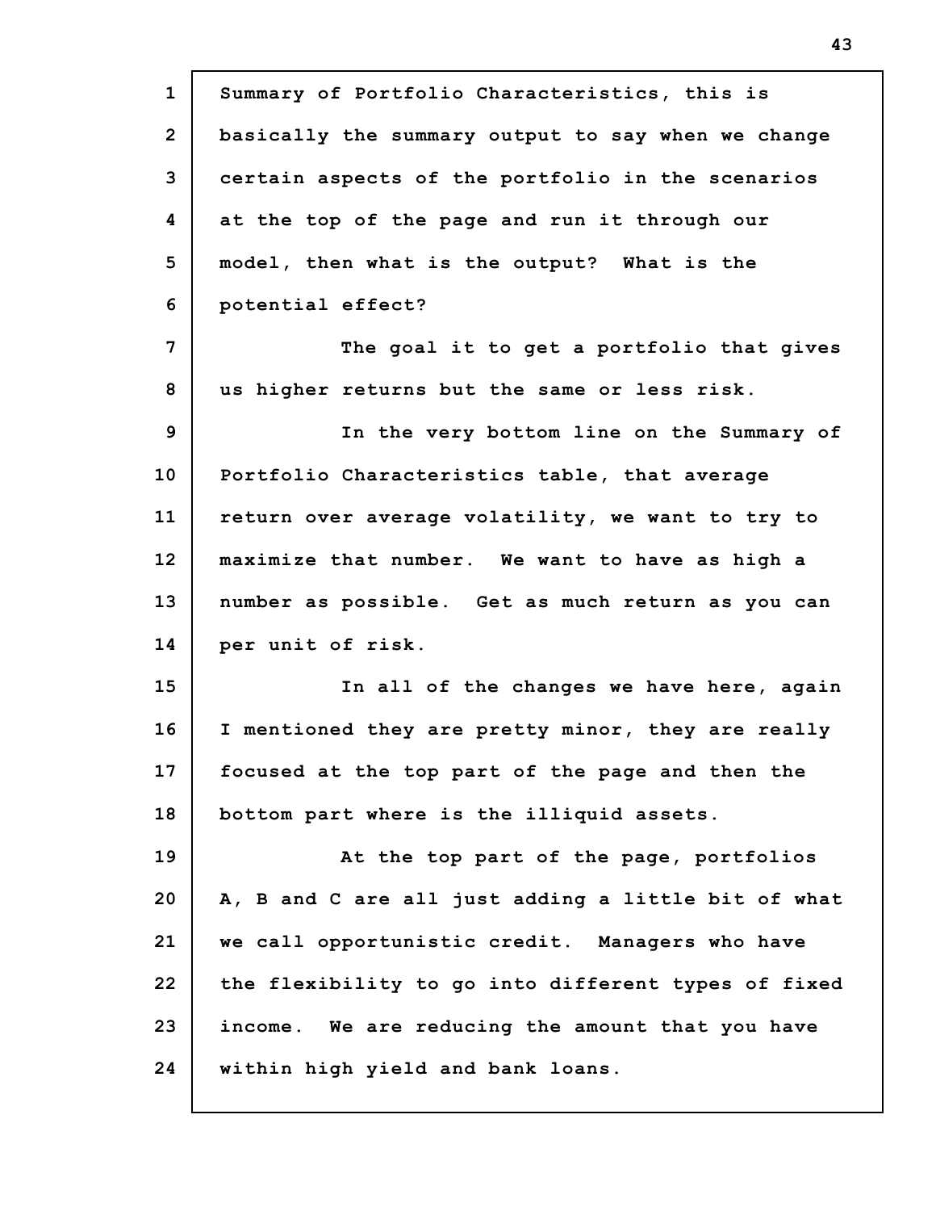Summary of Portfolio Characteristics, this is basically the summary output to say when we change certain aspects of the portfolio in the scenarios at the top of the page and run it through our model, then what is the output? What is the potential effect?

The goal it to get a portfolio that gives us higher returns but the same or less risk.

In the very bottom line on the Summary of Portfolio Characteristics table, that average return over average volatility, we want to try to maximize that number. We want to have as high a number as possible. Get as much return as you can per unit of risk.

In all of the changes we have here, again I mentioned they are pretty minor, they are really focused at the top part of the page and then the bottom part where is the illiquid assets.

At the top part of the page, portfolios A, B and C are all just adding a little bit of what we call opportunistic credit. Managers who have the flexibility to go into different types of fixed income. We are reducing the amount that you have within high yield and bank loans.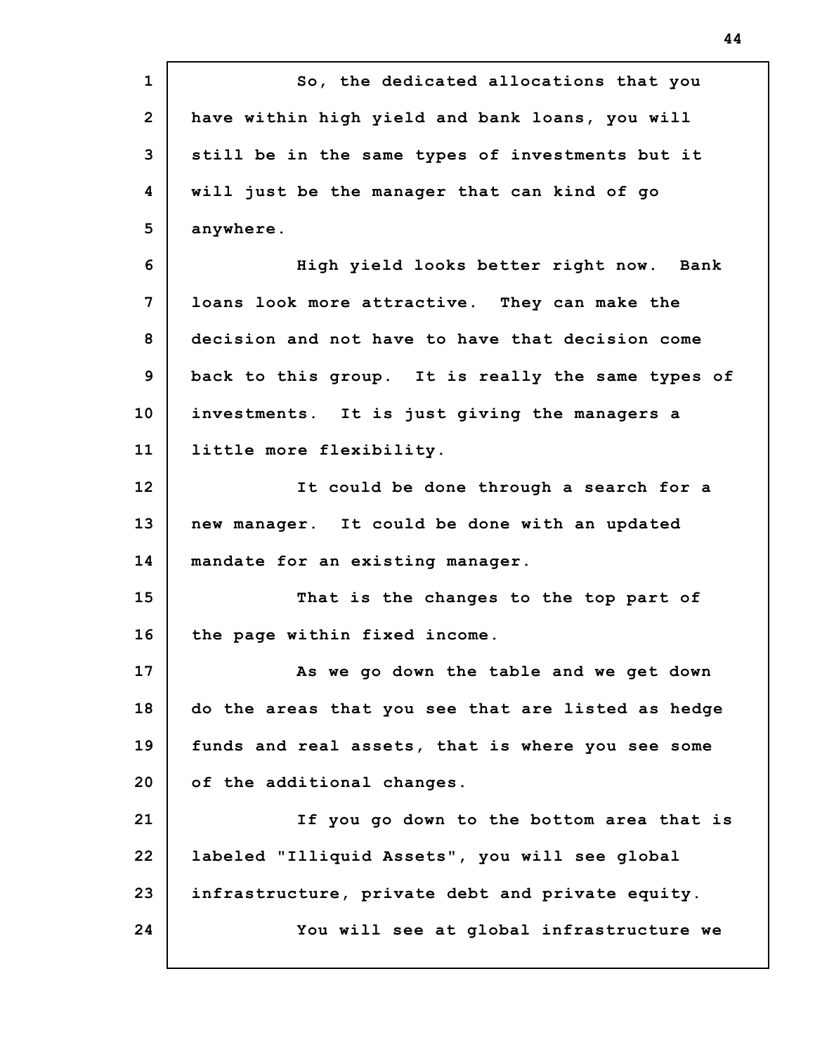So, the dedicated allocations that you have within high yield and bank loans, you will still be in the same types of investments but it will just be the manager that can kind of go anywhere.

High yield looks better right now. Bank loans look more attractive. They can make the decision and not have to have that decision come back to this group. It is really the same types of investments. It is just giving the managers a little more flexibility.

It could be done through a search for a new manager. It could be done with an updated mandate for an existing manager.

That is the changes to the top part of the page within fixed income.

As we go down the table and we get down do the areas that you see that are listed as hedge funds and real assets, that is where you see some of the additional changes.

If you go down to the bottom area that is labeled "Illiquid Assets", you will see global infrastructure, private debt and private equity.

You will see at global infrastructure we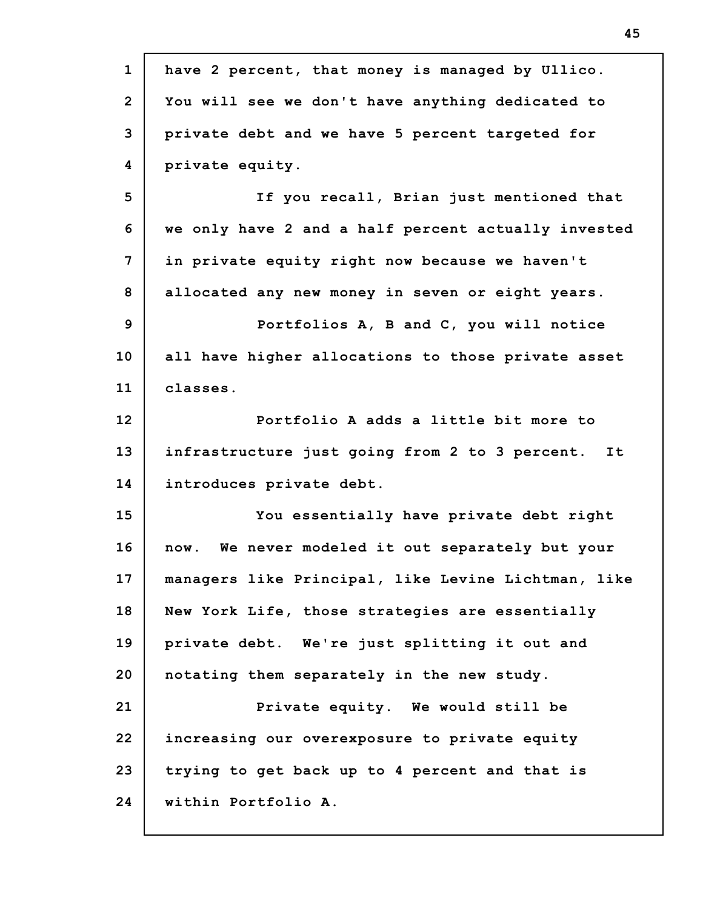have 2 percent, that money is managed by Ullico. You will see we don't have anything dedicated to private debt and we have 5 percent targeted for private equity.

If you recall, Brian just mentioned that we only have 2 and a half percent actually invested in private equity right now because we haven't allocated any new money in seven or eight years.

Portfolios A, B and C, you will notice all have higher allocations to those private asset classes.

Portfolio A adds a little bit more to infrastructure just going from 2 to 3 percent. It introduces private debt.

You essentially have private debt right now. We never modeled it out separately but your managers like Principal, like Levine Lichtman, like New York Life, those strategies are essentially private debt. We're just splitting it out and notating them separately in the new study.

Private equity. We would still be increasing our overexposure to private equity trying to get back up to 4 percent and that is within Portfolio A.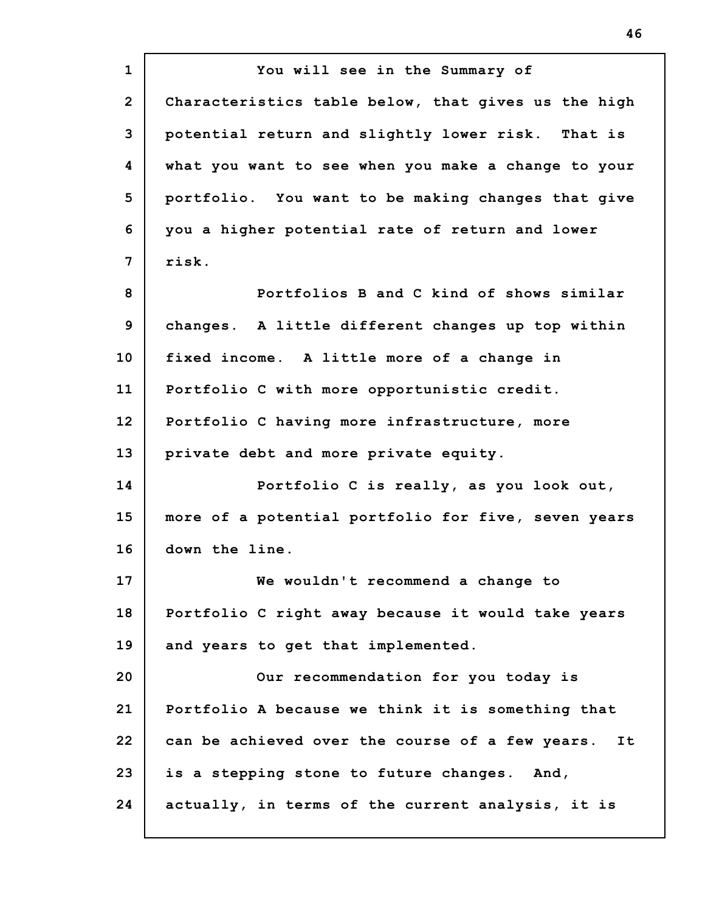You will see in the Summary of Characteristics table below, that gives us the high potential return and slightly lower risk. That is what you want to see when you make a change to your portfolio. You want to be making changes that give you a higher potential rate of return and lower risk.

Portfolios B and C kind of shows similar changes. A little different changes up top within fixed income. A little more of a change in Portfolio C with more opportunistic credit. Portfolio C having more infrastructure, more private debt and more private equity.

Portfolio C is really, as you look out, more of a potential portfolio for five, seven years down the line.

We wouldn't recommend a change to Portfolio C right away because it would take years and years to get that implemented.

Our recommendation for you today is Portfolio A because we think it is something that can be achieved over the course of a few years. It is a stepping stone to future changes. And, actually, in terms of the current analysis, it is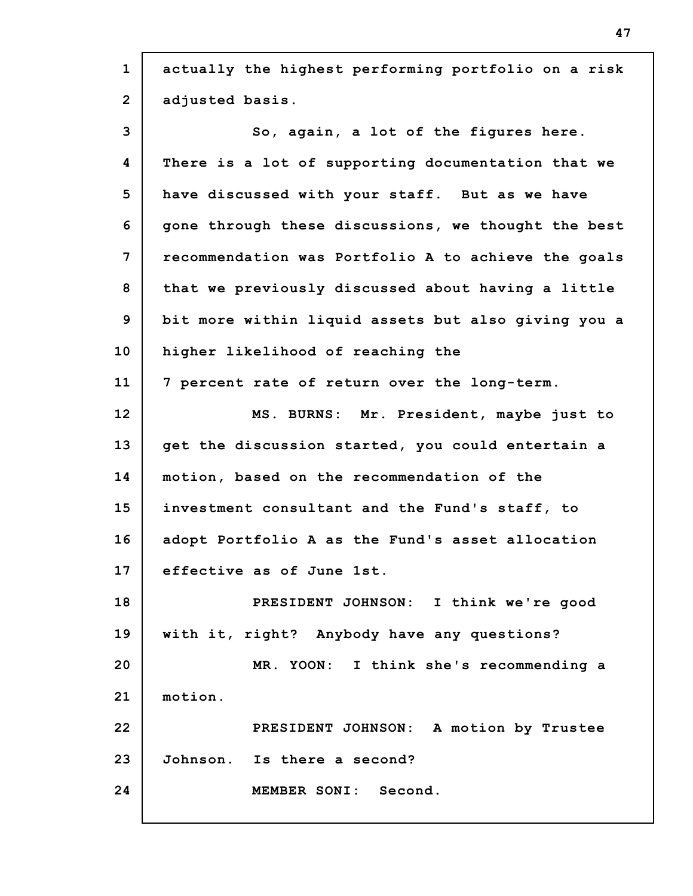actually the highest performing portfolio on a risk adjusted basis.

So, again, a lot of the figures here. There is a lot of supporting documentation that we have discussed with your staff. But as we have gone through these discussions, we thought the best recommendation was Portfolio A to achieve the goals that we previously discussed about having a little bit more within liquid assets but also giving you a higher likelihood of reaching the 7 percent rate of return over the long-term.

MS. BURNS: Mr. President, maybe just to get the discussion started, you could entertain a motion, based on the recommendation of the investment consultant and the Fund's staff, to adopt Portfolio A as the Fund's asset allocation effective as of June 1st.

PRESIDENT JOHNSON: I think we're good with it, right? Anybody have any questions?

MR. YOON: I think she's recommending a motion.

PRESIDENT JOHNSON: A motion by Trustee Johnson. Is there a second?

MEMBER SONI: Second.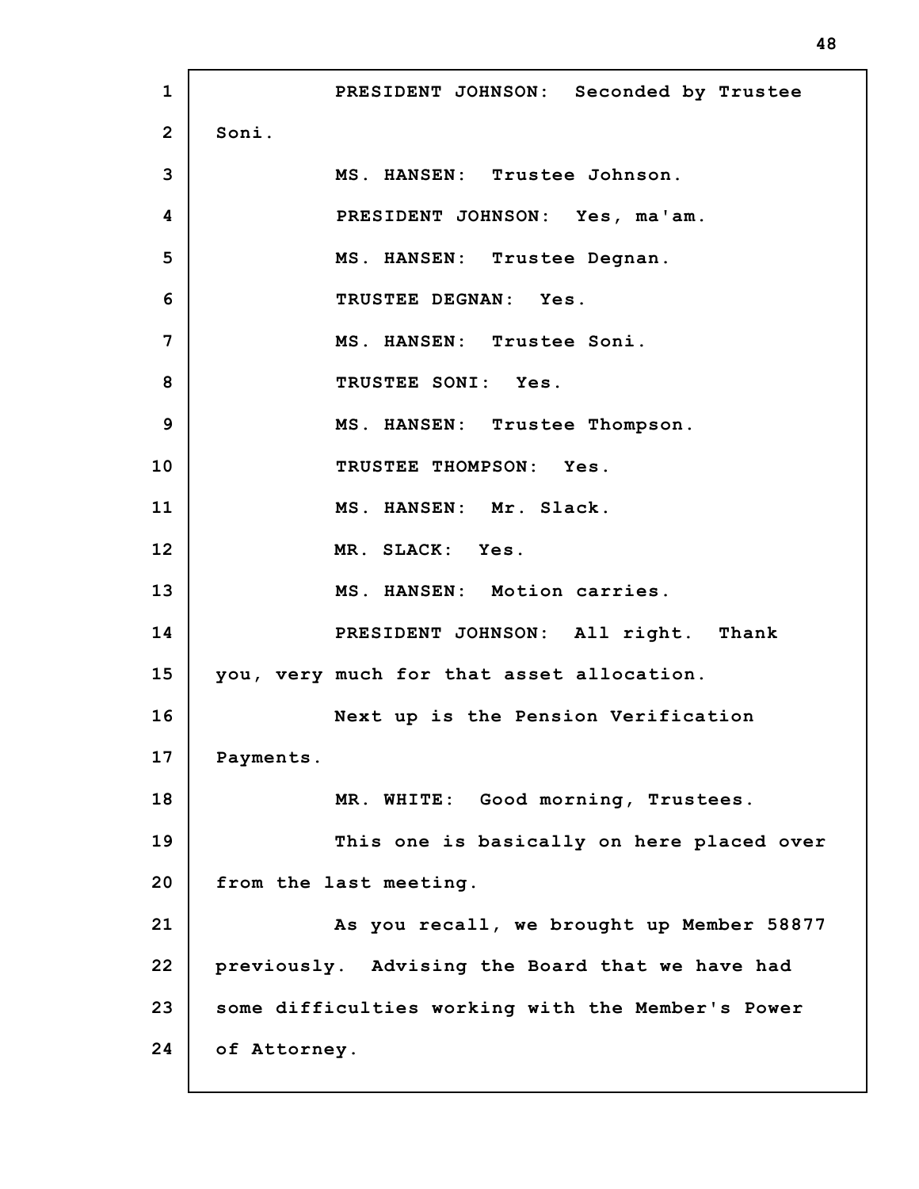PRESIDENT JOHNSON: Seconded by Trustee Soni.

MS. HANSEN: Trustee Johnson.

PRESIDENT JOHNSON: Yes, ma'am.

MS. HANSEN: Trustee Degnan.

TRUSTEE DEGNAN: Yes.

MS. HANSEN: Trustee Soni.

TRUSTEE SONI: Yes.

MS. HANSEN: Trustee Thompson.

TRUSTEE THOMPSON: Yes.

MS. HANSEN: Mr. Slack.

MR. SLACK: Yes.

MS. HANSEN: Motion carries.

PRESIDENT JOHNSON: All right. Thank you, very much for that asset allocation.

Next up is the Pension Verification Payments.

MR. WHITE: Good morning, Trustees.

This one is basically on here placed over from the last meeting.

As you recall, we brought up Member 58877 previously. Advising the Board that we have had some difficulties working with the Member's Power of Attorney.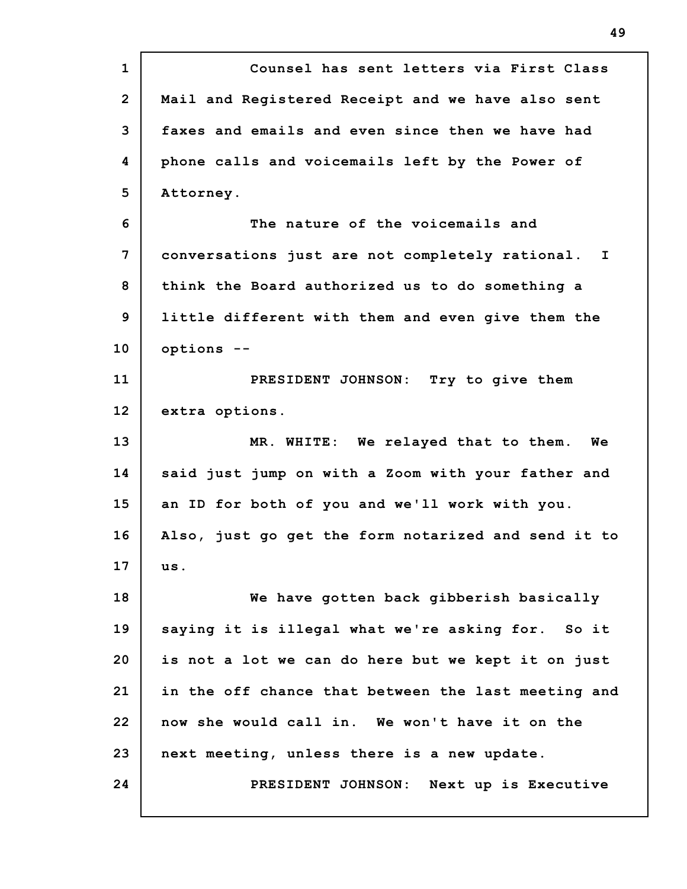Counsel has sent letters via First Class Mail and Registered Receipt and we have also sent faxes and emails and even since then we have had phone calls and voicemails left by the Power of Attorney.

The nature of the voicemails and conversations just are not completely rational. I think the Board authorized us to do something a little different with them and even give them the options --

PRESIDENT JOHNSON: Try to give them extra options.

MR. WHITE: We relayed that to them. We said just jump on with a Zoom with your father and an ID for both of you and we'll work with you. Also, just go get the form notarized and send it to us.

We have gotten back gibberish basically saying it is illegal what we're asking for. So it is not a lot we can do here but we kept it on just in the off chance that between the last meeting and now she would call in. We won't have it on the next meeting, unless there is a new update.

PRESIDENT JOHNSON: Next up is Executive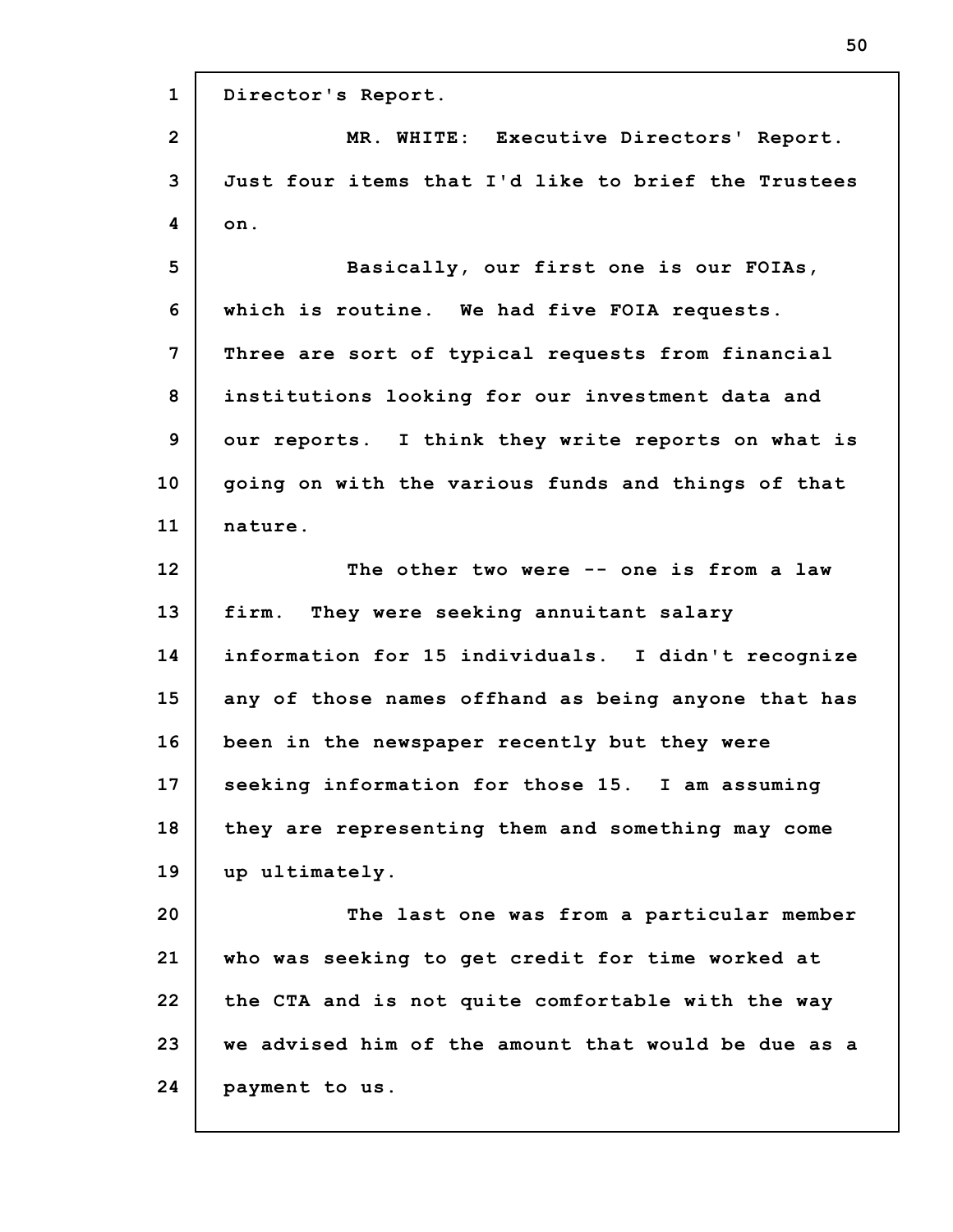Director's Report.

MR. WHITE: Executive Directors' Report. Just four items that I'd like to brief the Trustees on.

Basically, our first one is our FOIAs, which is routine. We had five FOIA requests. Three are sort of typical requests from financial institutions looking for our investment data and our reports. I think they write reports on what is going on with the various funds and things of that nature.

The other two were -- one is from a law firm. They were seeking annuitant salary information for 15 individuals. I didn't recognize any of those names offhand as being anyone that has been in the newspaper recently but they were seeking information for those 15. I am assuming they are representing them and something may come up ultimately.

The last one was from a particular member who was seeking to get credit for time worked at the CTA and is not quite comfortable with the way we advised him of the amount that would be due as a payment to us.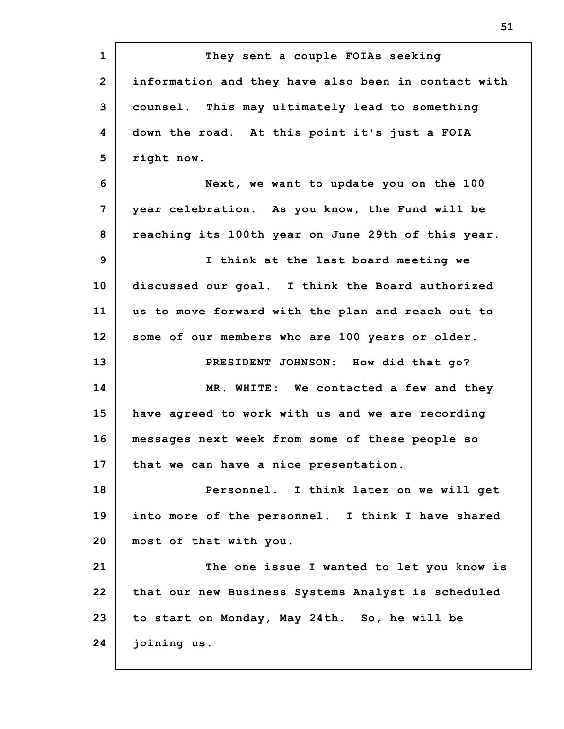They sent a couple FOIAs seeking information and they have also been in contact with counsel. This may ultimately lead to something down the road. At this point it's just a FOIA right now.

Next, we want to update you on the 100 year celebration. As you know, the Fund will be reaching its 100th year on June 29th of this year.

I think at the last board meeting we discussed our goal. I think the Board authorized us to move forward with the plan and reach out to some of our members who are 100 years or older.

PRESIDENT JOHNSON: How did that go?

MR. WHITE: We contacted a few and they have agreed to work with us and we are recording messages next week from some of these people so that we can have a nice presentation.

Personnel. I think later on we will get into more of the personnel. I think I have shared most of that with you.

The one issue I wanted to let you know is that our new Business Systems Analyst is scheduled to start on Monday, May 24th. So, he will be joining us.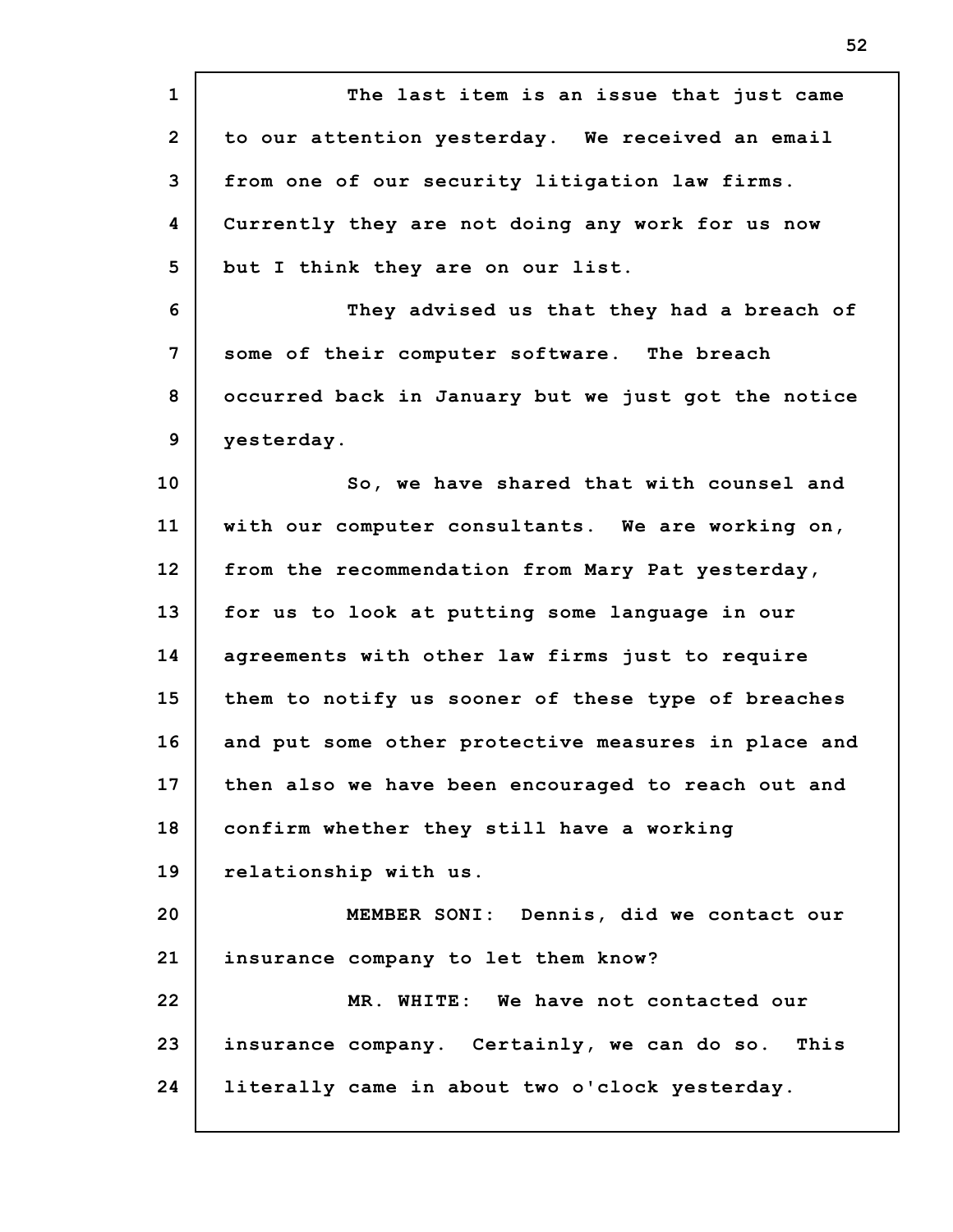The last item is an issue that just came to our attention yesterday. We received an email from one of our security litigation law firms. Currently they are not doing any work for us now but I think they are on our list.

They advised us that they had a breach of some of their computer software. The breach occurred back in January but we just got the notice yesterday.

So, we have shared that with counsel and with our computer consultants. We are working on, from the recommendation from Mary Pat yesterday, for us to look at putting some language in our agreements with other law firms just to require them to notify us sooner of these type of breaches and put some other protective measures in place and then also we have been encouraged to reach out and confirm whether they still have a working relationship with us.

MEMBER SONI: Dennis, did we contact our insurance company to let them know?

MR. WHITE: We have not contacted our insurance company. Certainly, we can do so. This literally came in about two o'clock yesterday.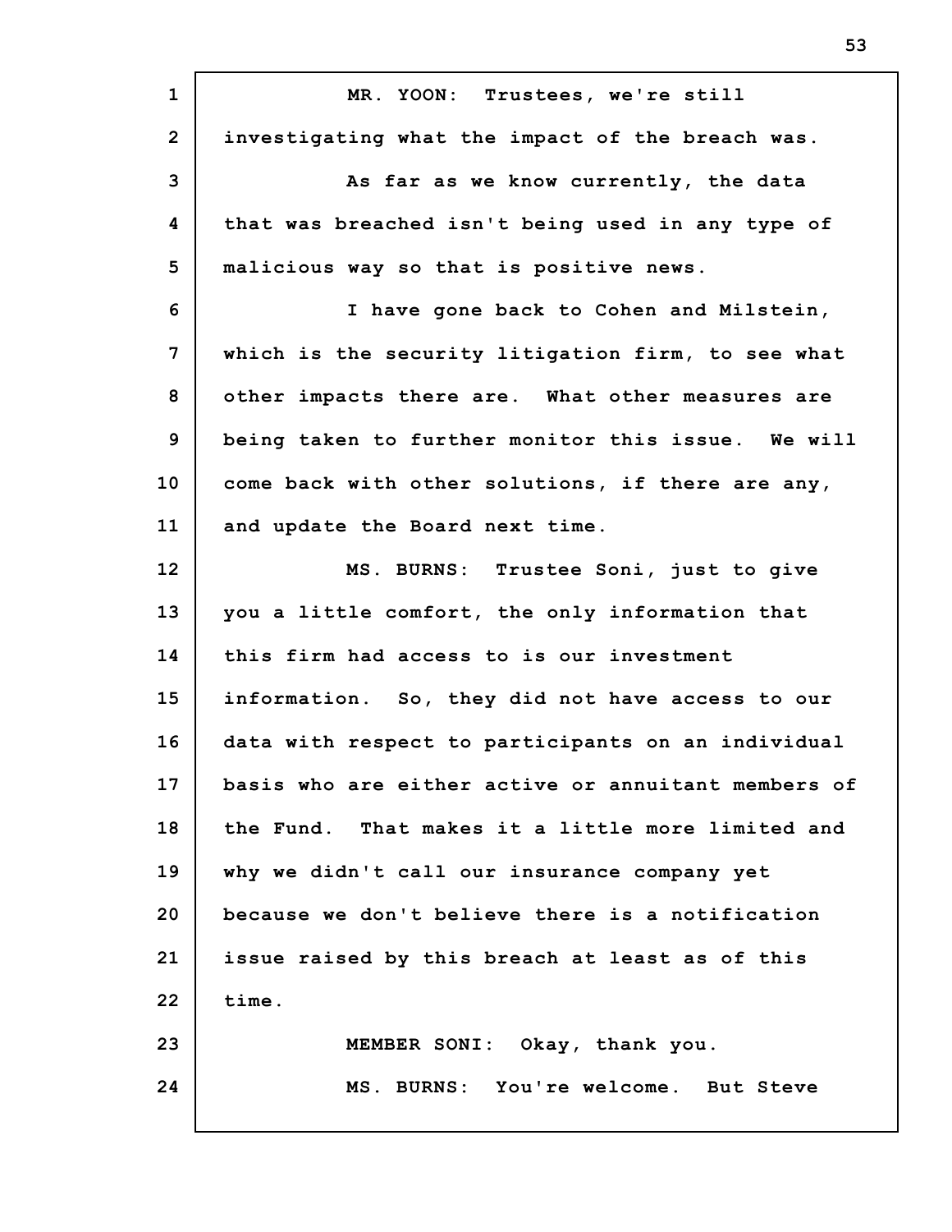MR. YOON: Trustees, we're still investigating what the impact of the breach was.

As far as we know currently, the data that was breached isn't being used in any type of malicious way so that is positive news.

I have gone back to Cohen and Milstein, which is the security litigation firm, to see what other impacts there are. What other measures are being taken to further monitor this issue. We will come back with other solutions, if there are any, and update the Board next time.

MS. BURNS: Trustee Soni, just to give you a little comfort, the only information that this firm had access to is our investment information. So, they did not have access to our data with respect to participants on an individual basis who are either active or annuitant members of the Fund. That makes it a little more limited and why we didn't call our insurance company yet because we don't believe there is a notification issue raised by this breach at least as of this time.

MEMBER SONI: Okay, thank you.

MS. BURNS: You're welcome. But Steve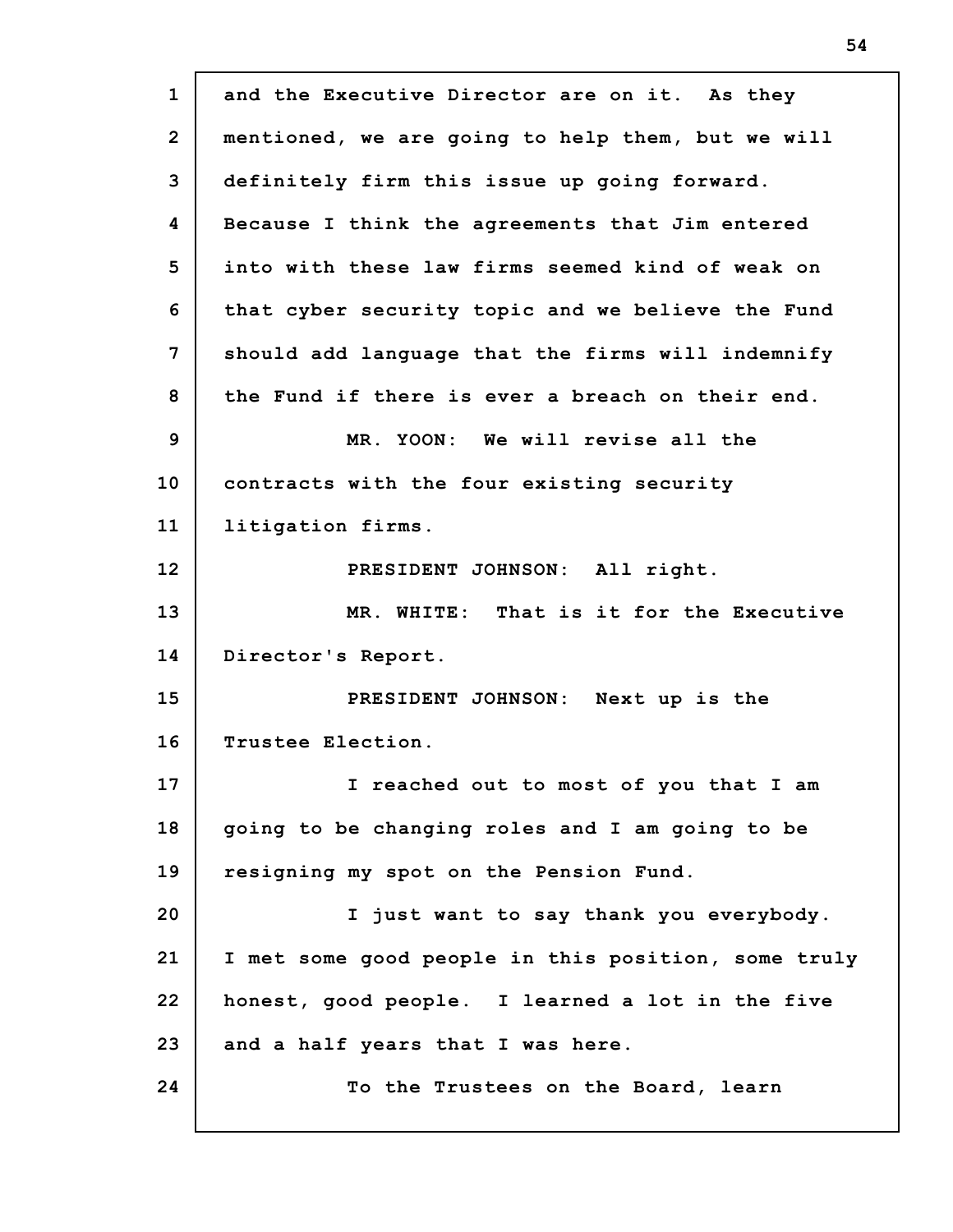and the Executive Director are on it. As they mentioned, we are going to help them, but we will definitely firm this issue up going forward. Because I think the agreements that Jim entered into with these law firms seemed kind of weak on that cyber security topic and we believe the Fund should add language that the firms will indemnify the Fund if there is ever a breach on their end.

MR. YOON: We will revise all the contracts with the four existing security litigation firms.

PRESIDENT JOHNSON: All right.

MR. WHITE: That is it for the Executive Director's Report.

PRESIDENT JOHNSON: Next up is the Trustee Election.

I reached out to most of you that I am going to be changing roles and I am going to be resigning my spot on the Pension Fund.

I just want to say thank you everybody. I met some good people in this position, some truly honest, good people. I learned a lot in the five and a half years that I was here.

To the Trustees on the Board, learn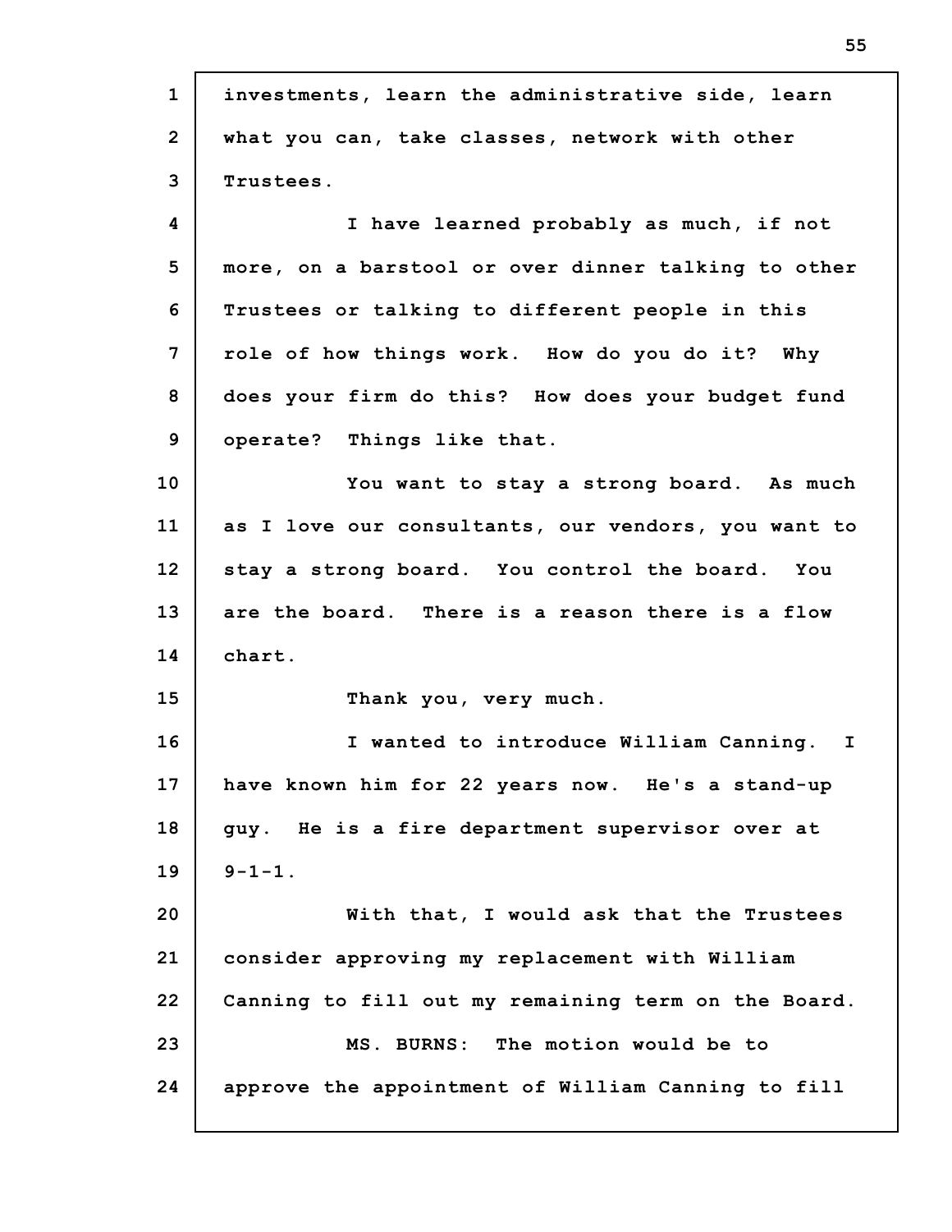investments, learn the administrative side, learn what you can, take classes, network with other Trustees.

I have learned probably as much, if not more, on a barstool or over dinner talking to other Trustees or talking to different people in this role of how things work. How do you do it? Why does your firm do this? How does your budget fund operate? Things like that.

You want to stay a strong board. As much as I love our consultants, our vendors, you want to stay a strong board. You control the board. You are the board. There is a reason there is a flow chart.

Thank you, very much.

I wanted to introduce William Canning. I have known him for 22 years now. He's a stand-up guy. He is a fire department supervisor over at 9-1-1.

With that, I would ask that the Trustees consider approving my replacement with William Canning to fill out my remaining term on the Board.

MS. BURNS: The motion would be to approve the appointment of William Canning to fill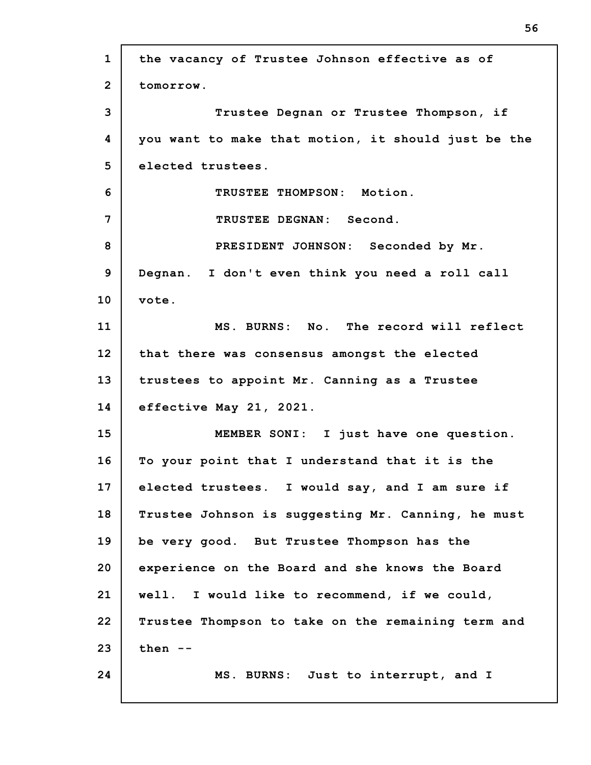the vacancy of Trustee Johnson effective as of tomorrow.

Trustee Degnan or Trustee Thompson, if you want to make that motion, it should just be the elected trustees.

TRUSTEE THOMPSON: Motion.

TRUSTEE DEGNAN: Second.

PRESIDENT JOHNSON: Seconded by Mr. Degnan. I don't even think you need a roll call vote.

MS. BURNS: No. The record will reflect that there was consensus amongst the elected trustees to appoint Mr. Canning as a Trustee effective May 21, 2021.

MEMBER SONI: I just have one question. To your point that I understand that it is the elected trustees. I would say, and I am sure if Trustee Johnson is suggesting Mr. Canning, he must be very good. But Trustee Thompson has the experience on the Board and she knows the Board well. I would like to recommend, if we could, Trustee Thompson to take on the remaining term and then --

MS. BURNS: Just to interrupt, and I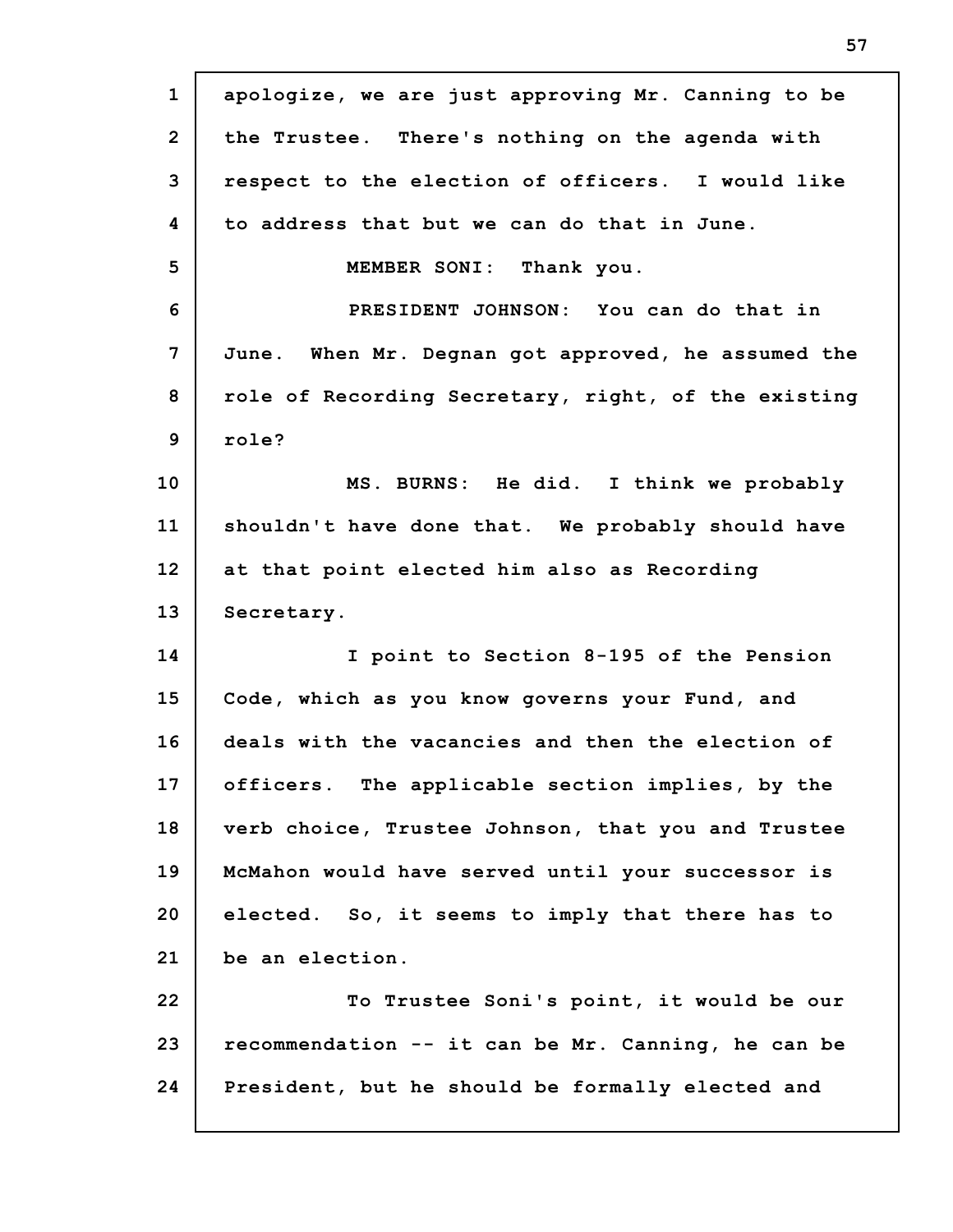apologize, we are just approving Mr. Canning to be the Trustee. There's nothing on the agenda with respect to the election of officers. I would like to address that but we can do that in June.

MEMBER SONI: Thank you.

PRESIDENT JOHNSON: You can do that in June. When Mr. Degnan got approved, he assumed the role of Recording Secretary, right, of the existing role?

MS. BURNS: He did. I think we probably shouldn't have done that. We probably should have at that point elected him also as Recording Secretary.

I point to Section 8-195 of the Pension Code, which as you know governs your Fund, and deals with the vacancies and then the election of officers. The applicable section implies, by the verb choice, Trustee Johnson, that you and Trustee McMahon would have served until your successor is elected. So, it seems to imply that there has to be an election.

To Trustee Soni's point, it would be our recommendation -- it can be Mr. Canning, he can be President, but he should be formally elected and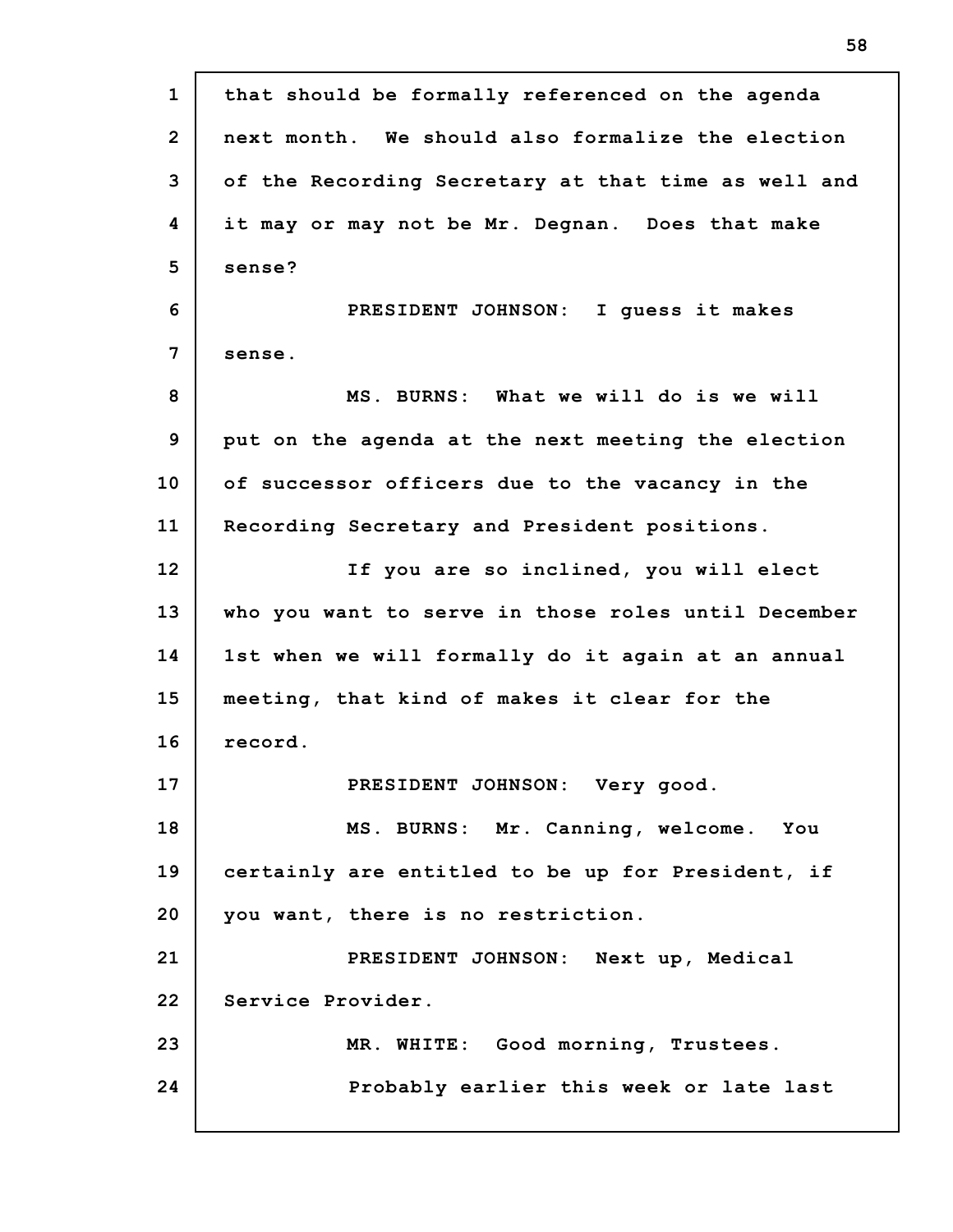that should be formally referenced on the agenda next month. We should also formalize the election of the Recording Secretary at that time as well and it may or may not be Mr. Degnan. Does that make sense?

PRESIDENT JOHNSON: I guess it makes sense.

MS. BURNS: What we will do is we will put on the agenda at the next meeting the election of successor officers due to the vacancy in the Recording Secretary and President positions.

If you are so inclined, you will elect who you want to serve in those roles until December 1st when we will formally do it again at an annual meeting, that kind of makes it clear for the record.

PRESIDENT JOHNSON: Very good.

MS. BURNS: Mr. Canning, welcome. You certainly are entitled to be up for President, if you want, there is no restriction.

PRESIDENT JOHNSON: Next up, Medical Service Provider.

MR. WHITE: Good morning, Trustees.

Probably earlier this week or late last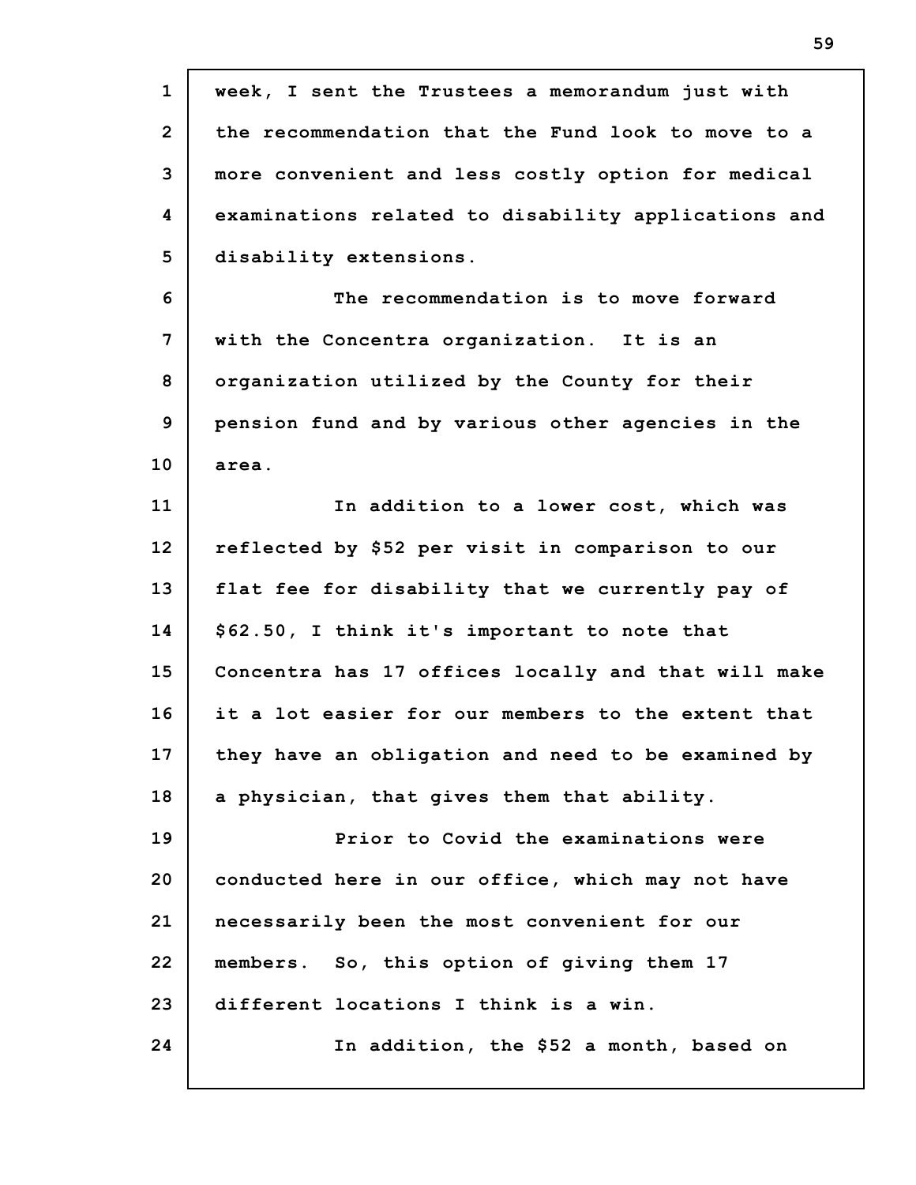week, I sent the Trustees a memorandum just with the recommendation that the Fund look to move to a more convenient and less costly option for medical examinations related to disability applications and disability extensions.

The recommendation is to move forward with the Concentra organization. It is an organization utilized by the County for their pension fund and by various other agencies in the area.

In addition to a lower cost, which was reflected by $52 per visit in comparison to our flat fee for disability that we currently pay of $62.50, I think it's important to note that Concentra has 17 offices locally and that will make it a lot easier for our members to the extent that they have an obligation and need to be examined by a physician, that gives them that ability.

Prior to Covid the examinations were conducted here in our office, which may not have necessarily been the most convenient for our members. So, this option of giving them 17 different locations I think is a win.

In addition, the $52 a month, based on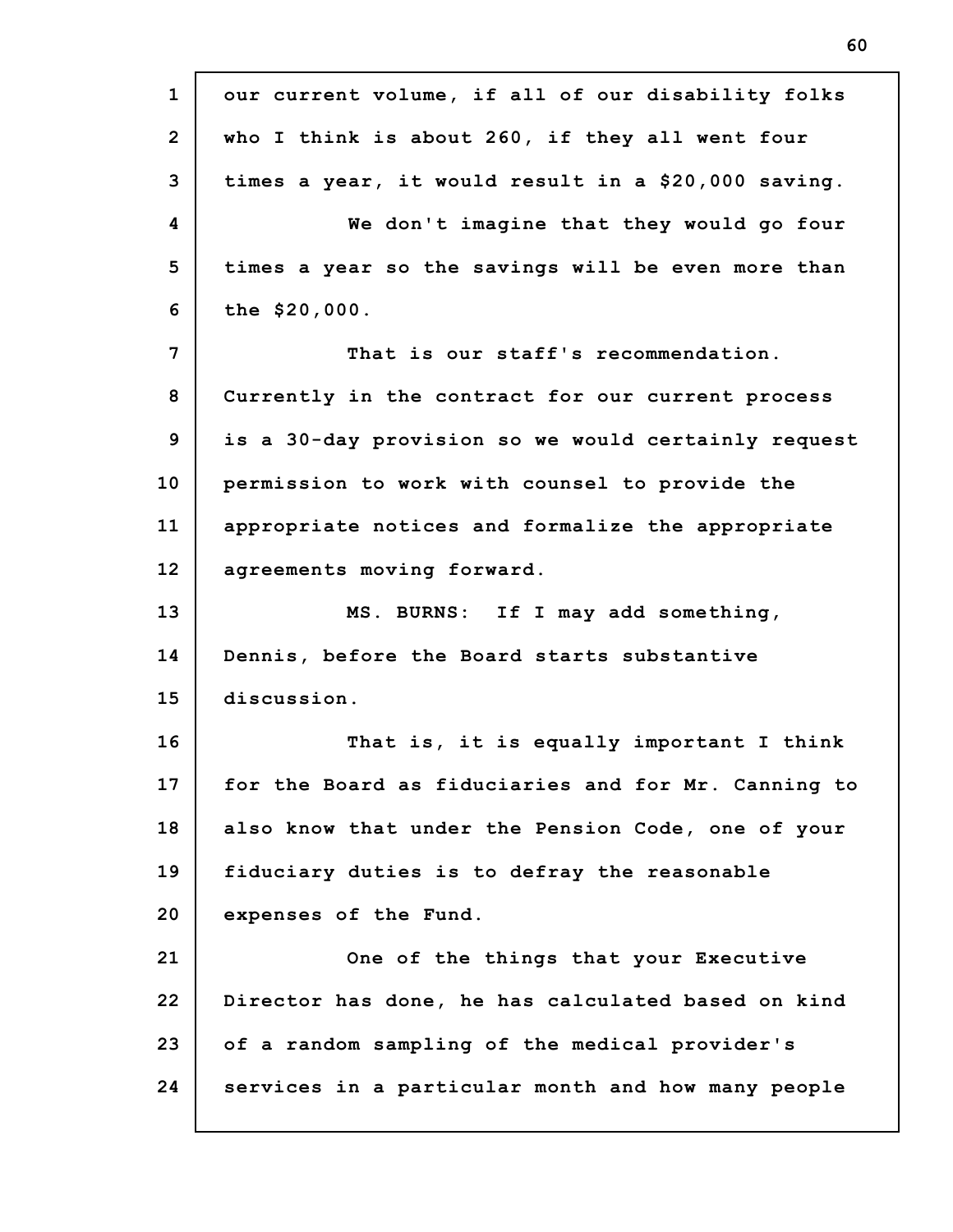our current volume, if all of our disability folks who I think is about 260, if they all went four times a year, it would result in a $20,000 saving.

We don't imagine that they would go four times a year so the savings will be even more than the $20,000.

That is our staff's recommendation. Currently in the contract for our current process is a 30-day provision so we would certainly request permission to work with counsel to provide the appropriate notices and formalize the appropriate agreements moving forward.

MS. BURNS: If I may add something, Dennis, before the Board starts substantive discussion.

That is, it is equally important I think for the Board as fiduciaries and for Mr. Canning to also know that under the Pension Code, one of your fiduciary duties is to defray the reasonable expenses of the Fund.

One of the things that your Executive Director has done, he has calculated based on kind of a random sampling of the medical provider's services in a particular month and how many people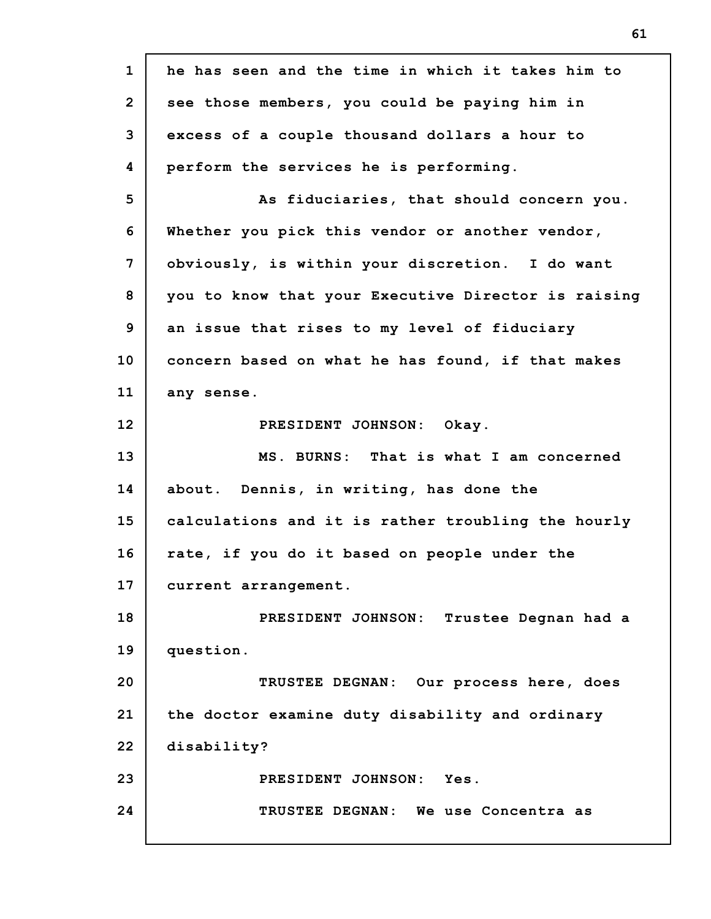he has seen and the time in which it takes him to see those members, you could be paying him in excess of a couple thousand dollars a hour to perform the services he is performing.

As fiduciaries, that should concern you. Whether you pick this vendor or another vendor, obviously, is within your discretion. I do want you to know that your Executive Director is raising an issue that rises to my level of fiduciary concern based on what he has found, if that makes any sense.

PRESIDENT JOHNSON: Okay.

MS. BURNS: That is what I am concerned about. Dennis, in writing, has done the calculations and it is rather troubling the hourly rate, if you do it based on people under the current arrangement.

PRESIDENT JOHNSON: Trustee Degnan had a question.

TRUSTEE DEGNAN: Our process here, does the doctor examine duty disability and ordinary disability?

PRESIDENT JOHNSON: Yes.

TRUSTEE DEGNAN: We use Concentra as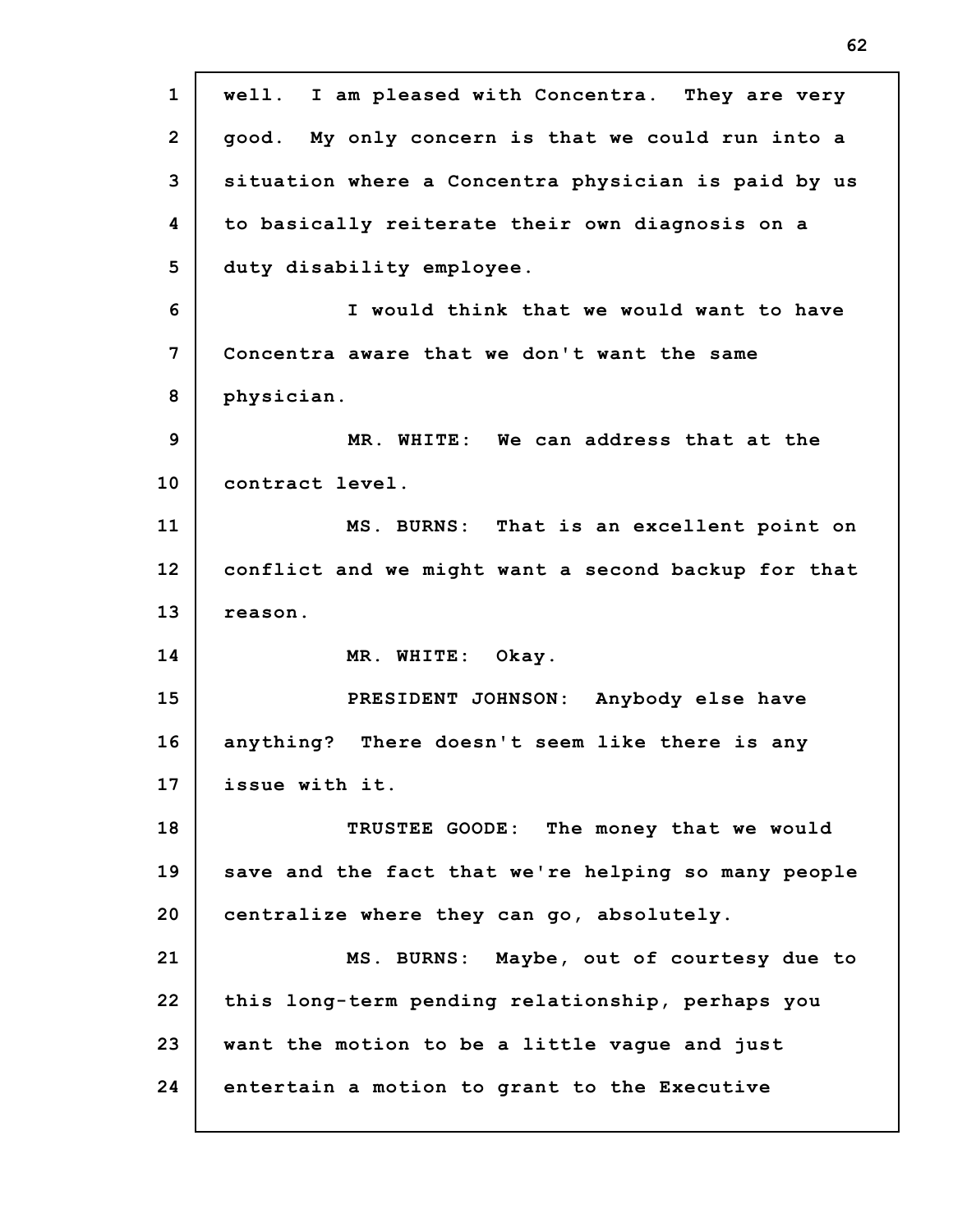well. I am pleased with Concentra. They are very good. My only concern is that we could run into a situation where a Concentra physician is paid by us to basically reiterate their own diagnosis on a duty disability employee.

I would think that we would want to have Concentra aware that we don't want the same physician.

MR. WHITE: We can address that at the contract level.

MS. BURNS: That is an excellent point on conflict and we might want a second backup for that reason.

MR. WHITE: Okay.

PRESIDENT JOHNSON: Anybody else have anything? There doesn't seem like there is any issue with it.

TRUSTEE GOODE: The money that we would save and the fact that we're helping so many people centralize where they can go, absolutely.

MS. BURNS: Maybe, out of courtesy due to this long-term pending relationship, perhaps you want the motion to be a little vague and just entertain a motion to grant to the Executive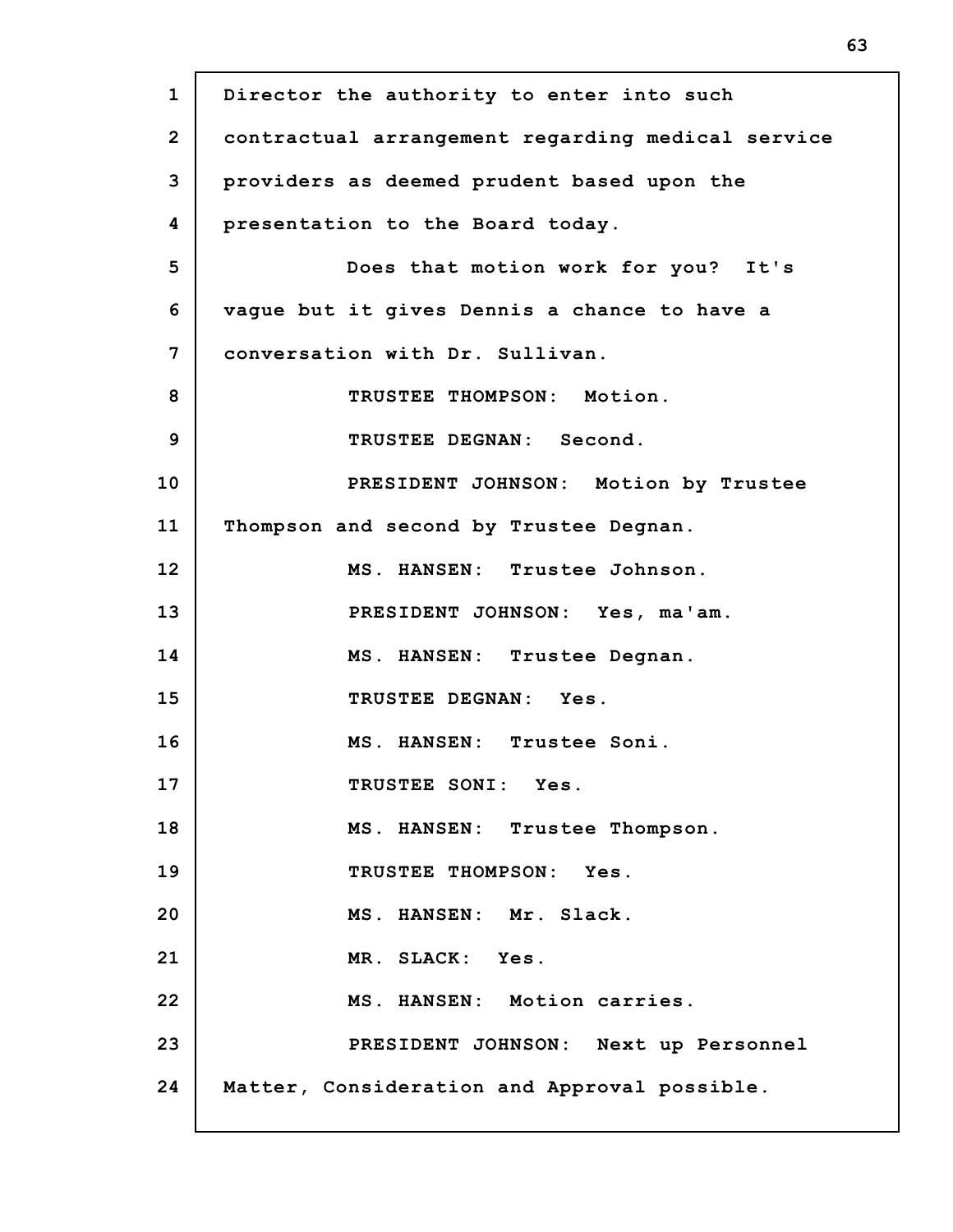Director the authority to enter into such contractual arrangement regarding medical service providers as deemed prudent based upon the presentation to the Board today.

Does that motion work for you? It's vague but it gives Dennis a chance to have a conversation with Dr. Sullivan.

TRUSTEE THOMPSON: Motion.

TRUSTEE DEGNAN: Second.

PRESIDENT JOHNSON: Motion by Trustee Thompson and second by Trustee Degnan.

MS. HANSEN: Trustee Johnson.

PRESIDENT JOHNSON: Yes, ma'am.

MS. HANSEN: Trustee Degnan.

TRUSTEE DEGNAN: Yes.

MS. HANSEN: Trustee Soni.

TRUSTEE SONI: Yes.

MS. HANSEN: Trustee Thompson.

TRUSTEE THOMPSON: Yes.

MS. HANSEN: Mr. Slack.

MR. SLACK: Yes.

MS. HANSEN: Motion carries.

PRESIDENT JOHNSON: Next up Personnel Matter, Consideration and Approval possible.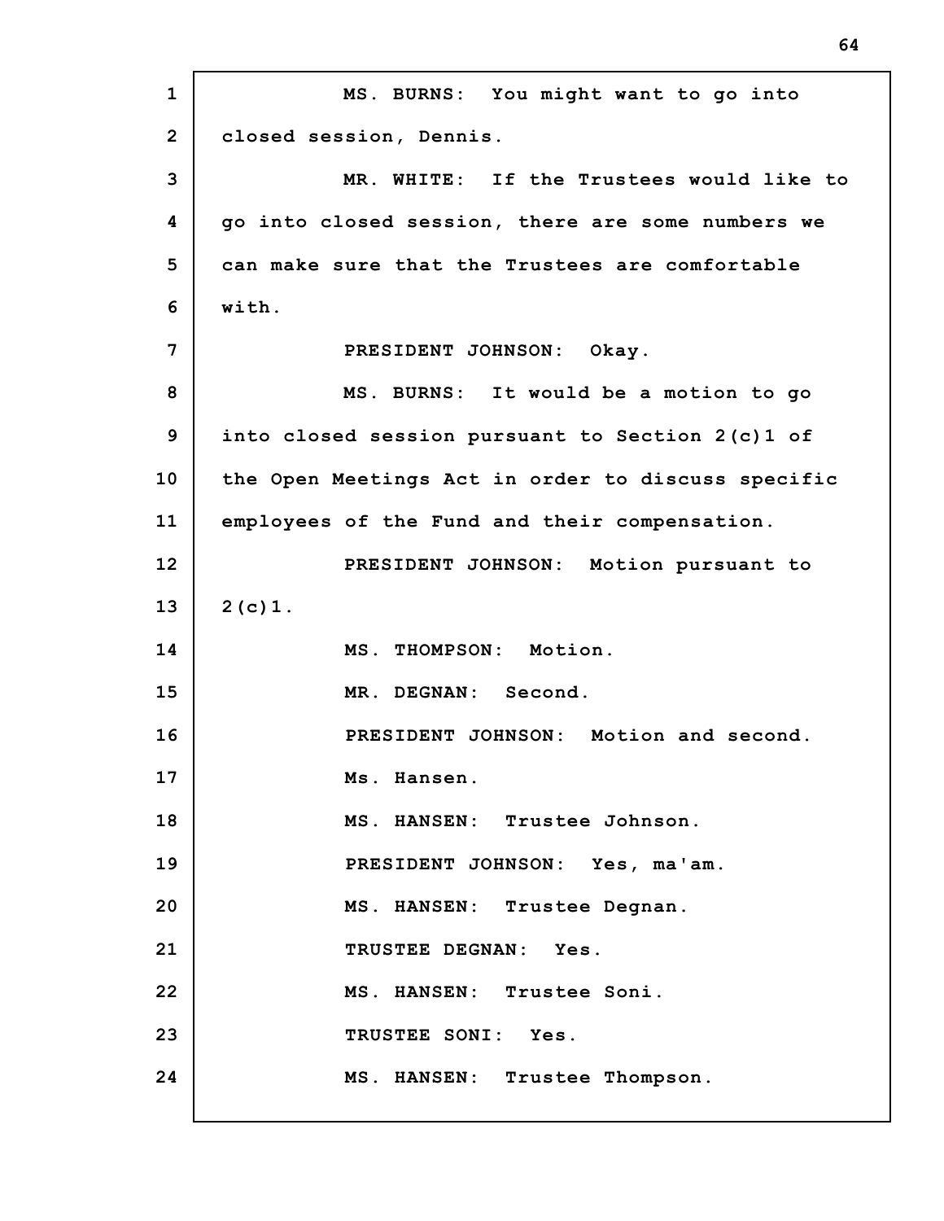MS. BURNS: You might want to go into closed session, Dennis.

MR. WHITE: If the Trustees would like to go into closed session, there are some numbers we can make sure that the Trustees are comfortable with.

PRESIDENT JOHNSON: Okay.

MS. BURNS: It would be a motion to go into closed session pursuant to Section 2(c)1 of the Open Meetings Act in order to discuss specific employees of the Fund and their compensation.

PRESIDENT JOHNSON: Motion pursuant to 2(c)1.

MS. THOMPSON: Motion.

MR. DEGNAN: Second.

PRESIDENT JOHNSON: Motion and second. Ms. Hansen.

MS. HANSEN: Trustee Johnson.

PRESIDENT JOHNSON: Yes, ma'am.

MS. HANSEN: Trustee Degnan.

TRUSTEE DEGNAN: Yes.

MS. HANSEN: Trustee Soni.

TRUSTEE SONI: Yes.

MS. HANSEN: Trustee Thompson.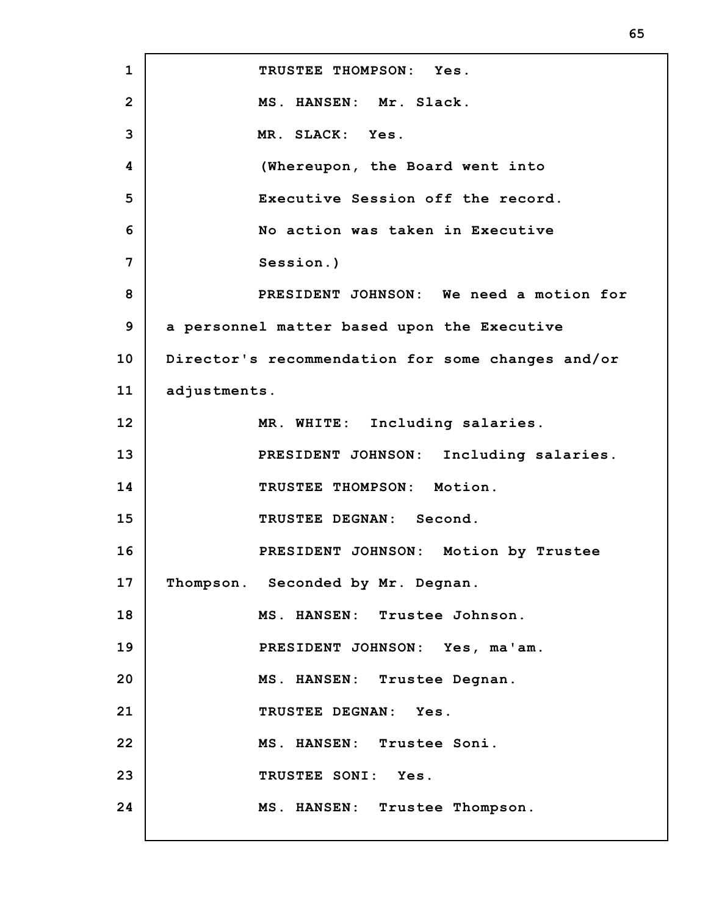TRUSTEE THOMPSON: Yes.

MS. HANSEN: Mr. Slack.

MR. SLACK: Yes.

(Whereupon, the Board went into Executive Session off the record. No action was taken in Executive Session.)

PRESIDENT JOHNSON: We need a motion for a personnel matter based upon the Executive Director's recommendation for some changes and/or adjustments.

MR. WHITE: Including salaries.

PRESIDENT JOHNSON: Including salaries.

TRUSTEE THOMPSON: Motion.

TRUSTEE DEGNAN: Second.

PRESIDENT JOHNSON: Motion by Trustee Thompson. Seconded by Mr. Degnan.

MS. HANSEN: Trustee Johnson.

PRESIDENT JOHNSON: Yes, ma'am.

MS. HANSEN: Trustee Degnan.

TRUSTEE DEGNAN: Yes.

MS. HANSEN: Trustee Soni.

TRUSTEE SONI: Yes.

MS. HANSEN: Trustee Thompson.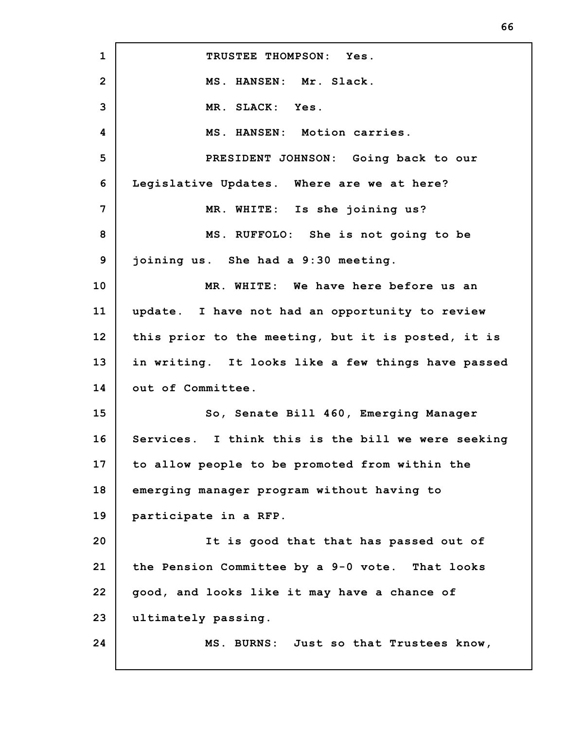TRUSTEE THOMPSON: Yes.

MS. HANSEN: Mr. Slack.

MR. SLACK: Yes.

MS. HANSEN: Motion carries.

PRESIDENT JOHNSON: Going back to our Legislative Updates. Where are we at here?

MR. WHITE: Is she joining us?

MS. RUFFOLO: She is not going to be joining us. She had a 9:30 meeting.

MR. WHITE: We have here before us an update. I have not had an opportunity to review this prior to the meeting, but it is posted, it is in writing. It looks like a few things have passed out of Committee.

So, Senate Bill 460, Emerging Manager Services. I think this is the bill we were seeking to allow people to be promoted from within the emerging manager program without having to participate in a RFP.

It is good that that has passed out of the Pension Committee by a 9-0 vote. That looks good, and looks like it may have a chance of ultimately passing.

MS. BURNS: Just so that Trustees know,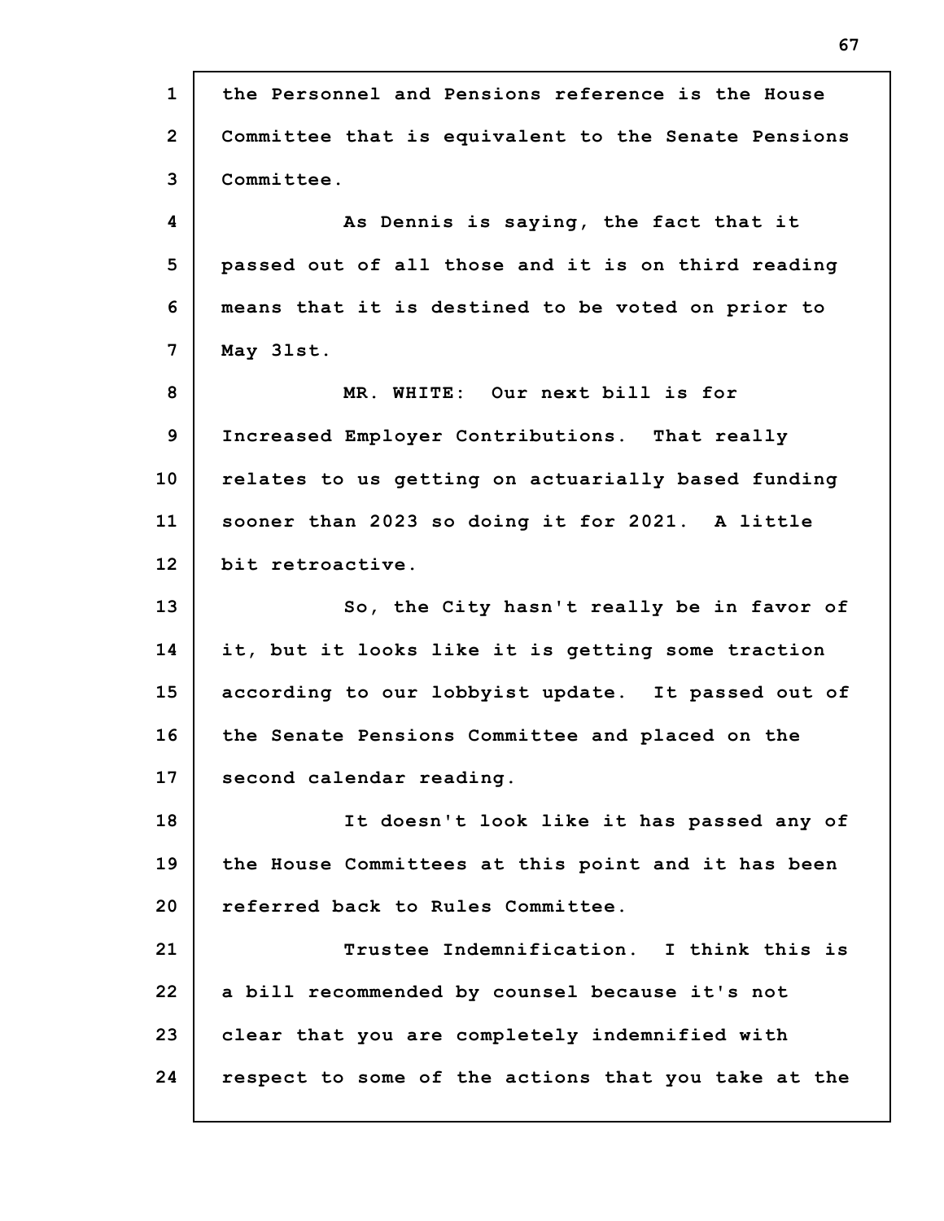the Personnel and Pensions reference is the House Committee that is equivalent to the Senate Pensions Committee.

As Dennis is saying, the fact that it passed out of all those and it is on third reading means that it is destined to be voted on prior to May 31st.

MR. WHITE: Our next bill is for Increased Employer Contributions. That really relates to us getting on actuarially based funding sooner than 2023 so doing it for 2021. A little bit retroactive.

So, the City hasn't really be in favor of it, but it looks like it is getting some traction according to our lobbyist update. It passed out of the Senate Pensions Committee and placed on the second calendar reading.

It doesn't look like it has passed any of the House Committees at this point and it has been referred back to Rules Committee.

Trustee Indemnification. I think this is a bill recommended by counsel because it's not clear that you are completely indemnified with respect to some of the actions that you take at the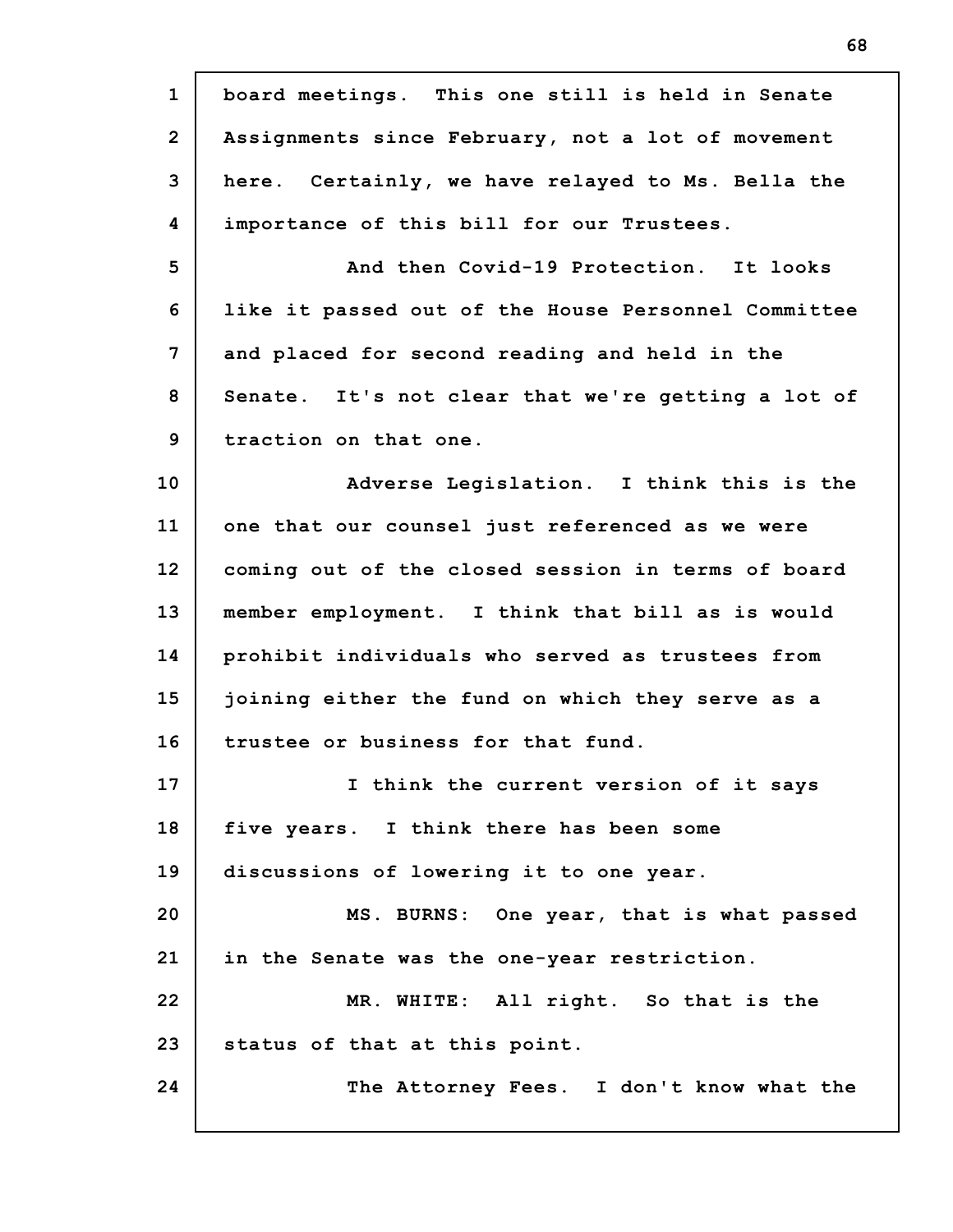board meetings. This one still is held in Senate Assignments since February, not a lot of movement here. Certainly, we have relayed to Ms. Bella the importance of this bill for our Trustees.

And then Covid-19 Protection. It looks like it passed out of the House Personnel Committee and placed for second reading and held in the Senate. It's not clear that we're getting a lot of traction on that one.

Adverse Legislation. I think this is the one that our counsel just referenced as we were coming out of the closed session in terms of board member employment. I think that bill as is would prohibit individuals who served as trustees from joining either the fund on which they serve as a trustee or business for that fund.

I think the current version of it says five years. I think there has been some discussions of lowering it to one year.

MS. BURNS: One year, that is what passed in the Senate was the one-year restriction.

MR. WHITE: All right. So that is the status of that at this point.

The Attorney Fees. I don't know what the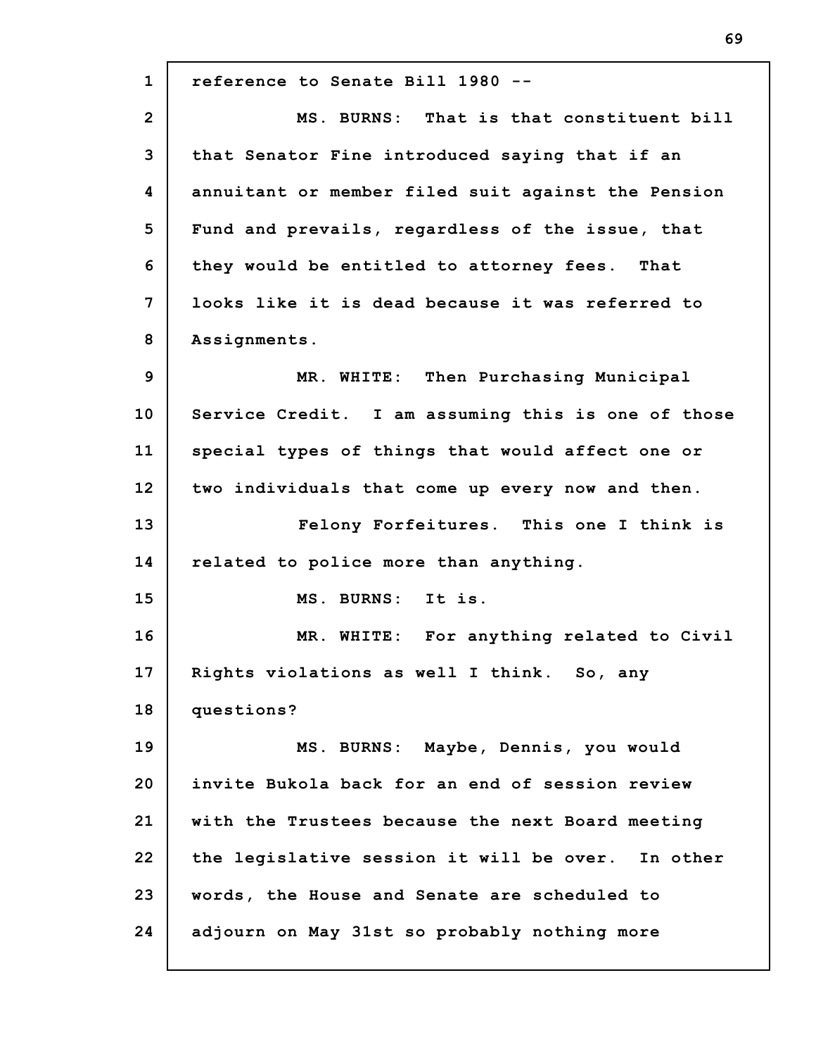reference to Senate Bill 1980 --

MS. BURNS: That is that constituent bill that Senator Fine introduced saying that if an annuitant or member filed suit against the Pension Fund and prevails, regardless of the issue, that they would be entitled to attorney fees. That looks like it is dead because it was referred to Assignments.

MR. WHITE: Then Purchasing Municipal Service Credit. I am assuming this is one of those special types of things that would affect one or two individuals that come up every now and then.

Felony Forfeitures. This one I think is related to police more than anything.

MS. BURNS: It is.

MR. WHITE: For anything related to Civil Rights violations as well I think. So, any questions?

MS. BURNS: Maybe, Dennis, you would invite Bukola back for an end of session review with the Trustees because the next Board meeting the legislative session it will be over. In other words, the House and Senate are scheduled to adjourn on May 31st so probably nothing more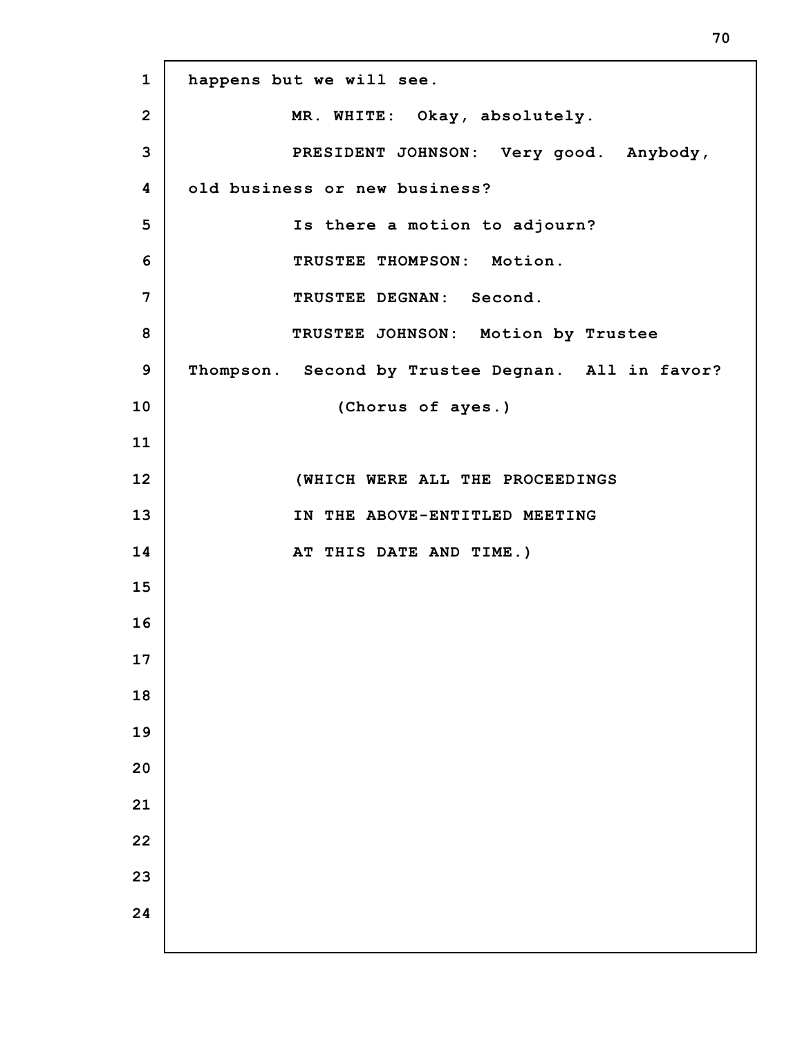happens but we will see.

MR. WHITE: Okay, absolutely.

PRESIDENT JOHNSON: Very good. Anybody, old business or new business?

Is there a motion to adjourn?

TRUSTEE THOMPSON: Motion.

TRUSTEE DEGNAN: Second.

TRUSTEE JOHNSON: Motion by Trustee Thompson. Second by Trustee Degnan. All in favor?

(Chorus of ayes.)

(WHICH WERE ALL THE PROCEEDINGS IN THE ABOVE-ENTITLED MEETING AT THIS DATE AND TIME.)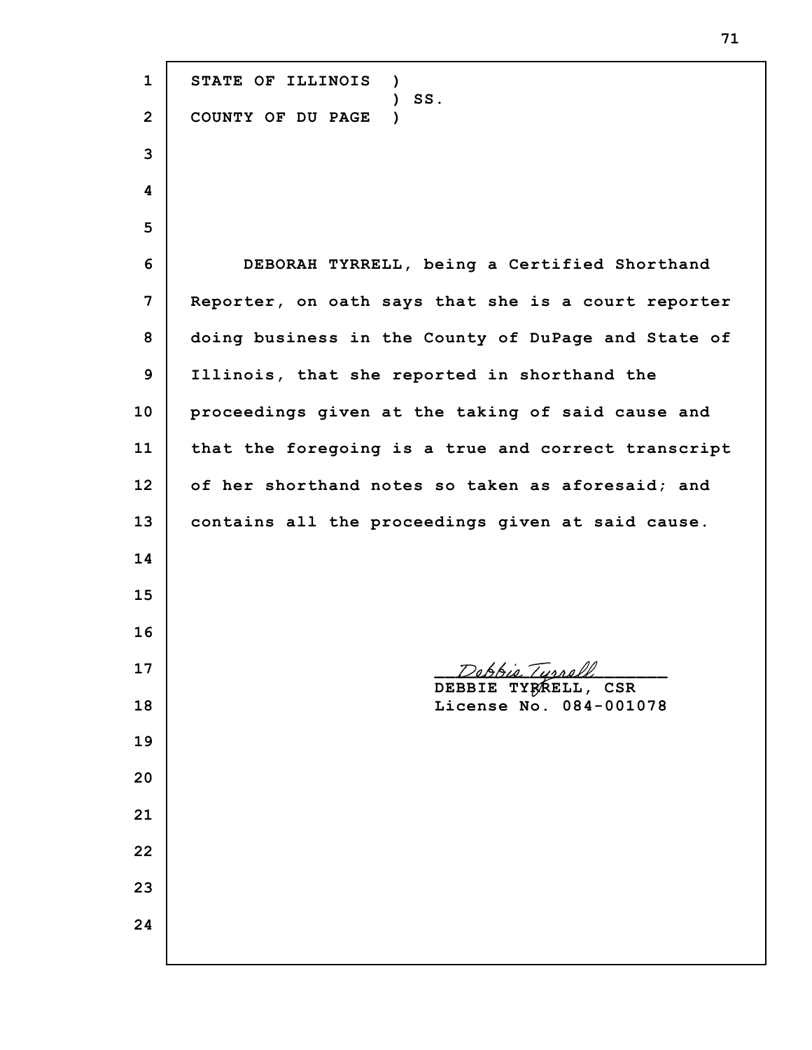STATE OF ILLINOIS )
) SS.
COUNTY OF DU PAGE )

DEBORAH TYRRELL, being a Certified Shorthand Reporter, on oath says that she is a court reporter doing business in the County of DuPage and State of Illinois, that she reported in shorthand the proceedings given at the taking of said cause and that the foregoing is a true and correct transcript of her shorthand notes so taken as aforesaid; and contains all the proceedings given at said cause.

Debbie Tyrrell

DEBBIE TYRRELL, CSR
License No. 084-001078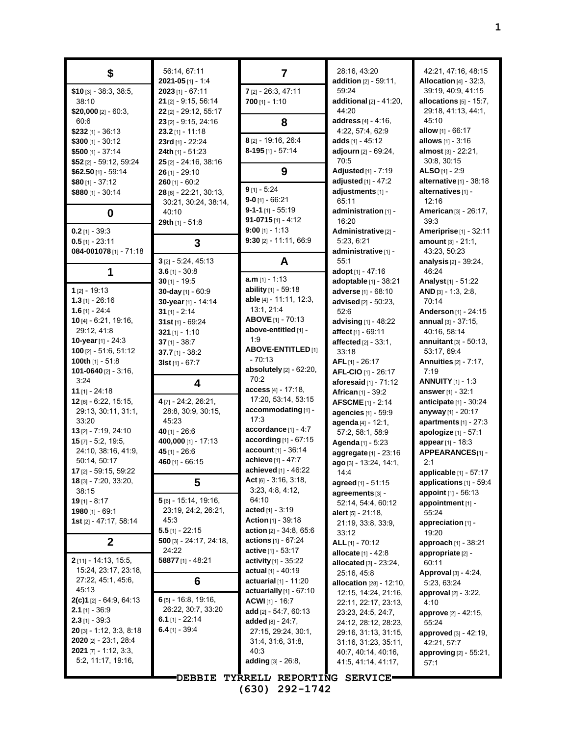## $

**$10** [3] - 38:3, 38:5, 38:10
**$20,000** [2] - 60:3, 60:6
**$232** [1] - 36:13
**$300** [1] - 30:12
**$500** [1] - 37:14
**$52** [2] - 59:12, 59:24
**$62.50** [1] - 59:14
**$80** [1] - 37:12
**$880** [1] - 30:14

## 0

**0.2** [1] - 39:3
**0.5** [1] - 23:11
**084-001078** [1] - 71:18

## 1

**1** [2] - 19:13
**1.3** [1] - 26:16
**1.6** [1] - 24:4
**10** [4] - 6:21, 19:16, 29:12, 41:8
**10-year** [1] - 24:3
**100** [2] - 51:6, 51:12
**100th** [1] - 51:8
**101-0640** [2] - 3:16, 3:24
**11** [1] - 24:18
**12** [6] - 6:22, 15:15, 29:13, 30:11, 31:1, 33:20
**13** [2] - 7:19, 24:10
**15** [7] - 5:2, 19:5, 24:10, 38:16, 41:9, 50:14, 50:17
**17** [2] - 59:15, 59:22
**18** [3] - 7:20, 33:20, 38:15
**19** [1] - 8:17
**1980** [1] - 69:1
**1st** [2] - 47:17, 58:14

## 2

**2** [11] - 14:13, 15:5, 15:24, 23:17, 23:18, 27:22, 45:1, 45:6, 45:13
**2(c)1** [2] - 64:9, 64:13
**2.1** [1] - 36:9
**2.3** [1] - 39:3
**20** [3] - 1:12, 3:3, 8:18
**2020** [2] - 23:1, 28:4
**2021** [7] - 1:12, 3:3, 5:2, 11:17, 19:16, 56:14, 67:11
**2021-05** [1] - 1:4
**2023** [1] - 67:11
**21** [2] - 9:15, 56:14
**22** [2] - 29:12, 55:17
**23** [2] - 9:15, 24:16
**23.2** [1] - 11:18
**23rd** [1] - 22:24
**24th** [1] - 51:23
**25** [2] - 24:16, 38:16
**26** [1] - 29:10
**260** [1] - 60:2
**28** [6] - 22:21, 30:13, 30:21, 30:24, 38:14, 40:10
**29th** [1] - 51:8

## 3

**3** [2] - 5:24, 45:13
**3.6** [1] - 30:8
**30** [1] - 19:5
**30-day** [1] - 60:9
**30-year** [1] - 14:14
**31** [1] - 2:14
**31st** [1] - 69:24
**321** [1] - 1:10
**37** [1] - 38:7
**37.7** [1] - 38:2
**3lst** [1] - 67:7

## 4

**4** [7] - 24:2, 26:21, 28:8, 30:9, 30:15, 45:23
**40** [1] - 26:6
**400,000** [1] - 17:13
**45** [1] - 26:6
**460** [1] - 66:15

## 5

**5** [6] - 15:14, 19:16, 23:19, 24:2, 26:21, 45:3
**5.5** [1] - 22:15
**500** [3] - 24:17, 24:18, 24:22
**58877** [1] - 48:21

## 6

**6** [5] - 16:8, 19:16, 26:22, 30:7, 33:20
**6.1** [1] - 22:14
**6.4** [1] - 39:4

## 7

**7** [2] - 26:3, 47:11
**700** [1] - 1:10

## 8

**8** [2] - 19:16, 26:4
**8-195** [1] - 57:14

## 9

**9** [1] - 5:24
**9-0** [1] - 66:21
**9-1-1** [1] - 55:19
**91-0715** [1] - 4:12
**9:00** [1] - 1:13
**9:30** [2] - 11:11, 66:9

## A

**a.m** [1] - 1:13
**ability** [1] - 59:18
**able** [4] - 11:11, 12:3, 13:1, 21:4
**ABOVE** [1] - 70:13
**above-entitled** [1] - 1:9
**ABOVE-ENTITLED** [1] - 70:13
**absolutely** [2] - 62:20, 70:2
**access** [4] - 17:18, 17:20, 53:14, 53:15
**accommodating** [1] - 17:3
**accordance** [1] - 4:7
**according** [1] - 67:15
**account** [1] - 36:14
**achieve** [1] - 47:7
**achieved** [1] - 46:22
**Act** [6] - 3:16, 3:18, 3:23, 4:8, 4:12, 64:10
**acted** [1] - 3:19
**Action** [1] - 39:18
**action** [2] - 34:8, 65:6
**actions** [1] - 67:24
**active** [1] - 53:17
**activity** [1] - 35:22
**actual** [1] - 40:19
**actuarial** [1] - 11:20
**actuarially** [1] - 67:10
**ACWI** [1] - 16:7
**add** [2] - 54:7, 60:13
**added** [8] - 24:7, 27:15, 29:24, 30:1, 31:4, 31:6, 31:8, 40:3
**adding** [3] - 26:8, 28:16, 43:20
**addition** [2] - 59:11, 59:24
**additional** [2] - 41:20, 44:20
**address** [4] - 4:16, 4:22, 57:4, 62:9
**adds** [1] - 45:12
**adjourn** [2] - 69:24, 70:5
**Adjusted** [1] - 7:19
**adjusted** [1] - 47:2
**adjustments** [1] - 65:11
**administration** [1] - 16:20
**Administrative** [2] - 5:23, 6:21
**administrative** [1] - 55:1
**adopt** [1] - 47:16
**adoptable** [1] - 38:21
**adverse** [1] - 68:10
**advised** [2] - 50:23, 52:6
**advising** [1] - 48:22
**affect** [1] - 69:11
**affected** [2] - 33:1, 33:18
**AFL** [1] - 26:17
**AFL-CIO** [1] - 26:17
**aforesaid** [1] - 71:12
**African** [1] - 39:2
**AFSCME** [1] - 2:14
**agencies** [1] - 59:9
**agenda** [4] - 12:1, 57:2, 58:1, 58:9
**Agenda** [1] - 5:23
**aggregate** [1] - 23:16
**ago** [3] - 13:24, 14:1, 14:4
**agreed** [1] - 51:15
**agreements** [3] - 52:14, 54:4, 60:12
**alert** [5] - 21:18, 21:19, 33:8, 33:9, 33:12
**ALL** [1] - 70:12
**allocate** [1] - 42:8
**allocated** [3] - 23:24, 25:16, 45:8
**allocation** [28] - 12:10, 12:15, 14:24, 21:16, 22:11, 22:17, 23:13, 23:23, 24:5, 24:7, 24:12, 28:12, 28:23, 29:16, 31:13, 31:15, 31:16, 31:23, 35:11, 40:7, 40:14, 40:16, 41:5, 41:14, 41:17, 42:21, 47:16, 48:15
**Allocation** [4] - 32:3, 39:19, 40:9, 41:15
**allocations** [5] - 15:7, 29:18, 41:13, 44:1, 45:10
**allow** [1] - 66:17
**allows** [1] - 3:16
**almost** [3] - 22:21, 30:8, 30:15
**ALSO** [1] - 2:9
**alternative** [1] - 38:18
**alternatives** [1] - 12:16
**American** [3] - 26:17, 39:3
**Ameriprise** [1] - 32:11
**amount** [3] - 21:1, 43:23, 50:23
**analysis** [2] - 39:24, 46:24
**Analyst** [1] - 51:22
**AND** [3] - 1:3, 2:8, 70:14
**Anderson** [1] - 24:15
**annual** [3] - 37:15, 40:16, 41:24
**annuitant** [3] - 50:13, 53:17, 69:4
**Annuities** [2] - 7:17, 7:19
**ANNUITY** [1] - 1:3
**answer** [1] - 32:1
**anticipate** [1] - 30:24
**anyway** [1] - 20:17
**apartments** [1] - 27:3
**apologize** [1] - 57:1
**appear** [1] - 18:3
**APPEARANCES** [1] - 2:1
**applicable** [1] - 57:17
**applications** [1] - 59:4
**appoint** [1] - 56:13
**appointment** [1] - 55:24
**appreciation** [1] - 19:20
**approach** [1] - 38:21
**appropriate** [2] - 60:11
**Approval** [3] - 4:24, 5:23, 63:24
**approval** [2] - 3:22, 4:10
**approve** [2] - 42:15, 55:24
**approved** [3] - 42:19, 42:21, 57:7
**approving** [2] - 55:21, 57:1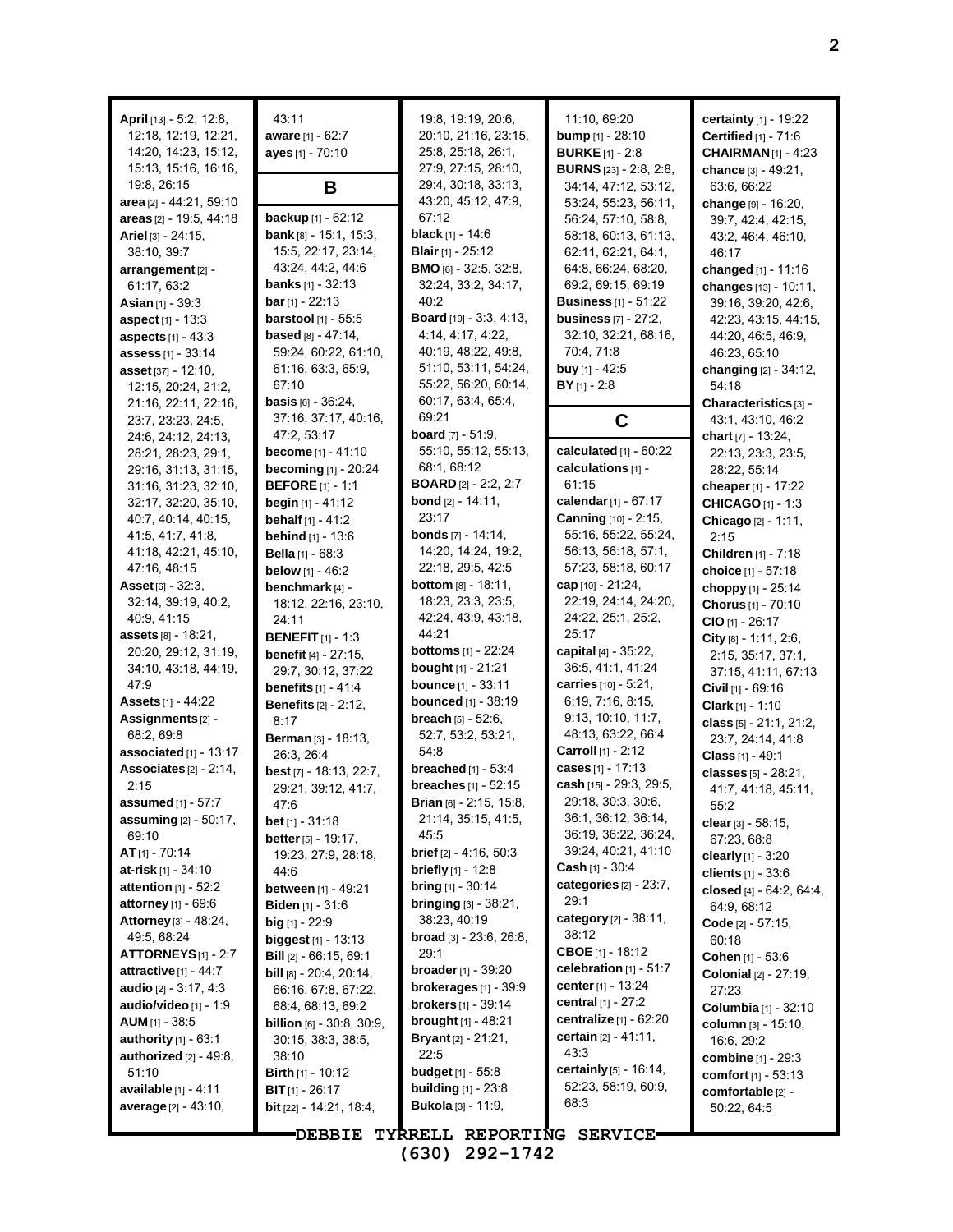**April** [13] - 5:2, 12:8, 12:18, 12:19, 12:21, 14:20, 14:23, 15:12, 15:13, 15:16, 16:16, 19:8, 26:15
**area** [2] - 44:21, 59:10
**areas** [2] - 19:5, 44:18
**Ariel** [3] - 24:15, 38:10, 39:7
**arrangement** [2] - 61:17, 63:2
**Asian** [1] - 39:3
**aspect** [1] - 13:3
**aspects** [1] - 43:3
**assess** [1] - 33:14
**asset** [37] - 12:10, 12:15, 20:24, 21:2, 21:16, 22:11, 22:16, 23:7, 23:23, 24:5, 24:6, 24:12, 24:13, 28:21, 28:23, 29:1, 29:16, 31:13, 31:15, 31:16, 31:23, 32:10, 32:17, 32:20, 35:10, 40:7, 40:14, 40:15, 41:5, 41:7, 41:8, 41:18, 42:21, 45:10, 47:16, 48:15
**Asset** [6] - 32:3, 32:14, 39:19, 40:2, 40:9, 41:15
**assets** [8] - 18:21, 20:20, 29:12, 31:19, 34:10, 43:18, 44:19, 47:9
**Assets** [1] - 44:22
**Assignments** [2] - 68:2, 69:8
**associated** [1] - 13:17
**Associates** [2] - 2:14, 2:15
**assumed** [1] - 57:7
**assuming** [2] - 50:17, 69:10
**AT** [1] - 70:14
**at-risk** [1] - 34:10
**attention** [1] - 52:2
**attorney** [1] - 69:6
**Attorney** [3] - 48:24, 49:5, 68:24
**ATTORNEYS** [1] - 2:7
**attractive** [1] - 44:7
**audio** [2] - 3:17, 4:3
**audio/video** [1] - 1:9
**AUM** [1] - 38:5
**authority** [1] - 63:1
**authorized** [2] - 49:8, 51:10
**available** [1] - 4:11
**average** [2] - 43:10, 43:11
**aware** [1] - 62:7
**ayes** [1] - 70:10

## B

**backup** [1] - 62:12
**bank** [8] - 15:1, 15:3, 15:5, 22:17, 23:14, 43:24, 44:2, 44:6
**banks** [1] - 32:13
**bar** [1] - 22:13
**barstool** [1] - 55:5
**based** [8] - 47:14, 59:24, 60:22, 61:10, 61:16, 63:3, 65:9, 67:10
**basis** [6] - 36:24, 37:16, 37:17, 40:16, 47:2, 53:17
**become** [1] - 41:10
**becoming** [1] - 20:24
**BEFORE** [1] - 1:1
**begin** [1] - 41:12
**behalf** [1] - 41:2
**behind** [1] - 13:6
**Bella** [1] - 68:3
**below** [1] - 46:2
**benchmark** [4] - 18:12, 22:16, 23:10, 24:11
**BENEFIT** [1] - 1:3
**benefit** [4] - 27:15, 29:7, 30:12, 37:22
**benefits** [1] - 41:4
**Benefits** [2] - 2:12, 8:17
**Berman** [3] - 18:13, 26:3, 26:4
**best** [7] - 18:13, 22:7, 29:21, 39:12, 41:7, 47:6
**bet** [1] - 31:18
**better** [5] - 19:17, 19:23, 27:9, 28:18, 44:6
**between** [1] - 49:21
**Biden** [1] - 31:6
**big** [1] - 22:9
**biggest** [1] - 13:13
**Bill** [2] - 66:15, 69:1
**bill** [8] - 20:4, 20:14, 66:16, 67:8, 67:22, 68:4, 68:13, 69:2
**billion** [6] - 30:8, 30:9, 30:15, 38:3, 38:5, 38:10
**Birth** [1] - 10:12
**BIT** [1] - 26:17
**bit** [22] - 14:21, 18:4, 19:8, 19:19, 20:6, 20:10, 21:16, 23:15, 25:8, 25:18, 26:1, 27:9, 27:15, 28:10, 29:4, 30:18, 33:13, 43:20, 45:12, 47:9, 67:12
**black** [1] - 14:6
**Blair** [1] - 25:12
**BMO** [6] - 32:5, 32:8, 32:24, 33:2, 34:17, 40:2
**Board** [19] - 3:3, 4:13, 4:14, 4:17, 4:22, 40:19, 48:22, 49:8, 51:10, 53:11, 54:24, 55:22, 56:20, 60:14, 60:17, 63:4, 65:4, 69:21
**board** [7] - 51:9, 55:10, 55:12, 55:13, 68:1, 68:12
**BOARD** [2] - 2:2, 2:7
**bond** [2] - 14:11, 23:17
**bonds** [7] - 14:14, 14:20, 14:24, 19:2, 22:18, 29:5, 42:5
**bottom** [8] - 18:11, 18:23, 23:3, 23:5, 42:24, 43:9, 43:18, 44:21
**bottoms** [1] - 22:24
**bought** [1] - 21:21
**bounce** [1] - 33:11
**bounced** [1] - 38:19
**breach** [5] - 52:6, 52:7, 53:2, 53:21, 54:8
**breached** [1] - 53:4
**breaches** [1] - 52:15
**Brian** [6] - 2:15, 15:8, 21:14, 35:15, 41:5, 45:5
**brief** [2] - 4:16, 50:3
**briefly** [1] - 12:8
**bring** [1] - 30:14
**bringing** [3] - 38:21, 38:23, 40:19
**broad** [3] - 23:6, 26:8, 29:1
**broader** [1] - 39:20
**brokerages** [1] - 39:9
**brokers** [1] - 39:14
**brought** [1] - 48:21
**Bryant** [2] - 21:21, 22:5
**budget** [1] - 55:8
**building** [1] - 23:8
**Bukola** [3] - 11:9, 11:10, 69:20
**bump** [1] - 28:10
**BURKE** [1] - 2:8
**BURNS** [23] - 2:8, 2:8, 34:14, 47:12, 53:12, 53:24, 55:23, 56:11, 56:24, 57:10, 58:8, 58:18, 60:13, 61:13, 62:11, 62:21, 64:1, 64:8, 66:24, 68:20, 69:2, 69:15, 69:19
**Business** [1] - 51:22
**business** [7] - 27:2, 32:10, 32:21, 68:16, 70:4, 71:8
**buy** [1] - 42:5
**BY** [1] - 2:8

## C

**calculated** [1] - 60:22
**calculations** [1] - 61:15
**calendar** [1] - 67:17
**Canning** [10] - 2:15, 55:16, 55:22, 55:24, 56:13, 56:18, 57:1, 57:23, 58:18, 60:17
**cap** [10] - 21:24, 22:19, 24:14, 24:20, 24:22, 25:1, 25:2, 25:17
**capital** [4] - 35:22, 36:5, 41:1, 41:24
**carries** [10] - 5:21, 6:19, 7:16, 8:15, 9:13, 10:10, 11:7, 48:13, 63:22, 66:4
**Carroll** [1] - 2:12
**cases** [1] - 17:13
**cash** [15] - 29:3, 29:5, 29:18, 30:3, 30:6, 36:1, 36:12, 36:14, 36:19, 36:22, 36:24, 39:24, 40:21, 41:10
**Cash** [1] - 30:4
**categories** [2] - 23:7, 29:1
**category** [2] - 38:11, 38:12
**CBOE** [1] - 18:12
**celebration** [1] - 51:7
**center** [1] - 13:24
**central** [1] - 27:2
**centralize** [1] - 62:20
**certain** [2] - 41:11, 43:3
**certainly** [5] - 16:14, 52:23, 58:19, 60:9, 68:3
**certainty** [1] - 19:22
**Certified** [1] - 71:6
**CHAIRMAN** [1] - 4:23
**chance** [3] - 49:21, 63:6, 66:22
**change** [9] - 16:20, 39:7, 42:4, 42:15, 43:2, 46:4, 46:10, 46:17
**changed** [1] - 11:16
**changes** [13] - 10:11, 39:16, 39:20, 42:6, 42:23, 43:15, 44:15, 44:20, 46:5, 46:9, 46:23, 65:10
**changing** [2] - 34:12, 54:18
**Characteristics** [3] - 43:1, 43:10, 46:2
**chart** [7] - 13:24, 22:13, 23:3, 23:5, 28:22, 55:14
**cheaper** [1] - 17:22
**CHICAGO** [1] - 1:3
**Chicago** [2] - 1:11, 2:15
**Children** [1] - 7:18
**choice** [1] - 57:18
**choppy** [1] - 25:14
**Chorus** [1] - 70:10
**CIO** [1] - 26:17
**City** [8] - 1:11, 2:6, 2:15, 35:17, 37:1, 37:15, 41:11, 67:13
**Civil** [1] - 69:16
**Clark** [1] - 1:10
**class** [5] - 21:1, 21:2, 23:7, 24:14, 41:8
**Class** [1] - 49:1
**classes** [5] - 28:21, 41:7, 41:18, 45:11, 55:2
**clear** [3] - 58:15, 67:23, 68:8
**clearly** [1] - 3:20
**clients** [1] - 33:6
**closed** [4] - 64:2, 64:4, 64:9, 68:12
**Code** [2] - 57:15, 60:18
**Cohen** [1] - 53:6
**Colonial** [2] - 27:19, 27:23
**Columbia** [1] - 32:10
**column** [3] - 15:10, 16:6, 29:2
**combine** [1] - 29:3
**comfort** [1] - 53:13
**comfortable** [2] - 50:22, 64:5

DEBBIE TYRRELL REPORTING SERVICE
(630) 292-1742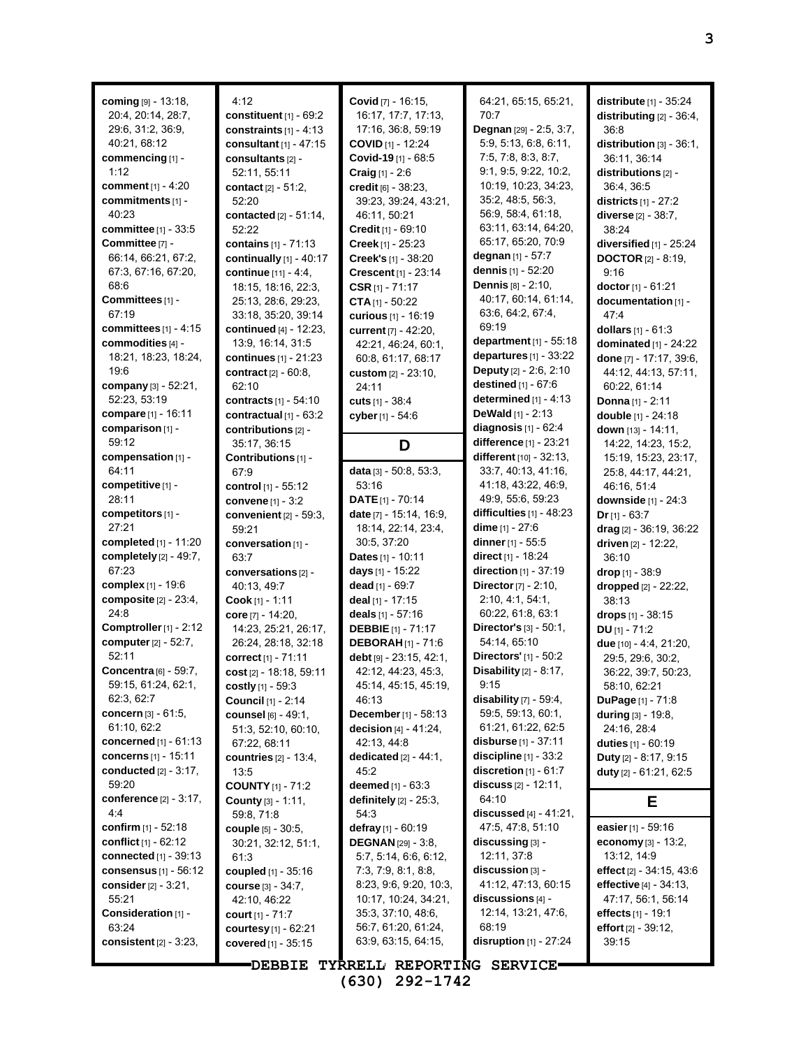**coming** [9] - 13:18, 20:4, 20:14, 28:7, 29:6, 31:2, 36:9, 40:21, 68:12
**commencing** [1] - 1:12
**comment** [1] - 4:20
**commitments** [1] - 40:23
**committee** [1] - 33:5
**Committee** [7] - 66:14, 66:21, 67:2, 67:3, 67:16, 67:20, 68:6
**Committees** [1] - 67:19
**committees** [1] - 4:15
**commodities** [4] - 18:21, 18:23, 18:24, 19:6
**company** [3] - 52:21, 52:23, 53:19
**compare** [1] - 16:11
**comparison** [1] - 59:12
**compensation** [1] - 64:11
**competitive** [1] - 28:11
**competitors** [1] - 27:21
**completed** [1] - 11:20
**completely** [2] - 49:7, 67:23
**complex** [1] - 19:6
**composite** [2] - 23:4, 24:8
**Comptroller** [1] - 2:12
**computer** [2] - 52:7, 52:11
**Concentra** [6] - 59:7, 59:15, 61:24, 62:1, 62:3, 62:7
**concern** [3] - 61:5, 61:10, 62:2
**concerned** [1] - 61:13
**concerns** [1] - 15:11
**conducted** [2] - 3:17, 59:20
**conference** [2] - 3:17, 4:4
**confirm** [1] - 52:18
**conflict** [1] - 62:12
**connected** [1] - 39:13
**consensus** [1] - 56:12
**consider** [2] - 3:21, 55:21
**Consideration** [1] - 63:24
**consistent** [2] - 3:23, 4:12
**constituent** [1] - 69:2
**constraints** [1] - 4:13
**consultant** [1] - 47:15
**consultants** [2] - 52:11, 55:11
**contact** [2] - 51:2, 52:20
**contacted** [2] - 51:14, 52:22
**contains** [1] - 71:13
**continually** [1] - 40:17
**continue** [11] - 4:4, 18:15, 18:16, 22:3, 25:13, 28:6, 29:23, 33:18, 35:20, 39:14
**continued** [4] - 12:23, 13:9, 16:14, 31:5
**continues** [1] - 21:23
**contract** [2] - 60:8, 62:10
**contracts** [1] - 54:10
**contractual** [1] - 63:2
**contributions** [2] - 35:17, 36:15
**Contributions** [1] - 67:9
**control** [1] - 55:12
**convene** [1] - 3:2
**convenient** [2] - 59:3, 59:21
**conversation** [1] - 63:7
**conversations** [2] - 40:13, 49:7
**Cook** [1] - 1:11
**core** [7] - 14:20, 14:23, 25:21, 26:17, 26:24, 28:18, 32:18
**correct** [1] - 71:11
**cost** [2] - 18:18, 59:11
**costly** [1] - 59:3
**Council** [1] - 2:14
**counsel** [6] - 49:1, 51:3, 52:10, 60:10, 67:22, 68:11
**countries** [2] - 13:4, 13:5
**COUNTY** [1] - 71:2
**County** [3] - 1:11, 59:8, 71:8
**couple** [5] - 30:5, 30:21, 32:12, 51:1, 61:3
**coupled** [1] - 35:16
**course** [3] - 34:7, 42:10, 46:22
**court** [1] - 71:7
**courtesy** [1] - 62:21
**covered** [1] - 35:15
**Covid** [7] - 16:15, 16:17, 17:7, 17:13, 17:16, 36:8, 59:19
**COVID** [1] - 12:24
**Covid-19** [1] - 68:5
**Craig** [1] - 2:6
**credit** [6] - 38:23, 39:23, 39:24, 43:21, 46:11, 50:21
**Credit** [1] - 69:10
**Creek** [1] - 25:23
**Creek's** [1] - 38:20
**Crescent** [1] - 23:14
**CSR** [1] - 71:17
**CTA** [1] - 50:22
**curious** [1] - 16:19
**current** [7] - 42:20, 42:21, 46:24, 60:1, 60:8, 61:17, 68:17
**custom** [2] - 23:10, 24:11
**cuts** [1] - 38:4
**cyber** [1] - 54:6

## D

**data** [3] - 50:8, 53:3, 53:16
**DATE** [1] - 70:14
**date** [7] - 15:14, 16:9, 18:14, 22:14, 23:4, 30:5, 37:20
**Dates** [1] - 10:11
**days** [1] - 15:22
**dead** [1] - 69:7
**deal** [1] - 17:15
**deals** [1] - 57:16
**DEBBIE** [1] - 71:17
**DEBORAH** [1] - 71:6
**debt** [9] - 23:15, 42:1, 42:12, 44:23, 45:3, 45:14, 45:15, 45:19, 46:13
**December** [1] - 58:13
**decision** [4] - 41:24, 42:13, 44:8
**dedicated** [2] - 44:1, 45:2
**deemed** [1] - 63:3
**definitely** [2] - 25:3, 54:3
**defray** [1] - 60:19
**DEGNAN** [29] - 3:8, 5:7, 5:14, 6:6, 6:12, 7:3, 7:9, 8:1, 8:8, 8:23, 9:6, 9:20, 10:3, 10:17, 10:24, 34:21, 35:3, 37:10, 48:6, 56:7, 61:20, 61:24, 63:9, 63:15, 64:15, 64:21, 65:15, 65:21, 70:7
**Degnan** [29] - 2:5, 3:7, 5:9, 5:13, 6:8, 6:11, 7:5, 7:8, 8:3, 8:7, 9:1, 9:5, 9:22, 10:2, 10:19, 10:23, 34:23, 35:2, 48:5, 56:3, 56:9, 58:4, 61:18, 63:11, 63:14, 64:20, 65:17, 65:20, 70:9
**degnan** [1] - 57:7
**dennis** [1] - 52:20
**Dennis** [8] - 2:10, 40:17, 60:14, 61:14, 63:6, 64:2, 67:4, 69:19
**department** [1] - 55:18
**departures** [1] - 33:22
**Deputy** [2] - 2:6, 2:10
**destined** [1] - 67:6
**determined** [1] - 4:13
**DeWald** [1] - 2:13
**diagnosis** [1] - 62:4
**difference** [1] - 23:21
**different** [10] - 32:13, 33:7, 40:13, 41:16, 41:18, 43:22, 46:9, 49:9, 55:6, 59:23
**difficulties** [1] - 48:23
**dime** [1] - 27:6
**dinner** [1] - 55:5
**direct** [1] - 18:24
**direction** [1] - 37:19
**Director** [7] - 2:10, 2:10, 4:1, 54:1, 60:22, 61:8, 63:1
**Director's** [3] - 50:1, 54:14, 65:10
**Directors'** [1] - 50:2
**Disability** [2] - 8:17, 9:15
**disability** [7] - 59:4, 59:5, 59:13, 60:1, 61:21, 61:22, 62:5
**disburse** [1] - 37:11
**discipline** [1] - 33:2
**discretion** [1] - 61:7
**discuss** [2] - 12:11, 64:10
**discussed** [4] - 41:21, 47:5, 47:8, 51:10
**discussing** [3] - 12:11, 37:8
**discussion** [3] - 41:12, 47:13, 60:15
**discussions** [4] - 12:14, 13:21, 47:6, 68:19
**disruption** [1] - 27:24
**distribute** [1] - 35:24
**distributing** [2] - 36:4, 36:8
**distribution** [3] - 36:1, 36:11, 36:14
**distributions** [2] - 36:4, 36:5
**districts** [1] - 27:2
**diverse** [2] - 38:7, 38:24
**diversified** [1] - 25:24
**DOCTOR** [2] - 8:19, 9:16
**doctor** [1] - 61:21
**documentation** [1] - 47:4
**dollars** [1] - 61:3
**dominated** [1] - 24:22
**done** [7] - 17:17, 39:6, 44:12, 44:13, 57:11, 60:22, 61:14
**Donna** [1] - 2:11
**double** [1] - 24:18
**down** [13] - 14:11, 14:22, 14:23, 15:2, 15:19, 15:23, 23:17, 25:8, 44:17, 44:21, 46:16, 51:4
**downside** [1] - 24:3
**Dr** [1] - 63:7
**drag** [2] - 36:19, 36:22
**driven** [2] - 12:22, 36:10
**drop** [1] - 38:9
**dropped** [2] - 22:22, 38:13
**drops** [1] - 38:15
**DU** [1] - 71:2
**due** [10] - 4:4, 21:20, 29:5, 29:6, 30:2, 36:22, 39:7, 50:23, 58:10, 62:21
**DuPage** [1] - 71:8
**during** [3] - 19:8, 24:16, 28:4
**duties** [1] - 60:19
**Duty** [2] - 8:17, 9:15
**duty** [2] - 61:23, 62:5

## E

**easier** [1] - 59:16
**economy** [3] - 13:2, 13:12, 14:9
**effect** [2] - 34:15, 43:6
**effective** [4] - 34:13, 47:17, 56:1, 56:14
**effects** [1] - 19:1
**effort** [2] - 39:12, 39:15

DEBBIE TYRRELL REPORTING SERVICE
(630) 292-1742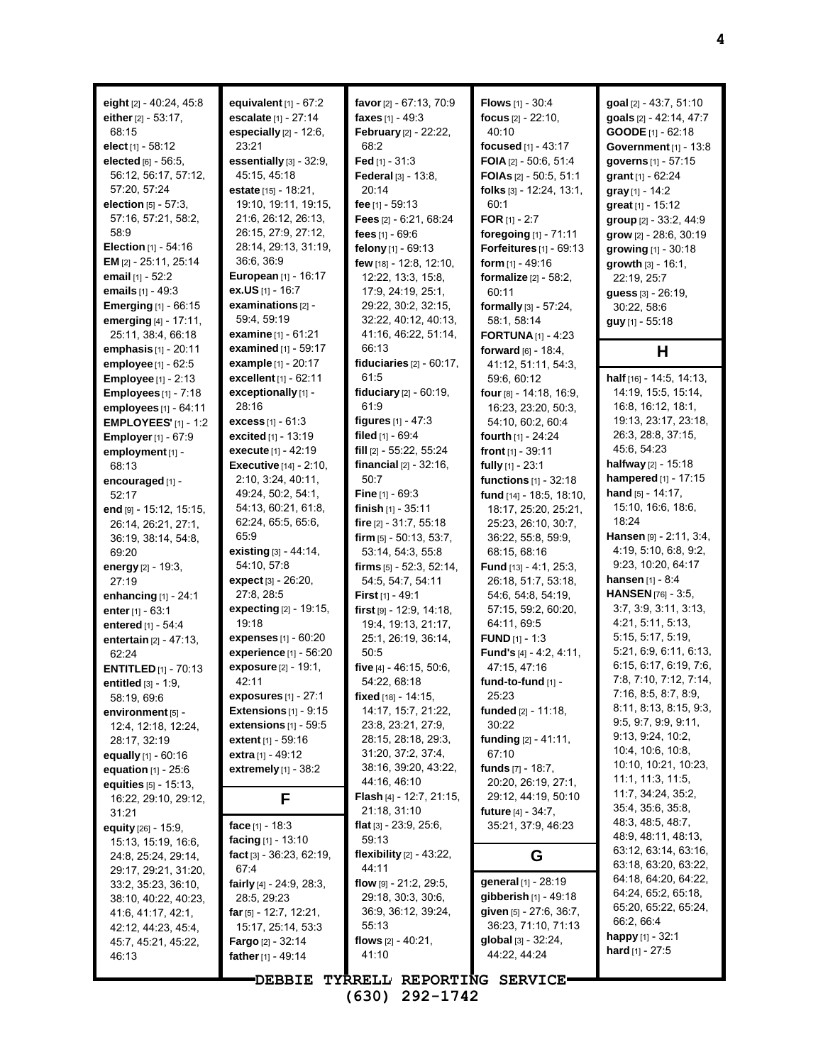**eight** [2] - 40:24, 45:8
**either** [2] - 53:17, 68:15
**elect** [1] - 58:12
**elected** [6] - 56:5, 56:12, 56:17, 57:12, 57:20, 57:24
**election** [5] - 57:3, 57:16, 57:21, 58:2, 58:9
**Election** [1] - 54:16
**EM** [2] - 25:11, 25:14
**email** [1] - 52:2
**emails** [1] - 49:3
**Emerging** [1] - 66:15
**emerging** [4] - 17:11, 25:11, 38:4, 66:18
**emphasis** [1] - 20:11
**employee** [1] - 62:5
**Employee** [1] - 2:13
**Employees** [1] - 7:18
**employees** [1] - 64:11
**EMPLOYEES'** [1] - 1:2
**Employer** [1] - 67:9
**employment** [1] - 68:13
**encouraged** [1] - 52:17
**end** [9] - 15:12, 15:15, 26:14, 26:21, 27:1, 36:19, 38:14, 54:8, 69:20
**energy** [2] - 19:3, 27:19
**enhancing** [1] - 24:1
**enter** [1] - 63:1
**entered** [1] - 54:4
**entertain** [2] - 47:13, 62:24
**ENTITLED** [1] - 70:13
**entitled** [3] - 1:9, 58:19, 69:6
**environment** [5] - 12:4, 12:18, 12:24, 28:17, 32:19
**equally** [1] - 60:16
**equation** [1] - 25:6
**equities** [5] - 15:13, 16:22, 29:10, 29:12, 31:21
**equity** [26] - 15:9, 15:13, 15:19, 16:6, 24:8, 25:24, 29:14, 29:17, 29:21, 31:20, 33:2, 35:23, 36:10, 38:10, 40:22, 40:23, 41:6, 41:17, 42:1, 42:12, 44:23, 45:4, 45:7, 45:21, 45:22, 46:13
**equivalent** [1] - 67:2
**escalate** [1] - 27:14
**especially** [2] - 12:6, 23:21
**essentially** [3] - 32:9, 45:15, 45:18
**estate** [15] - 18:21, 19:10, 19:11, 19:15, 21:6, 26:12, 26:13, 26:15, 27:9, 27:12, 28:14, 29:13, 31:19, 36:6, 36:9
**European** [1] - 16:17
**ex.US** [1] - 16:7
**examinations** [2] - 59:4, 59:19
**examine** [1] - 61:21
**examined** [1] - 59:17
**example** [1] - 20:17
**excellent** [1] - 62:11
**exceptionally** [1] - 28:16
**excess** [1] - 61:3
**excited** [1] - 13:19
**execute** [1] - 42:19
**Executive** [14] - 2:10, 2:10, 3:24, 40:11, 49:24, 50:2, 54:1, 54:13, 60:21, 61:8, 62:24, 65:5, 65:6, 65:9
**existing** [3] - 44:14, 54:10, 57:8
**expect** [3] - 26:20, 27:8, 28:5
**expecting** [2] - 19:15, 19:18
**expenses** [1] - 60:20
**experience** [1] - 56:20
**exposure** [2] - 19:1, 42:11
**exposures** [1] - 27:1
**Extensions** [1] - 9:15
**extensions** [1] - 59:5
**extent** [1] - 59:16
**extra** [1] - 49:12
**extremely** [1] - 38:2

## F

**face** [1] - 18:3
**facing** [1] - 13:10
**fact** [3] - 36:23, 62:19, 67:4
**fairly** [4] - 24:9, 28:3, 28:5, 29:23
**far** [5] - 12:7, 12:21, 15:17, 25:14, 53:3
**Fargo** [2] - 32:14
**father** [1] - 49:14
**favor** [2] - 67:13, 70:9
**faxes** [1] - 49:3
**February** [2] - 22:22, 68:2
**Fed** [1] - 31:3
**Federal** [3] - 13:8, 20:14
**fee** [1] - 59:13
**Fees** [2] - 6:21, 68:24
**fees** [1] - 69:6
**felony** [1] - 69:13
**few** [18] - 12:8, 12:10, 12:22, 13:3, 15:8, 17:9, 24:19, 25:1, 29:22, 30:2, 32:15, 32:22, 40:12, 40:13, 41:16, 46:22, 51:14, 66:13
**fiduciaries** [2] - 60:17, 61:5
**fiduciary** [2] - 60:19, 61:9
**figures** [1] - 47:3
**filed** [1] - 69:4
**fill** [2] - 55:22, 55:24
**financial** [2] - 32:16, 50:7
**Fine** [1] - 69:3
**finish** [1] - 35:11
**fire** [2] - 31:7, 55:18
**firm** [5] - 50:13, 53:7, 53:14, 54:3, 55:8
**firms** [5] - 52:3, 52:14, 54:5, 54:7, 54:11
**First** [1] - 49:1
**first** [9] - 12:9, 14:18, 19:4, 19:13, 21:17, 25:1, 26:19, 36:14, 50:5
**five** [4] - 46:15, 50:6, 54:22, 68:18
**fixed** [18] - 14:15, 14:17, 15:7, 21:22, 23:8, 23:21, 27:9, 28:15, 28:18, 29:3, 31:20, 37:2, 37:4, 38:16, 39:20, 43:22, 44:16, 46:10
**Flash** [4] - 12:7, 21:15, 21:18, 31:10
**flat** [3] - 23:9, 25:6, 59:13
**flexibility** [2] - 43:22, 44:11
**flow** [9] - 21:2, 29:5, 29:18, 30:3, 30:6, 36:9, 36:12, 39:24, 55:13
**flows** [2] - 40:21, 41:10
**Flows** [1] - 30:4
**focus** [2] - 22:10, 40:10
**focused** [1] - 43:17
**FOIA** [2] - 50:6, 51:4
**FOIAs** [2] - 50:5, 51:1
**folks** [3] - 12:24, 13:1, 60:1
**FOR** [1] - 2:7
**foregoing** [1] - 71:11
**Forfeitures** [1] - 69:13
**form** [1] - 49:16
**formalize** [2] - 58:2, 60:11
**formally** [3] - 57:24, 58:1, 58:14
**FORTUNA** [1] - 4:23
**forward** [6] - 18:4, 41:12, 51:11, 54:3, 59:6, 60:12
**four** [8] - 14:18, 16:9, 16:23, 23:20, 50:3, 54:10, 60:2, 60:4
**fourth** [1] - 24:24
**front** [1] - 39:11
**fully** [1] - 23:1
**functions** [1] - 32:18
**fund** [14] - 18:5, 18:10, 18:17, 25:20, 25:21, 25:23, 26:10, 30:7, 36:22, 55:8, 59:9, 68:15, 68:16
**Fund** [13] - 4:1, 25:3, 26:18, 51:7, 53:18, 54:6, 54:8, 54:19, 57:15, 59:2, 60:20, 64:11, 69:5
**FUND** [1] - 1:3
**Fund's** [4] - 4:2, 4:11, 47:15, 47:16
**fund-to-fund** [1] - 25:23
**funded** [2] - 11:18, 30:22
**funding** [2] - 41:11, 67:10
**funds** [7] - 18:7, 20:20, 26:19, 27:1, 29:12, 44:19, 50:10
**future** [4] - 34:7, 35:21, 37:9, 46:23

## G

**general** [1] - 28:19
**gibberish** [1] - 49:18
**given** [5] - 27:6, 36:7, 36:23, 71:10, 71:13
**global** [3] - 32:24, 44:22, 44:24
**goal** [2] - 43:7, 51:10
**goals** [2] - 42:14, 47:7
**GOODE** [1] - 62:18
**Government** [1] - 13:8
**governs** [1] - 57:15
**grant** [1] - 62:24
**gray** [1] - 14:2
**great** [1] - 15:12
**group** [2] - 33:2, 44:9
**grow** [2] - 28:6, 30:19
**growing** [1] - 30:18
**growth** [3] - 16:1, 22:19, 25:7
**guess** [3] - 26:19, 30:22, 58:6
**guy** [1] - 55:18

## H

**half** [16] - 14:5, 14:13, 14:19, 15:5, 15:14, 16:8, 16:12, 18:1, 19:13, 23:17, 23:18, 26:3, 28:8, 37:15, 45:6, 54:23
**halfway** [2] - 15:18
**hampered** [1] - 17:15
**hand** [5] - 14:17, 15:10, 16:6, 18:6, 18:24
**Hansen** [9] - 2:11, 3:4, 4:19, 5:10, 6:8, 9:2, 9:23, 10:20, 64:17
**hansen** [1] - 8:4
**HANSEN** [76] - 3:5, 3:7, 3:9, 3:11, 3:13, 4:21, 5:11, 5:13, 5:15, 5:17, 5:19, 5:21, 6:9, 6:11, 6:13, 6:15, 6:17, 6:19, 7:6, 7:8, 7:10, 7:12, 7:14, 7:16, 8:5, 8:7, 8:9, 8:11, 8:13, 8:15, 9:3, 9:5, 9:7, 9:9, 9:11, 9:13, 9:24, 10:2, 10:4, 10:6, 10:8, 10:10, 10:21, 10:23, 11:1, 11:3, 11:5, 11:7, 34:24, 35:2, 35:4, 35:6, 35:8, 48:3, 48:5, 48:7, 48:9, 48:11, 48:13, 63:12, 63:14, 63:16, 63:18, 63:20, 63:22, 64:18, 64:20, 64:22, 64:24, 65:2, 65:18, 65:20, 65:22, 65:24, 66:2, 66:4
**happy** [1] - 32:1
**hard** [1] - 27:5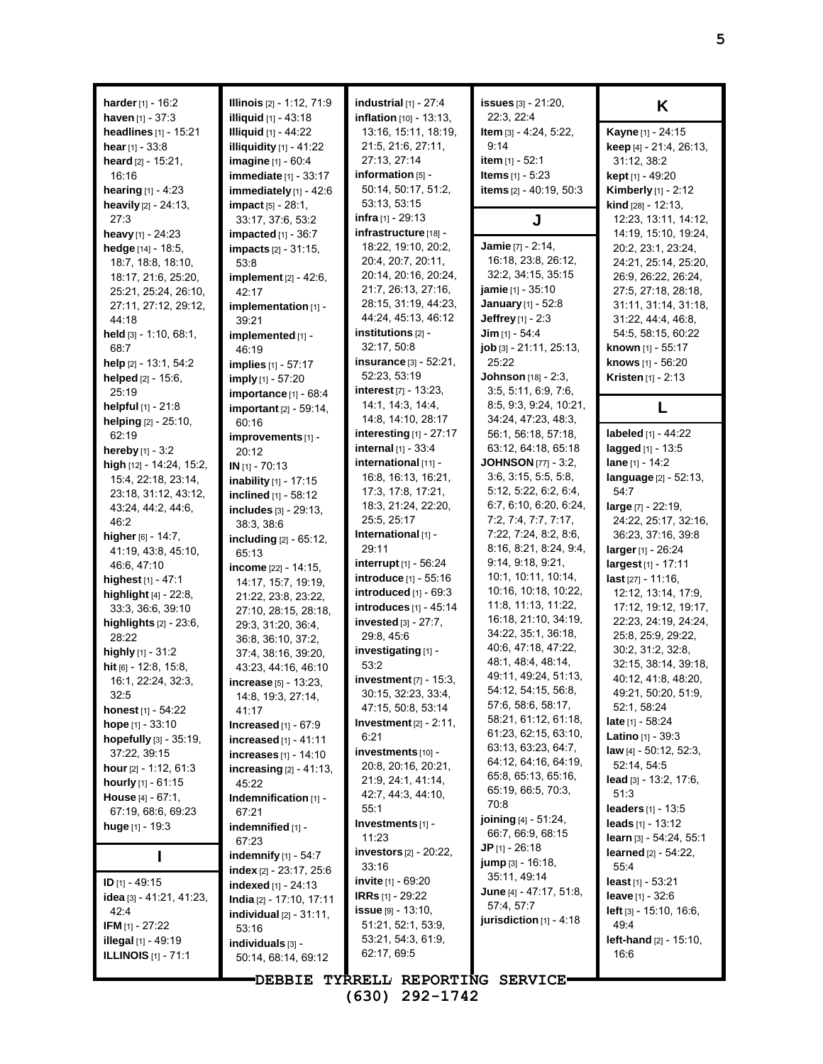**harder** [1] - 16:2
**haven** [1] - 37:3
**headlines** [1] - 15:21
**hear** [1] - 33:8
**heard** [2] - 15:21, 16:16
**hearing** [1] - 4:23
**heavily** [2] - 24:13, 27:3
**heavy** [1] - 24:23
**hedge** [14] - 18:5, 18:7, 18:8, 18:10, 18:17, 21:6, 25:20, 25:21, 25:24, 26:10, 27:11, 27:12, 29:12, 44:18
**held** [3] - 1:10, 68:1, 68:7
**help** [2] - 13:1, 54:2
**helped** [2] - 15:6, 25:19
**helpful** [1] - 21:8
**helping** [2] - 25:10, 62:19
**hereby** [1] - 3:2
**high** [12] - 14:24, 15:2, 15:4, 22:18, 23:14, 23:18, 31:12, 43:12, 43:24, 44:2, 44:6, 46:2
**higher** [6] - 14:7, 41:19, 43:8, 45:10, 46:6, 47:10
**highest** [1] - 47:1
**highlight** [4] - 22:8, 33:3, 36:6, 39:10
**highlights** [2] - 23:6, 28:22
**highly** [1] - 31:2
**hit** [6] - 12:8, 15:8, 16:1, 22:24, 32:3, 32:5
**honest** [1] - 54:22
**hope** [1] - 33:10
**hopefully** [3] - 35:19, 37:22, 39:15
**hour** [2] - 1:12, 61:3
**hourly** [1] - 61:15
**House** [4] - 67:1, 67:19, 68:6, 69:23
**huge** [1] - 19:3

## I

**ID** [1] - 49:15
**idea** [3] - 41:21, 41:23, 42:4
**IFM** [1] - 27:22
**illegal** [1] - 49:19
**ILLINOIS** [1] - 71:1
**Illinois** [2] - 1:12, 71:9
**illiquid** [1] - 43:18
**Illiquid** [1] - 44:22
**illiquidity** [1] - 41:22
**imagine** [1] - 60:4
**immediate** [1] - 33:17
**immediately** [1] - 42:6
**impact** [5] - 28:1, 33:17, 37:6, 53:2
**impacted** [1] - 36:7
**impacts** [2] - 31:15, 53:8
**implement** [2] - 42:6, 42:17
**implementation** [1] - 39:21
**implemented** [1] - 46:19
**implies** [1] - 57:17
**imply** [1] - 57:20
**importance** [1] - 68:4
**important** [2] - 59:14, 60:16
**improvements** [1] - 20:12
**IN** [1] - 70:13
**inability** [1] - 17:15
**inclined** [1] - 58:12
**includes** [3] - 29:13, 38:3, 38:6
**including** [2] - 65:12, 65:13
**income** [22] - 14:15, 14:17, 15:7, 19:19, 21:22, 23:8, 23:22, 27:10, 28:15, 28:18, 29:3, 31:20, 36:4, 36:8, 36:10, 37:2, 37:4, 38:16, 39:20, 43:23, 44:16, 46:10
**increase** [5] - 13:23, 14:8, 19:3, 27:14, 41:17
**Increased** [1] - 67:9
**increased** [1] - 41:11
**increases** [1] - 14:10
**increasing** [2] - 41:13, 45:22
**Indemnification** [1] - 67:21
**indemnified** [1] - 67:23
**indemnify** [1] - 54:7
**index** [2] - 23:17, 25:6
**indexed** [1] - 24:13
**India** [2] - 17:10, 17:11
**individual** [2] - 31:11, 53:16
**individuals** [3] - 50:14, 68:14, 69:12
**industrial** [1] - 27:4
**inflation** [10] - 13:13, 13:16, 15:11, 18:19, 21:5, 21:6, 27:11, 27:13, 27:14
**information** [5] - 50:14, 50:17, 51:2, 53:13, 53:15
**infra** [1] - 29:13
**infrastructure** [18] - 18:22, 19:10, 20:2, 20:4, 20:7, 20:11, 20:14, 20:16, 20:24, 21:7, 26:13, 27:16, 28:15, 31:19, 44:23, 44:24, 45:13, 46:12
**institutions** [2] - 32:17, 50:8
**insurance** [3] - 52:21, 52:23, 53:19
**interest** [7] - 13:23, 14:1, 14:3, 14:4, 14:8, 14:10, 28:17
**interesting** [1] - 27:17
**internal** [1] - 33:4
**international** [11] - 16:8, 16:13, 16:21, 17:3, 17:8, 17:21, 18:3, 21:24, 22:20, 25:5, 25:17
**International** [1] - 29:11
**interrupt** [1] - 56:24
**introduce** [1] - 55:16
**introduced** [1] - 69:3
**introduces** [1] - 45:14
**invested** [3] - 27:7, 29:8, 45:6
**investigating** [1] - 53:2
**investment** [7] - 15:3, 30:15, 32:23, 33:4, 47:15, 50:8, 53:14
**Investment** [2] - 2:11, 6:21
**investments** [10] - 20:8, 20:16, 20:21, 21:9, 24:1, 41:14, 42:7, 44:3, 44:10, 55:1
**Investments** [1] - 11:23
**investors** [2] - 20:22, 33:16
**invite** [1] - 69:20
**IRRs** [1] - 29:22
**issue** [9] - 13:10, 51:21, 52:1, 53:9, 53:21, 54:3, 61:9, 62:17, 69:5
**issues** [3] - 21:20, 22:3, 22:4
**Item** [3] - 4:24, 5:22, 9:14
**item** [1] - 52:1
**Items** [1] - 5:23
**items** [2] - 40:19, 50:3

## J

**Jamie** [7] - 2:14, 16:18, 23:8, 26:12, 32:2, 34:15, 35:15
**jamie** [1] - 35:10
**January** [1] - 52:8
**Jeffrey** [1] - 2:3
**Jim** [1] - 54:4
**job** [3] - 21:11, 25:13, 25:22
**Johnson** [18] - 2:3, 3:5, 5:11, 6:9, 7:6, 8:5, 9:3, 9:24, 10:21, 34:24, 47:23, 48:3, 56:1, 56:18, 57:18, 63:12, 64:18, 65:18
**JOHNSON** [77] - 3:2, 3:6, 3:15, 5:5, 5:8, 5:12, 5:22, 6:2, 6:4, 6:7, 6:10, 6:20, 6:24, 7:2, 7:4, 7:7, 7:17, 7:22, 7:24, 8:2, 8:6, 8:16, 8:21, 8:24, 9:4, 9:14, 9:18, 9:21, 10:1, 10:11, 10:14, 10:16, 10:18, 10:22, 11:8, 11:13, 11:22, 16:18, 21:10, 34:19, 34:22, 35:1, 36:18, 40:6, 47:18, 47:22, 48:1, 48:4, 48:14, 49:11, 49:24, 51:13, 54:12, 54:15, 56:8, 57:6, 58:6, 58:17, 58:21, 61:12, 61:18, 61:23, 62:15, 63:10, 63:13, 63:23, 64:7, 64:12, 64:16, 64:19, 65:8, 65:13, 65:16, 65:19, 66:5, 70:3, 70:8
**joining** [4] - 51:24, 66:7, 66:9, 68:15
**JP** [1] - 26:18
**jump** [3] - 16:18, 35:11, 49:14
**June** [4] - 47:17, 51:8, 57:4, 57:7
**jurisdiction** [1] - 4:18

## K

**Kayne** [1] - 24:15
**keep** [4] - 21:4, 26:13, 31:12, 38:2
**kept** [1] - 49:20
**Kimberly** [1] - 2:12
**kind** [28] - 12:13, 12:23, 13:11, 14:12, 14:19, 15:10, 19:24, 20:2, 23:1, 23:24, 24:21, 25:14, 25:20, 26:9, 26:22, 26:24, 27:5, 27:18, 28:18, 31:11, 31:14, 31:18, 31:22, 44:4, 46:8, 54:5, 58:15, 60:22
**known** [1] - 55:17
**knows** [1] - 56:20
**Kristen** [1] - 2:13

## L

**labeled** [1] - 44:22
**lagged** [1] - 13:5
**lane** [1] - 14:2
**language** [2] - 52:13, 54:7
**large** [7] - 22:19, 24:22, 25:17, 32:16, 36:23, 37:16, 39:8
**larger** [1] - 26:24
**largest** [1] - 17:11
**last** [27] - 11:16, 12:12, 13:14, 17:9, 17:12, 19:12, 19:17, 22:23, 24:19, 24:24, 25:8, 25:9, 29:22, 30:2, 31:2, 32:8, 32:15, 38:14, 39:18, 40:12, 41:8, 48:20, 49:21, 50:20, 51:9, 52:1, 58:24
**late** [1] - 58:24
**Latino** [1] - 39:3
**law** [4] - 50:12, 52:3, 52:14, 54:5
**lead** [3] - 13:2, 17:6, 51:3
**leaders** [1] - 13:5
**leads** [1] - 13:12
**learn** [3] - 54:24, 55:1
**learned** [2] - 54:22, 55:4
**least** [1] - 53:21
**leave** [1] - 32:6
**left** [3] - 15:10, 16:6, 49:4
**left-hand** [2] - 15:10, 16:6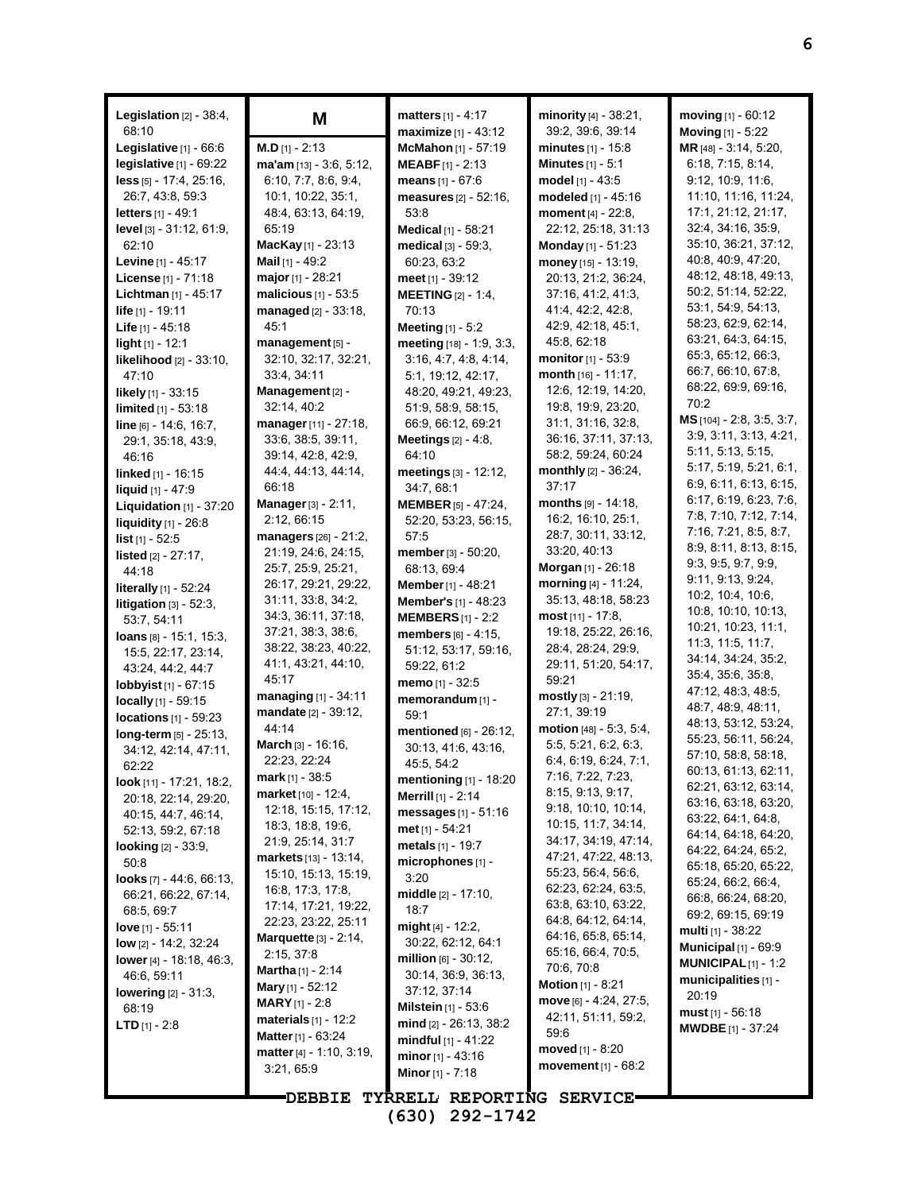**Legislation** [2] - 38:4, 68:10
**Legislative** [1] - 66:6
**legislative** [1] - 69:22
**less** [5] - 17:4, 25:16, 26:7, 43:8, 59:3
**letters** [1] - 49:1
**level** [3] - 31:12, 61:9, 62:10
**Levine** [1] - 45:17
**License** [1] - 71:18
**Lichtman** [1] - 45:17
**life** [1] - 19:11
**Life** [1] - 45:18
**light** [1] - 12:1
**likelihood** [2] - 33:10, 47:10
**likely** [1] - 33:15
**limited** [1] - 53:18
**line** [6] - 14:6, 16:7, 29:1, 35:18, 43:9, 46:16
**linked** [1] - 16:15
**liquid** [1] - 47:9
**Liquidation** [1] - 37:20
**liquidity** [1] - 26:8
**list** [1] - 52:5
**listed** [2] - 27:17, 44:18
**literally** [1] - 52:24
**litigation** [3] - 52:3, 53:7, 54:11
**loans** [8] - 15:1, 15:3, 15:5, 22:17, 23:14, 43:24, 44:2, 44:7
**lobbyist** [1] - 67:15
**locally** [1] - 59:15
**locations** [1] - 59:23
**long-term** [5] - 25:13, 34:12, 42:14, 47:11, 62:22
**look** [11] - 17:21, 18:2, 20:18, 22:14, 29:20, 40:15, 44:7, 46:14, 52:13, 59:2, 67:18
**looking** [2] - 33:9, 50:8
**looks** [7] - 44:6, 66:13, 66:21, 66:22, 67:14, 68:5, 69:7
**love** [1] - 55:11
**low** [2] - 14:2, 32:24
**lower** [4] - 18:18, 46:3, 46:6, 59:11
**lowering** [2] - 31:3, 68:19
**LTD** [1] - 2:8

## M

**M.D** [1] - 2:13
**ma'am** [13] - 3:6, 5:12, 6:10, 7:7, 8:6, 9:4, 10:1, 10:22, 35:1, 48:4, 63:13, 64:19, 65:19
**MacKay** [1] - 23:13
**Mail** [1] - 49:2
**major** [1] - 28:21
**malicious** [1] - 53:5
**managed** [2] - 33:18, 45:1
**management** [5] - 32:10, 32:17, 32:21, 33:4, 34:11
**Management** [2] - 32:14, 40:2
**manager** [11] - 27:18, 33:6, 38:5, 39:11, 39:14, 42:8, 42:9, 44:4, 44:13, 44:14, 66:18
**Manager** [3] - 2:11, 2:12, 66:15
**managers** [26] - 21:2, 21:19, 24:6, 24:15, 25:7, 25:9, 25:21, 26:17, 29:21, 29:22, 31:11, 33:8, 34:2, 34:3, 36:11, 37:18, 37:21, 38:3, 38:6, 38:22, 38:23, 40:22, 41:1, 43:21, 44:10, 45:17
**managing** [1] - 34:11
**mandate** [2] - 39:12, 44:14
**March** [3] - 16:16, 22:23, 22:24
**mark** [1] - 38:5
**market** [10] - 12:4, 12:18, 15:15, 17:12, 18:3, 18:8, 19:6, 21:9, 25:14, 31:7
**markets** [13] - 13:14, 15:10, 15:13, 15:19, 16:8, 17:3, 17:8, 17:14, 17:21, 19:22, 22:23, 23:22, 25:11
**Marquette** [3] - 2:14, 2:15, 37:8
**Martha** [1] - 2:14
**Mary** [1] - 52:12
**MARY** [1] - 2:8
**materials** [1] - 12:2
**Matter** [1] - 63:24
**matter** [4] - 1:10, 3:19, 3:21, 65:9
**matters** [1] - 4:17
**maximize** [1] - 43:12
**McMahon** [1] - 57:19
**MEABF** [1] - 2:13
**means** [1] - 67:6
**measures** [2] - 52:16, 53:8
**Medical** [1] - 58:21
**medical** [3] - 59:3, 60:23, 63:2
**meet** [1] - 39:12
**MEETING** [2] - 1:4, 70:13
**Meeting** [1] - 5:2
**meeting** [18] - 1:9, 3:3, 3:16, 4:7, 4:8, 4:14, 5:1, 19:12, 42:17, 48:20, 49:21, 49:23, 51:9, 58:9, 58:15, 66:9, 66:12, 69:21
**Meetings** [2] - 4:8, 64:10
**meetings** [3] - 12:12, 34:7, 68:1
**MEMBER** [5] - 47:24, 52:20, 53:23, 56:15, 57:5
**member** [3] - 50:20, 68:13, 69:4
**Member** [1] - 48:21
**Member's** [1] - 48:23
**MEMBERS** [1] - 2:2
**members** [6] - 4:15, 51:12, 53:17, 59:16, 59:22, 61:2
**memo** [1] - 32:5
**memorandum** [1] - 59:1
**mentioned** [6] - 26:12, 30:13, 41:6, 43:16, 45:5, 54:2
**mentioning** [1] - 18:20
**Merrill** [1] - 2:14
**messages** [1] - 51:16
**met** [1] - 54:21
**metals** [1] - 19:7
**microphones** [1] - 3:20
**middle** [2] - 17:10, 18:7
**might** [4] - 12:2, 30:22, 62:12, 64:1
**million** [6] - 30:12, 30:14, 36:9, 36:13, 37:12, 37:14
**Milstein** [1] - 53:6
**mind** [2] - 26:13, 38:2
**mindful** [1] - 41:22
**minor** [1] - 43:16
**Minor** [1] - 7:18
**minority** [4] - 38:21, 39:2, 39:6, 39:14
**minutes** [1] - 15:8
**Minutes** [1] - 5:1
**model** [1] - 43:5
**modeled** [1] - 45:16
**moment** [4] - 22:8, 22:12, 25:18, 31:13
**Monday** [1] - 51:23
**money** [15] - 13:19, 20:13, 21:2, 36:24, 37:16, 41:2, 41:3, 41:4, 42:2, 42:8, 42:9, 42:18, 45:1, 45:8, 62:18
**monitor** [1] - 53:9
**month** [16] - 11:17, 12:6, 12:19, 14:20, 19:8, 19:9, 23:20, 31:1, 31:16, 32:8, 36:16, 37:11, 37:13, 58:2, 59:24, 60:24
**monthly** [2] - 36:24, 37:17
**months** [9] - 14:18, 16:2, 16:10, 25:1, 28:7, 30:11, 33:12, 33:20, 40:13
**Morgan** [1] - 26:18
**morning** [4] - 11:24, 35:13, 48:18, 58:23
**most** [11] - 17:8, 19:18, 25:22, 26:16, 28:4, 28:24, 29:9, 29:11, 51:20, 54:17, 59:21
**mostly** [3] - 21:19, 27:1, 39:19
**motion** [48] - 5:3, 5:4, 5:5, 5:21, 6:2, 6:3, 6:4, 6:19, 6:24, 7:1, 7:16, 7:22, 7:23, 8:15, 9:13, 9:17, 9:18, 10:10, 10:14, 10:15, 11:7, 34:14, 34:17, 34:19, 47:14, 47:21, 47:22, 48:13, 55:23, 56:4, 56:6, 62:23, 62:24, 63:5, 63:8, 63:10, 63:22, 64:8, 64:12, 64:14, 64:16, 65:8, 65:14, 65:16, 66:4, 70:5, 70:6, 70:8
**Motion** [1] - 8:21
**move** [6] - 4:24, 27:5, 42:11, 51:11, 59:2, 59:6
**moved** [1] - 8:20
**movement** [1] - 68:2
**moving** [1] - 60:12
**Moving** [1] - 5:22
**MR** [48] - 3:14, 5:20, 6:18, 7:15, 8:14, 9:12, 10:9, 11:6, 11:10, 11:16, 11:24, 17:1, 21:12, 21:17, 32:4, 34:16, 35:9, 35:10, 36:21, 37:12, 40:8, 40:9, 47:20, 48:12, 48:18, 49:13, 50:2, 51:14, 52:22, 53:1, 54:9, 54:13, 58:23, 62:9, 62:14, 63:21, 64:3, 64:15, 65:3, 65:12, 66:3, 66:7, 66:10, 67:8, 68:22, 69:9, 69:16, 70:2
**MS** [104] - 2:8, 3:5, 3:7, 3:9, 3:11, 3:13, 4:21, 5:11, 5:13, 5:15, 5:17, 5:19, 5:21, 6:1, 6:9, 6:11, 6:13, 6:15, 6:17, 6:19, 6:23, 7:6, 7:8, 7:10, 7:12, 7:14, 7:16, 7:21, 8:5, 8:7, 8:9, 8:11, 8:13, 8:15, 9:3, 9:5, 9:7, 9:9, 9:11, 9:13, 9:24, 10:2, 10:4, 10:6, 10:8, 10:10, 10:13, 10:21, 10:23, 11:1, 11:3, 11:5, 11:7, 34:14, 34:24, 35:2, 35:4, 35:6, 35:8, 47:12, 48:3, 48:5, 48:7, 48:9, 48:11, 48:13, 53:12, 53:24, 55:23, 56:11, 56:24, 57:10, 58:8, 58:18, 60:13, 61:13, 62:11, 62:21, 63:12, 63:14, 63:16, 63:18, 63:20, 63:22, 64:1, 64:8, 64:14, 64:18, 64:20, 64:22, 64:24, 65:2, 65:18, 65:20, 65:22, 65:24, 66:2, 66:4, 66:8, 66:24, 68:20, 69:2, 69:15, 69:19
**multi** [1] - 38:22
**Municipal** [1] - 69:9
**MUNICIPAL** [1] - 1:2
**municipalities** [1] - 20:19
**must** [1] - 56:18
**MWDBE** [1] - 37:24

DEBBIE TYRRELL REPORTING SERVICE
(630) 292-1742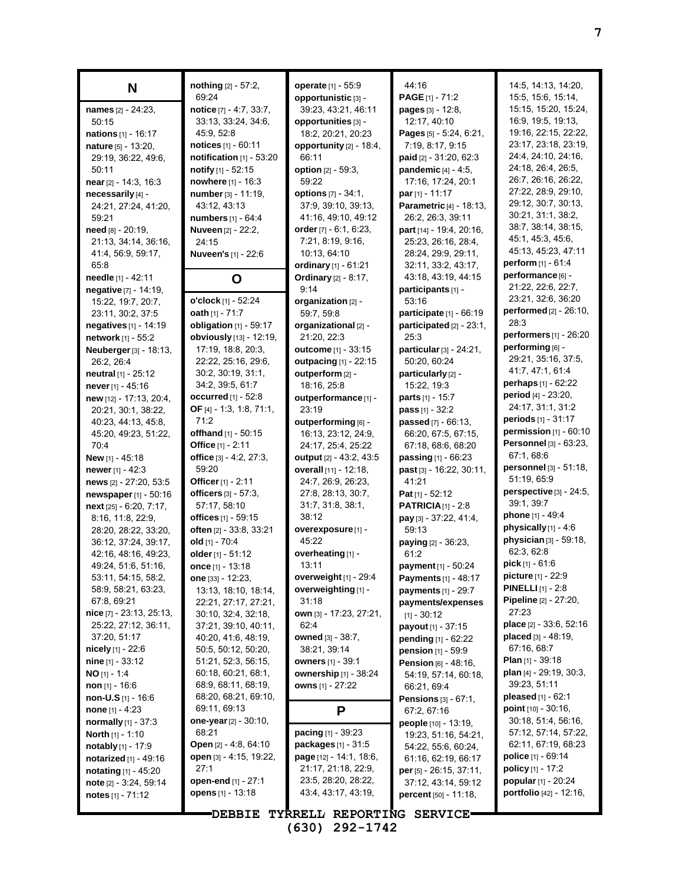## N

**names** [2] - 24:23, 50:15
**nations** [1] - 16:17
**nature** [5] - 13:20, 29:19, 36:22, 49:6, 50:11
**near** [2] - 14:3, 16:3
**necessarily** [4] - 24:21, 27:24, 41:20, 59:21
**need** [8] - 20:19, 21:13, 34:14, 36:16, 41:4, 56:9, 59:17, 65:8
**needle** [1] - 42:11
**negative** [7] - 14:19, 15:22, 19:7, 20:7, 23:11, 30:2, 37:5
**negatives** [1] - 14:19
**network** [1] - 55:2
**Neuberger** [3] - 18:13, 26:2, 26:4
**neutral** [1] - 25:12
**never** [1] - 45:16
**new** [12] - 17:13, 20:4, 20:21, 30:1, 38:22, 40:23, 44:13, 45:8, 45:20, 49:23, 51:22, 70:4
**New** [1] - 45:18
**newer** [1] - 42:3
**news** [2] - 27:20, 53:5
**newspaper** [1] - 50:16
**next** [25] - 6:20, 7:17, 8:16, 11:8, 22:9, 28:20, 28:22, 33:20, 36:12, 37:24, 39:17, 42:16, 48:16, 49:23, 49:24, 51:6, 51:16, 53:11, 54:15, 58:2, 58:9, 58:21, 63:23, 67:8, 69:21
**nice** [7] - 23:13, 25:13, 25:22, 27:12, 36:11, 37:20, 51:17
**nicely** [1] - 22:6
**nine** [1] - 33:12
**NO** [1] - 1:4
**non** [1] - 16:6
**non-U.S** [1] - 16:6
**none** [1] - 4:23
**normally** [1] - 37:3
**North** [1] - 1:10
**notably** [1] - 17:9
**notarized** [1] - 49:16
**notating** [1] - 45:20
**note** [2] - 3:24, 59:14
**notes** [1] - 71:12
**nothing** [2] - 57:2, 69:24
**notice** [7] - 4:7, 33:7, 33:13, 33:24, 34:6, 45:9, 52:8
**notices** [1] - 60:11
**notification** [1] - 53:20
**notify** [1] - 52:15
**nowhere** [1] - 16:3
**number** [3] - 11:19, 43:12, 43:13
**numbers** [1] - 64:4
**Nuveen** [2] - 22:2, 24:15
**Nuveen's** [1] - 22:6

## O

**o'clock** [1] - 52:24
**oath** [1] - 71:7
**obligation** [1] - 59:17
**obviously** [13] - 12:19, 17:19, 18:8, 20:3, 22:22, 25:16, 29:6, 30:2, 30:19, 31:1, 34:2, 39:5, 61:7
**occurred** [1] - 52:8
**OF** [4] - 1:3, 1:8, 71:1, 71:2
**offhand** [1] - 50:15
**Office** [1] - 2:11
**office** [3] - 4:2, 27:3, 59:20
**Officer** [1] - 2:11
**officers** [3] - 57:3, 57:17, 58:10
**offices** [1] - 59:15
**often** [2] - 33:8, 33:21
**old** [1] - 70:4
**older** [1] - 51:12
**once** [1] - 13:18
**one** [33] - 12:23, 13:13, 18:10, 18:14, 22:21, 27:17, 27:21, 30:10, 32:4, 32:18, 37:21, 39:10, 40:11, 40:20, 41:6, 48:19, 50:5, 50:12, 50:20, 51:21, 52:3, 56:15, 60:18, 60:21, 68:1, 68:9, 68:11, 68:19, 68:20, 68:21, 69:10, 69:11, 69:13
**one-year** [2] - 30:10, 68:21
**Open** [2] - 4:8, 64:10
**open** [3] - 4:15, 19:22, 27:1
**open-end** [1] - 27:1
**opens** [1] - 13:18
**operate** [1] - 55:9
**opportunistic** [3] - 39:23, 43:21, 46:11
**opportunities** [3] - 18:2, 20:21, 20:23
**opportunity** [2] - 18:4, 66:11
**option** [2] - 59:3, 59:22
**options** [7] - 34:1, 37:9, 39:10, 39:13, 41:16, 49:10, 49:12
**order** [7] - 6:1, 6:23, 7:21, 8:19, 9:16, 10:13, 64:10
**ordinary** [1] - 61:21
**Ordinary** [2] - 8:17, 9:14
**organization** [2] - 59:7, 59:8
**organizational** [2] - 21:20, 22:3
**outcome** [1] - 33:15
**outpacing** [1] - 22:15
**outperform** [2] - 18:16, 25:8
**outperformance** [1] - 23:19
**outperforming** [6] - 16:13, 23:12, 24:9, 24:17, 25:4, 25:22
**output** [2] - 43:2, 43:5
**overall** [11] - 12:18, 24:7, 26:9, 26:23, 27:8, 28:13, 30:7, 31:7, 31:8, 38:1, 38:12
**overexposure** [1] - 45:22
**overheating** [1] - 13:11
**overweight** [1] - 29:4
**overweighting** [1] - 31:18
**own** [3] - 17:23, 27:21, 62:4
**owned** [3] - 38:7, 38:21, 39:14
**owners** [1] - 39:1
**ownership** [1] - 38:24
**owns** [1] - 27:22

## P

**pacing** [1] - 39:23
**packages** [1] - 31:5
**page** [12] - 14:1, 18:6, 21:17, 21:18, 22:9, 23:5, 28:20, 28:22, 43:4, 43:17, 43:19, 44:16
**PAGE** [1] - 71:2
**pages** [3] - 12:8, 12:17, 40:10
**Pages** [5] - 5:24, 6:21, 7:19, 8:17, 9:15
**paid** [2] - 31:20, 62:3
**pandemic** [4] - 4:5, 17:16, 17:24, 20:1
**par** [1] - 11:17
**Parametric** [4] - 18:13, 26:2, 26:3, 39:11
**part** [14] - 19:4, 20:16, 25:23, 26:16, 28:4, 28:24, 29:9, 29:11, 32:11, 33:2, 43:17, 43:18, 43:19, 44:15
**participants** [1] - 53:16
**participate** [1] - 66:19
**participated** [2] - 23:1, 25:3
**particular** [3] - 24:21, 50:20, 60:24
**particularly** [2] - 15:22, 19:3
**parts** [1] - 15:7
**pass** [1] - 32:2
**passed** [7] - 66:13, 66:20, 67:5, 67:15, 67:18, 68:6, 68:20
**passing** [1] - 66:23
**past** [3] - 16:22, 30:11, 41:21
**Pat** [1] - 52:12
**PATRICIA** [1] - 2:8
**pay** [3] - 37:22, 41:4, 59:13
**paying** [2] - 36:23, 61:2
**payment** [1] - 50:24
**Payments** [1] - 48:17
**payments** [1] - 29:7
**payments/expenses** [1] - 30:12
**payout** [1] - 37:15
**pending** [1] - 62:22
**pension** [1] - 59:9
**Pension** [6] - 48:16, 54:19, 57:14, 60:18, 66:21, 69:4
**Pensions** [3] - 67:1, 67:2, 67:16
**people** [10] - 13:19, 19:23, 51:16, 54:21, 54:22, 55:6, 60:24, 61:16, 62:19, 66:17
**per** [5] - 26:15, 37:11, 37:12, 43:14, 59:12
**percent** [50] - 11:18, 14:5, 14:13, 14:20, 15:5, 15:6, 15:14, 15:15, 15:20, 15:24, 16:9, 19:5, 19:13, 19:16, 22:15, 22:22, 23:17, 23:18, 23:19, 24:4, 24:10, 24:16, 24:18, 26:4, 26:5, 26:7, 26:16, 26:22, 27:22, 28:9, 29:10, 29:12, 30:7, 30:13, 30:21, 31:1, 38:2, 38:7, 38:14, 38:15, 45:1, 45:3, 45:6, 45:13, 45:23, 47:11
**perform** [1] - 61:4
**performance** [6] - 21:22, 22:6, 22:7, 23:21, 32:6, 36:20
**performed** [2] - 26:10, 28:3
**performers** [1] - 26:20
**performing** [6] - 29:21, 35:16, 37:5, 41:7, 47:1, 61:4
**perhaps** [1] - 62:22
**period** [4] - 23:20, 24:17, 31:1, 31:2
**periods** [1] - 31:17
**permission** [1] - 60:10
**Personnel** [3] - 63:23, 67:1, 68:6
**personnel** [3] - 51:18, 51:19, 65:9
**perspective** [3] - 24:5, 39:1, 39:7
**phone** [1] - 49:4
**physically** [1] - 4:6
**physician** [3] - 59:18, 62:3, 62:8
**pick** [1] - 61:6
**picture** [1] - 22:9
**PINELLI** [1] - 2:8
**Pipeline** [2] - 27:20, 27:23
**place** [2] - 33:6, 52:16
**placed** [3] - 48:19, 67:16, 68:7
**Plan** [1] - 39:18
**plan** [4] - 29:19, 30:3, 39:23, 51:11
**pleased** [1] - 62:1
**point** [10] - 30:16, 30:18, 51:4, 56:16, 57:12, 57:14, 57:22, 62:11, 67:19, 68:23
**police** [1] - 69:14
**policy** [1] - 17:2
**popular** [1] - 20:24
**portfolio** [42] - 12:16,

DEBBIE TYRRELL REPORTING SERVICE
(630) 292-1742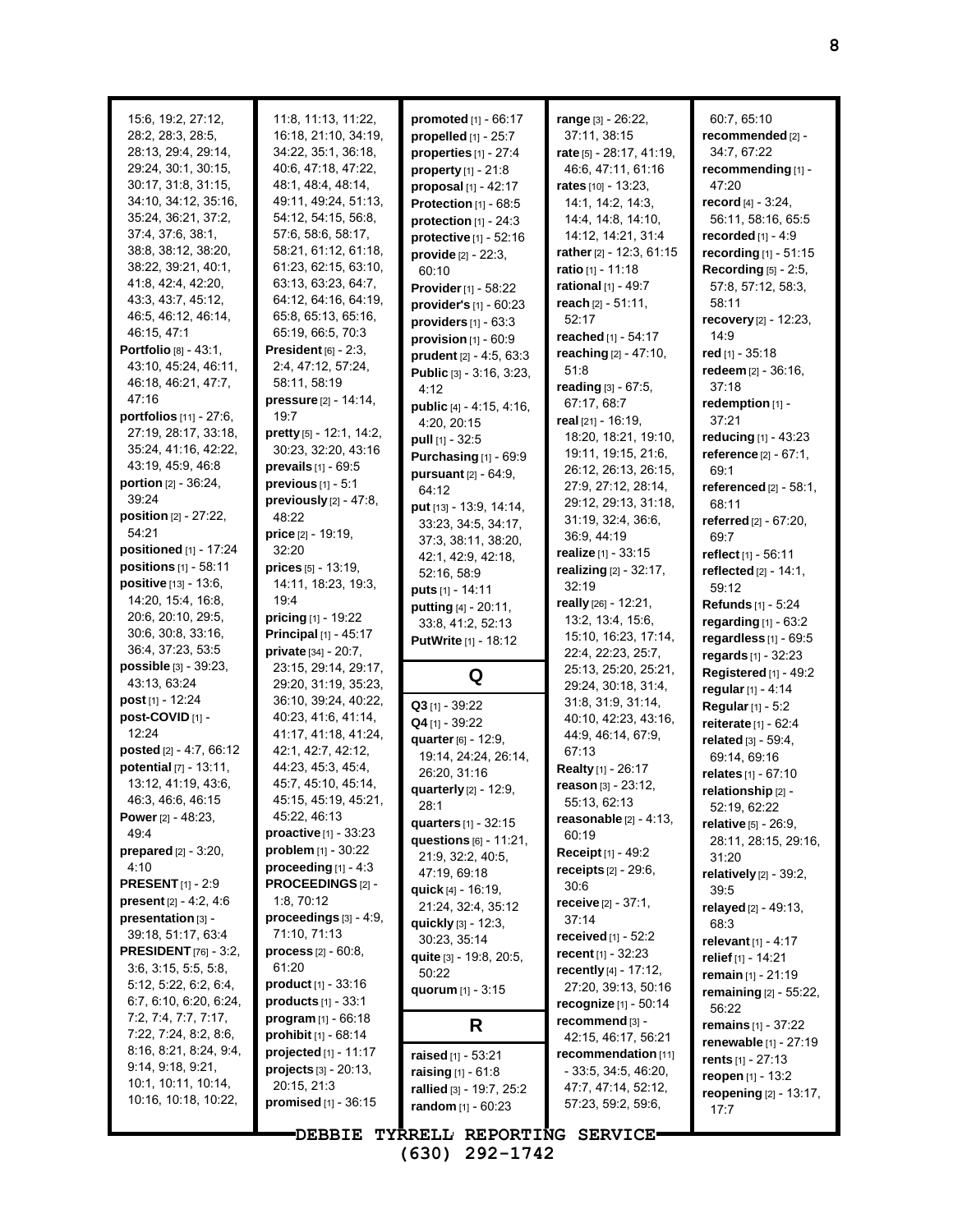15:6, 19:2, 27:12, 28:2, 28:3, 28:5, 28:13, 29:4, 29:14, 29:24, 30:1, 30:15, 30:17, 31:8, 31:15, 34:10, 34:12, 35:16, 35:24, 36:21, 37:2, 37:4, 37:6, 38:1, 38:8, 38:12, 38:20, 38:22, 39:21, 40:1, 41:8, 42:4, 42:20, 43:3, 43:7, 45:12, 46:5, 46:12, 46:14, 46:15, 47:1

**Portfolio** [8] - 43:1, 43:10, 45:24, 46:11, 46:18, 46:21, 47:7, 47:16

**portfolios** [11] - 27:6, 27:19, 28:17, 33:18, 35:24, 41:16, 42:22, 43:19, 45:9, 46:8

**portion** [2] - 36:24, 39:24

**position** [2] - 27:22, 54:21

**positioned** [1] - 17:24

**positions** [1] - 58:11

**positive** [13] - 13:6, 14:20, 15:4, 16:8, 20:6, 20:10, 29:5, 30:6, 30:8, 33:16, 36:4, 37:23, 53:5

**possible** [3] - 39:23, 43:13, 63:24

**post** [1] - 12:24

**post-COVID** [1] - 12:24

**posted** [2] - 4:7, 66:12

**potential** [7] - 13:11, 13:12, 41:19, 43:6, 46:3, 46:6, 46:15

**Power** [2] - 48:23, 49:4

**prepared** [2] - 3:20, 4:10

**PRESENT** [1] - 2:9

**present** [2] - 4:2, 4:6

**presentation** [3] - 39:18, 51:17, 63:4

**PRESIDENT** [76] - 3:2, 3:6, 3:15, 5:5, 5:8, 5:12, 5:22, 6:2, 6:4, 6:7, 6:10, 6:20, 6:24, 7:2, 7:4, 7:7, 7:17, 7:22, 7:24, 8:2, 8:6, 8:16, 8:21, 8:24, 9:4, 9:14, 9:18, 9:21, 10:1, 10:11, 10:14, 10:16, 10:18, 10:22, 11:8, 11:13, 11:22, 16:18, 21:10, 34:19, 34:22, 35:1, 36:18, 40:6, 47:18, 47:22, 48:1, 48:4, 48:14, 49:11, 49:24, 51:13, 54:12, 54:15, 56:8, 57:6, 58:6, 58:17, 58:21, 61:12, 61:18, 61:23, 62:15, 63:10, 63:13, 63:23, 64:7, 64:12, 64:16, 64:19, 65:8, 65:13, 65:16, 65:19, 66:5, 70:3

**President** [6] - 2:3, 2:4, 47:12, 57:24, 58:11, 58:19

**pressure** [2] - 14:14, 19:7

**pretty** [5] - 12:1, 14:2, 30:23, 32:20, 43:16

**prevails** [1] - 69:5

**previous** [1] - 5:1

**previously** [2] - 47:8, 48:22

**price** [2] - 19:19, 32:20

**prices** [5] - 13:19, 14:11, 18:23, 19:3, 19:4

**pricing** [1] - 19:22

**Principal** [1] - 45:17

**private** [34] - 20:7, 23:15, 29:14, 29:17, 29:20, 31:19, 35:23, 36:10, 39:24, 40:22, 40:23, 41:6, 41:14, 41:17, 41:18, 41:24, 42:1, 42:7, 42:12, 44:23, 45:3, 45:4, 45:7, 45:10, 45:14, 45:15, 45:19, 45:21, 45:22, 46:13

**proactive** [1] - 33:23

**problem** [1] - 30:22

**proceeding** [1] - 4:3

**PROCEEDINGS** [2] - 1:8, 70:12

**proceedings** [3] - 4:9, 71:10, 71:13

**process** [2] - 60:8, 61:20

**product** [1] - 33:16

**products** [1] - 33:1

**program** [1] - 66:18

**prohibit** [1] - 68:14

**projected** [1] - 11:17

**projects** [3] - 20:13, 20:15, 21:3

**promised** [1] - 36:15

**promoted** [1] - 66:17

**propelled** [1] - 25:7

**properties** [1] - 27:4

**property** [1] - 21:8

**proposal** [1] - 42:17

**Protection** [1] - 68:5

**protection** [1] - 24:3

**protective** [1] - 52:16

**provide** [2] - 22:3, 60:10

**Provider** [1] - 58:22

**provider's** [1] - 60:23

**providers** [1] - 63:3

**provision** [1] - 60:9

**prudent** [2] - 4:5, 63:3

**Public** [3] - 3:16, 3:23, 4:12

**public** [4] - 4:15, 4:16, 4:20, 20:15

**pull** [1] - 32:5

**Purchasing** [1] - 69:9

**pursuant** [2] - 64:9, 64:12

**put** [13] - 13:9, 14:14, 33:23, 34:5, 34:17, 37:3, 38:11, 38:20, 42:1, 42:9, 42:18, 52:16, 58:9

**puts** [1] - 14:11

**putting** [4] - 20:11, 33:8, 41:2, 52:13

**PutWrite** [1] - 18:12

## Q

**Q3** [1] - 39:22

**Q4** [1] - 39:22

**quarter** [6] - 12:9, 19:14, 24:24, 26:14, 26:20, 31:16

**quarterly** [2] - 12:9, 28:1

**quarters** [1] - 32:15

**questions** [6] - 11:21, 21:9, 32:2, 40:5, 47:19, 69:18

**quick** [4] - 16:19, 21:24, 32:4, 35:12

**quickly** [3] - 12:3, 30:23, 35:14

**quite** [3] - 19:8, 20:5, 50:22

**quorum** [1] - 3:15

## R

**raised** [1] - 53:21

**raising** [1] - 61:8

**rallied** [3] - 19:7, 25:2

**random** [1] - 60:23

**range** [3] - 26:22, 37:11, 38:15

**rate** [5] - 28:17, 41:19, 46:6, 47:11, 61:16

**rates** [10] - 13:23, 14:1, 14:2, 14:3, 14:4, 14:8, 14:10, 14:12, 14:21, 31:4

**rather** [2] - 12:3, 61:15

**ratio** [1] - 11:18

**rational** [1] - 49:7

**reach** [2] - 51:11, 52:17

**reached** [1] - 54:17

**reaching** [2] - 47:10, 51:8

**reading** [3] - 67:5, 67:17, 68:7

**real** [21] - 16:19, 18:20, 18:21, 19:10, 19:11, 19:15, 21:6, 26:12, 26:13, 26:15, 27:9, 27:12, 28:14, 29:12, 29:13, 31:18, 31:19, 32:4, 36:6, 36:9, 44:19

**realize** [1] - 33:15

**realizing** [2] - 32:17, 32:19

**really** [26] - 12:21, 13:2, 13:4, 15:6, 15:10, 16:23, 17:14, 22:4, 22:23, 25:7, 25:13, 25:20, 25:21, 29:24, 30:18, 31:4, 31:8, 31:9, 31:14, 40:10, 42:23, 43:16, 44:9, 46:14, 67:9, 67:13

**Realty** [1] - 26:17

**reason** [3] - 23:12, 55:13, 62:13

**reasonable** [2] - 4:13, 60:19

**Receipt** [1] - 49:2

**receipts** [2] - 29:6, 30:6

**receive** [2] - 37:1, 37:14

**received** [1] - 52:2

**recent** [1] - 32:23

**recently** [4] - 17:12, 27:20, 39:13, 50:16

**recognize** [1] - 50:14

**recommend** [3] - 42:15, 46:17, 56:21

**recommendation** [11] - 33:5, 34:5, 46:20, 47:7, 47:14, 52:12, 57:23, 59:2, 59:6, 60:7, 65:10

**recommended** [2] - 34:7, 67:22

**recommending** [1] - 47:20

**record** [4] - 3:24, 56:11, 58:16, 65:5

**recorded** [1] - 4:9

**recording** [1] - 51:15

**Recording** [5] - 2:5, 57:8, 57:12, 58:3, 58:11

**recovery** [2] - 12:23, 14:9

**red** [1] - 35:18

**redeem** [2] - 36:16, 37:18

**redemption** [1] - 37:21

**reducing** [1] - 43:23

**reference** [2] - 67:1, 69:1

**referenced** [2] - 58:1, 68:11

**referred** [2] - 67:20, 69:7

**reflect** [1] - 56:11

**reflected** [2] - 14:1, 59:12

**Refunds** [1] - 5:24

**regarding** [1] - 63:2

**regardless** [1] - 69:5

**regards** [1] - 32:23

**Registered** [1] - 49:2

**regular** [1] - 4:14

**Regular** [1] - 5:2

**reiterate** [1] - 62:4

**related** [3] - 59:4, 69:14, 69:16

**relates** [1] - 67:10

**relationship** [2] - 52:19, 62:22

**relative** [5] - 26:9, 28:11, 28:15, 29:16, 31:20

**relatively** [2] - 39:2, 39:5

**relayed** [2] - 49:13, 68:3

**relevant** [1] - 4:17

**relief** [1] - 14:21

**remain** [1] - 21:19

**remaining** [2] - 55:22, 56:22

**remains** [1] - 37:22

**renewable** [1] - 27:19

**rents** [1] - 27:13

**reopen** [1] - 13:2

**reopening** [2] - 13:17, 17:7

DEBBIE TYRRELL REPORTING SERVICE
(630) 292-1742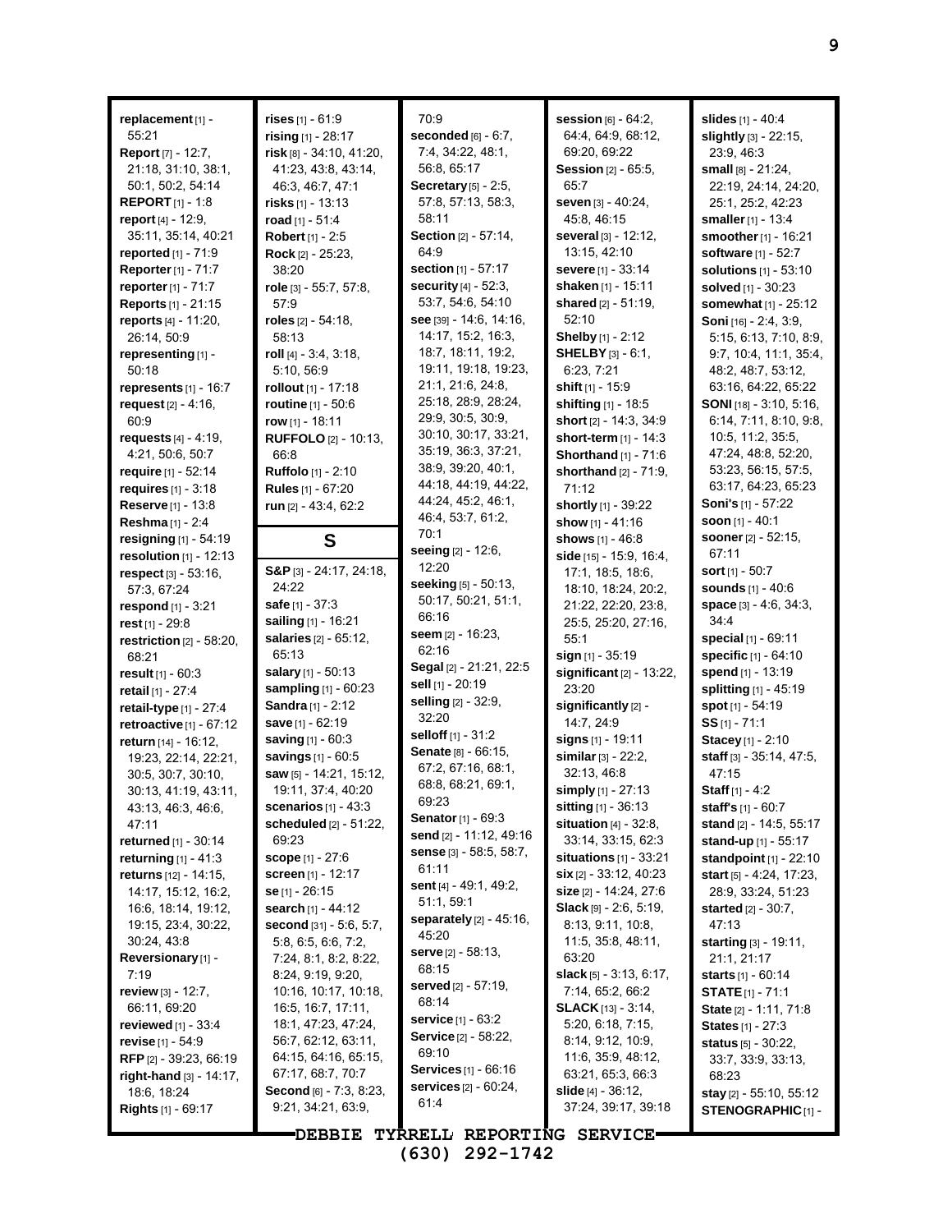**replacement** [1] - 55:21
**Report** [7] - 12:7, 21:18, 31:10, 38:1, 50:1, 50:2, 54:14
**REPORT** [1] - 1:8
**report** [4] - 12:9, 35:11, 35:14, 40:21
**reported** [1] - 71:9
**Reporter** [1] - 71:7
**reporter** [1] - 71:7
**Reports** [1] - 21:15
**reports** [4] - 11:20, 26:14, 50:9
**representing** [1] - 50:18
**represents** [1] - 16:7
**request** [2] - 4:16, 60:9
**requests** [4] - 4:19, 4:21, 50:6, 50:7
**require** [1] - 52:14
**requires** [1] - 3:18
**Reserve** [1] - 13:8
**Reshma** [1] - 2:4
**resigning** [1] - 54:19
**resolution** [1] - 12:13
**respect** [3] - 53:16, 57:3, 67:24
**respond** [1] - 3:21
**rest** [1] - 29:8
**restriction** [2] - 58:20, 68:21
**result** [1] - 60:3
**retail** [1] - 27:4
**retail-type** [1] - 27:4
**retroactive** [1] - 67:12
**return** [14] - 16:12, 19:23, 22:14, 22:21, 30:5, 30:7, 30:10, 30:13, 41:19, 43:11, 43:13, 46:3, 46:6, 47:11
**returned** [1] - 30:14
**returning** [1] - 41:3
**returns** [12] - 14:15, 14:17, 15:12, 16:2, 16:6, 18:14, 19:12, 19:15, 23:4, 30:22, 30:24, 43:8
**Reversionary** [1] - 7:19
**review** [3] - 12:7, 66:11, 69:20
**reviewed** [1] - 33:4
**revise** [1] - 54:9
**RFP** [2] - 39:23, 66:19
**right-hand** [3] - 14:17, 18:6, 18:24
**Rights** [1] - 69:17
**rises** [1] - 61:9
**rising** [1] - 28:17
**risk** [8] - 34:10, 41:20, 41:23, 43:8, 43:14, 46:3, 46:7, 47:1
**risks** [1] - 13:13
**road** [1] - 51:4
**Robert** [1] - 2:5
**Rock** [2] - 25:23, 38:20
**role** [3] - 55:7, 57:8, 57:9
**roles** [2] - 54:18, 58:13
**roll** [4] - 3:4, 3:18, 5:10, 56:9
**rollout** [1] - 17:18
**routine** [1] - 50:6
**row** [1] - 18:11
**RUFFOLO** [2] - 10:13, 66:8
**Ruffolo** [1] - 2:10
**Rules** [1] - 67:20
**run** [2] - 43:4, 62:2

## S

**S&P** [3] - 24:17, 24:18, 24:22
**safe** [1] - 37:3
**sailing** [1] - 16:21
**salaries** [2] - 65:12, 65:13
**salary** [1] - 50:13
**sampling** [1] - 60:23
**Sandra** [1] - 2:12
**save** [1] - 62:19
**saving** [1] - 60:3
**savings** [1] - 60:5
**saw** [5] - 14:21, 15:12, 19:11, 37:4, 40:20
**scenarios** [1] - 43:3
**scheduled** [2] - 51:22, 69:23
**scope** [1] - 27:6
**screen** [1] - 12:17
**se** [1] - 26:15
**search** [1] - 44:12
**second** [31] - 5:6, 5:7, 5:8, 6:5, 6:6, 7:2, 7:24, 8:1, 8:2, 8:22, 8:24, 9:19, 9:20, 10:16, 10:17, 10:18, 16:5, 16:7, 17:11, 18:1, 47:23, 47:24, 56:7, 62:12, 63:11, 64:15, 64:16, 65:15, 67:17, 68:7, 70:7
**Second** [6] - 7:3, 8:23, 9:21, 34:21, 63:9, 70:9
**seconded** [6] - 6:7, 7:4, 34:22, 48:1, 56:8, 65:17
**Secretary** [5] - 2:5, 57:8, 57:13, 58:3, 58:11
**Section** [2] - 57:14, 64:9
**section** [1] - 57:17
**security** [4] - 52:3, 53:7, 54:6, 54:10
**see** [39] - 14:6, 14:16, 14:17, 15:2, 16:3, 18:7, 18:11, 19:2, 19:11, 19:18, 19:23, 21:1, 21:6, 24:8, 25:18, 28:9, 28:24, 29:9, 30:5, 30:9, 30:10, 30:17, 33:21, 35:19, 36:3, 37:21, 38:9, 39:20, 40:1, 44:18, 44:19, 44:22, 44:24, 45:2, 46:1, 46:4, 53:7, 61:2, 70:1
**seeing** [2] - 12:6, 12:20
**seeking** [5] - 50:13, 50:17, 50:21, 51:1, 66:16
**seem** [2] - 16:23, 62:16
**Segal** [2] - 21:21, 22:5
**sell** [1] - 20:19
**selling** [2] - 32:9, 32:20
**selloff** [1] - 31:2
**Senate** [8] - 66:15, 67:2, 67:16, 68:1, 68:8, 68:21, 69:1, 69:23
**Senator** [1] - 69:3
**send** [2] - 11:12, 49:16
**sense** [3] - 58:5, 58:7, 61:11
**sent** [4] - 49:1, 49:2, 51:1, 59:1
**separately** [2] - 45:16, 45:20
**serve** [2] - 58:13, 68:15
**served** [2] - 57:19, 68:14
**service** [1] - 63:2
**Service** [2] - 58:22, 69:10
**Services** [1] - 66:16
**services** [2] - 60:24, 61:4
**session** [6] - 64:2, 64:4, 64:9, 68:12, 69:20, 69:22
**Session** [2] - 65:5, 65:7
**seven** [3] - 40:24, 45:8, 46:15
**several** [3] - 12:12, 13:15, 42:10
**severe** [1] - 33:14
**shaken** [1] - 15:11
**shared** [2] - 51:19, 52:10
**Shelby** [1] - 2:12
**SHELBY** [3] - 6:1, 6:23, 7:21
**shift** [1] - 15:9
**shifting** [1] - 18:5
**short** [2] - 14:3, 34:9
**short-term** [1] - 14:3
**Shorthand** [1] - 71:6
**shorthand** [2] - 71:9, 71:12
**shortly** [1] - 39:22
**show** [1] - 41:16
**shows** [1] - 46:8
**side** [15] - 15:9, 16:4, 17:1, 18:5, 18:6, 18:10, 18:24, 20:2, 21:22, 22:20, 23:8, 25:5, 25:20, 27:16, 55:1
**sign** [1] - 35:19
**significant** [2] - 13:22, 23:20
**significantly** [2] - 14:7, 24:9
**signs** [1] - 19:11
**similar** [3] - 22:2, 32:13, 46:8
**simply** [1] - 27:13
**sitting** [1] - 36:13
**situation** [4] - 32:8, 33:14, 33:15, 62:3
**situations** [1] - 33:21
**six** [2] - 33:12, 40:23
**size** [2] - 14:24, 27:6
**Slack** [9] - 2:6, 5:19, 8:13, 9:11, 10:8, 11:5, 35:8, 48:11, 63:20
**slack** [5] - 3:13, 6:17, 7:14, 65:2, 66:2
**SLACK** [13] - 3:14, 5:20, 6:18, 7:15, 8:14, 9:12, 10:9, 11:6, 35:9, 48:12, 63:21, 65:3, 66:3
**slide** [4] - 36:12, 37:24, 39:17, 39:18
**slides** [1] - 40:4
**slightly** [3] - 22:15, 23:9, 46:3
**small** [8] - 21:24, 22:19, 24:14, 24:20, 25:1, 25:2, 42:23
**smaller** [1] - 13:4
**smoother** [1] - 16:21
**software** [1] - 52:7
**solutions** [1] - 53:10
**solved** [1] - 30:23
**somewhat** [1] - 25:12
**Soni** [16] - 2:4, 3:9, 5:15, 6:13, 7:10, 8:9, 9:7, 10:4, 11:1, 35:4, 48:2, 48:7, 53:12, 63:16, 64:22, 65:22
**SONI** [18] - 3:10, 5:16, 6:14, 7:11, 8:10, 9:8, 10:5, 11:2, 35:5, 47:24, 48:8, 52:20, 53:23, 56:15, 57:5, 63:17, 64:23, 65:23
**Soni's** [1] - 57:22
**soon** [1] - 40:1
**sooner** [2] - 52:15, 67:11
**sort** [1] - 50:7
**sounds** [1] - 40:6
**space** [3] - 4:6, 34:3, 34:4
**special** [1] - 69:11
**specific** [1] - 64:10
**spend** [1] - 13:19
**splitting** [1] - 45:19
**spot** [1] - 54:19
**SS** [1] - 71:1
**Stacey** [1] - 2:10
**staff** [3] - 35:14, 47:5, 47:15
**Staff** [1] - 4:2
**staff's** [1] - 60:7
**stand** [2] - 14:5, 55:17
**stand-up** [1] - 55:17
**standpoint** [1] - 22:10
**start** [5] - 4:24, 17:23, 28:9, 33:24, 51:23
**started** [2] - 30:7, 47:13
**starting** [3] - 19:11, 21:1, 21:17
**starts** [1] - 60:14
**STATE** [1] - 71:1
**State** [2] - 1:11, 71:8
**States** [1] - 27:3
**status** [5] - 30:22, 33:7, 33:9, 33:13, 68:23
**stay** [2] - 55:10, 55:12
**STENOGRAPHIC** [1] -

DEBBIE TYRRELL REPORTING SERVICE
(630) 292-1742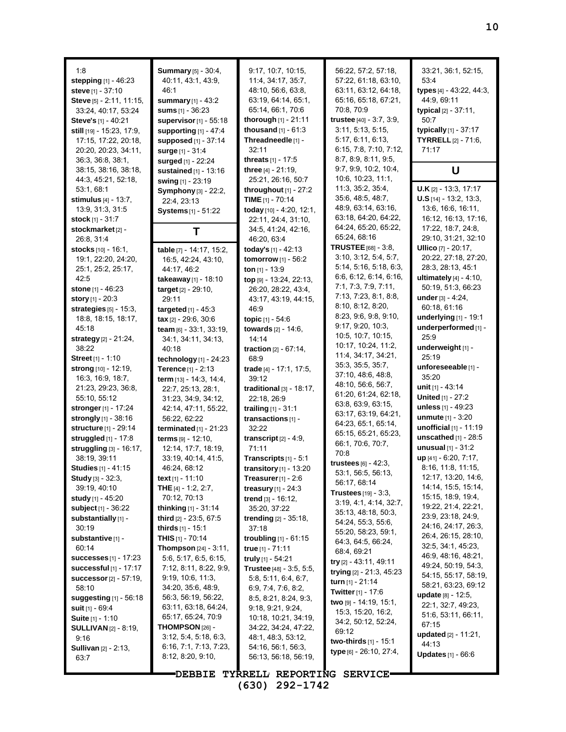1:8
**stepping** [1] - 46:23
**steve** [1] - 37:10
**Steve** [5] - 2:11, 11:15, 33:24, 40:17, 53:24
**Steve's** [1] - 40:21
**still** [19] - 15:23, 17:9, 17:15, 17:22, 20:18, 20:20, 20:23, 34:11, 36:3, 36:8, 38:1, 38:15, 38:16, 38:18, 44:3, 45:21, 52:18, 53:1, 68:1
**stimulus** [4] - 13:7, 13:9, 31:3, 31:5
**stock** [1] - 31:7
**stockmarket** [2] - 26:8, 31:4
**stocks** [10] - 16:1, 19:1, 22:20, 24:20, 25:1, 25:2, 25:17, 42:5
**stone** [1] - 46:23
**story** [1] - 20:3
**strategies** [5] - 15:3, 18:8, 18:15, 18:17, 45:18
**strategy** [2] - 21:24, 38:22
**Street** [1] - 1:10
**strong** [10] - 12:19, 16:3, 16:9, 18:7, 21:23, 29:23, 36:8, 55:10, 55:12
**stronger** [1] - 17:24
**strongly** [1] - 38:16
**structure** [1] - 29:14
**struggled** [1] - 17:8
**struggling** [3] - 16:17, 38:19, 39:11
**Studies** [1] - 41:15
**Study** [3] - 32:3, 39:19, 40:10
**study** [1] - 45:20
**subject** [1] - 36:22
**substantially** [1] - 30:19
**substantive** [1] - 60:14
**successes** [1] - 17:23
**successful** [1] - 17:17
**successor** [2] - 57:19, 58:10
**suggesting** [1] - 56:18
**suit** [1] - 69:4
**Suite** [1] - 1:10
**SULLIVAN** [2] - 8:19, 9:16
**Sullivan** [2] - 2:13, 63:7
**Summary** [5] - 30:4, 40:11, 43:1, 43:9, 46:1
**summary** [1] - 43:2
**sums** [1] - 36:23
**supervisor** [1] - 55:18
**supporting** [1] - 47:4
**supposed** [1] - 37:14
**surge** [1] - 31:4
**surged** [1] - 22:24
**sustained** [1] - 13:16
**swing** [1] - 23:19
**Symphony** [3] - 22:2, 22:4, 23:13
**Systems** [1] - 51:22

## T

**table** [7] - 14:17, 15:2, 16:5, 42:24, 43:10, 44:17, 46:2
**takeaway** [1] - 18:10
**target** [2] - 29:10, 29:11
**targeted** [1] - 45:3
**tax** [2] - 29:6, 30:6
**team** [6] - 33:1, 33:19, 34:1, 34:11, 34:13, 40:18
**technology** [1] - 24:23
**Terence** [1] - 2:13
**term** [13] - 14:3, 14:4, 22:7, 25:13, 28:1, 31:23, 34:9, 34:12, 42:14, 47:11, 55:22, 56:22, 62:22
**terminated** [1] - 21:23
**terms** [9] - 12:10, 12:14, 17:7, 18:19, 33:19, 40:14, 41:5, 46:24, 68:12
**text** [1] - 11:10
**THE** [4] - 1:2, 2:7, 70:12, 70:13
**thinking** [1] - 31:14
**third** [2] - 23:5, 67:5
**thirds** [1] - 15:1
**THIS** [1] - 70:14
**Thompson** [24] - 3:11, 5:6, 5:17, 6:5, 6:15, 7:12, 8:11, 8:22, 9:9, 9:19, 10:6, 11:3, 34:20, 35:6, 48:9, 56:3, 56:19, 56:22, 63:11, 63:18, 64:24, 65:17, 65:24, 70:9
**THOMPSON** [26] - 3:12, 5:4, 5:18, 6:3, 6:16, 7:1, 7:13, 7:23, 8:12, 8:20, 9:10, 9:17, 10:7, 10:15, 11:4, 34:17, 35:7, 48:10, 56:6, 63:8, 63:19, 64:14, 65:1, 65:14, 66:1, 70:6
**thorough** [1] - 21:11
**thousand** [1] - 61:3
**Threadneedle** [1] - 32:11
**threats** [1] - 17:5
**three** [4] - 21:19, 25:21, 26:16, 50:7
**throughout** [1] - 27:2
**TIME** [1] - 70:14
**today** [10] - 4:20, 12:1, 22:11, 24:4, 31:10, 34:5, 41:24, 42:16, 46:20, 63:4
**today's** [1] - 42:13
**tomorrow** [1] - 56:2
**ton** [1] - 13:9
**top** [9] - 13:24, 22:13, 26:20, 28:22, 43:4, 43:17, 43:19, 44:15, 46:9
**topic** [1] - 54:6
**towards** [2] - 14:6, 14:14
**traction** [2] - 67:14, 68:9
**trade** [4] - 17:1, 17:5, 39:12
**traditional** [3] - 18:17, 22:18, 26:9
**trailing** [1] - 31:1
**transactions** [1] - 32:22
**transcript** [2] - 4:9, 71:11
**Transcripts** [1] - 5:1
**transitory** [1] - 13:20
**Treasurer** [1] - 2:6
**treasury** [1] - 24:3
**trend** [3] - 16:12, 35:20, 37:22
**trending** [2] - 35:18, 37:18
**troubling** [1] - 61:15
**true** [1] - 71:11
**truly** [1] - 54:21
**Trustee** [48] - 3:5, 5:5, 5:8, 5:11, 6:4, 6:7, 6:9, 7:4, 7:6, 8:2, 8:5, 8:21, 8:24, 9:3, 9:18, 9:21, 9:24, 10:18, 10:21, 34:19, 34:22, 34:24, 47:22, 48:1, 48:3, 53:12, 54:16, 56:1, 56:3, 56:13, 56:18, 56:19, 56:22, 57:2, 57:18, 57:22, 61:18, 63:10, 63:11, 63:12, 64:18, 65:16, 65:18, 67:21, 70:8, 70:9
**trustee** [40] - 3:7, 3:9, 3:11, 5:13, 5:15, 5:17, 6:11, 6:13, 6:15, 7:8, 7:10, 7:12, 8:7, 8:9, 8:11, 9:5, 9:7, 9:9, 10:2, 10:4, 10:6, 10:23, 11:1, 11:3, 35:2, 35:4, 35:6, 48:5, 48:7, 48:9, 63:14, 63:16, 63:18, 64:20, 64:22, 64:24, 65:20, 65:22, 65:24, 68:16
**TRUSTEE** [68] - 3:8, 3:10, 3:12, 5:4, 5:7, 5:14, 5:16, 5:18, 6:3, 6:6, 6:12, 6:14, 6:16, 7:1, 7:3, 7:9, 7:11, 7:13, 7:23, 8:1, 8:8, 8:10, 8:12, 8:20, 8:23, 9:6, 9:8, 9:10, 9:17, 9:20, 10:3, 10:5, 10:7, 10:15, 10:17, 10:24, 11:2, 11:4, 34:17, 34:21, 35:3, 35:5, 35:7, 37:10, 48:6, 48:8, 48:10, 56:6, 56:7, 61:20, 61:24, 62:18, 63:8, 63:9, 63:15, 63:17, 63:19, 64:21, 64:23, 65:1, 65:14, 65:15, 65:21, 65:23, 66:1, 70:6, 70:7, 70:8
**trustees** [6] - 42:3, 53:1, 56:5, 56:13, 56:17, 68:14
**Trustees** [19] - 3:3, 3:19, 4:1, 4:14, 32:7, 35:13, 48:18, 50:3, 54:24, 55:3, 55:6, 55:20, 58:23, 59:1, 64:3, 64:5, 66:24, 68:4, 69:21
**try** [2] - 43:11, 49:11
**trying** [2] - 21:3, 45:23
**turn** [1] - 21:14
**Twitter** [1] - 17:6
**two** [9] - 14:19, 15:1, 15:3, 15:20, 16:2, 34:2, 50:12, 52:24, 69:12
**two-thirds** [1] - 15:1
**type** [6] - 26:10, 27:4, 33:21, 36:1, 52:15, 53:4
**types** [4] - 43:22, 44:3, 44:9, 69:11
**typical** [2] - 37:11, 50:7
**typically** [1] - 37:17
**TYRRELL** [2] - 71:6, 71:17

## U

**U.K** [2] - 13:3, 17:17
**U.S** [14] - 13:2, 13:3, 13:6, 16:6, 16:11, 16:12, 16:13, 17:16, 17:22, 18:7, 24:8, 29:10, 31:21, 32:10
**Ullico** [7] - 20:17, 20:22, 27:18, 27:20, 28:3, 28:13, 45:1
**ultimately** [4] - 4:10, 50:19, 51:3, 66:23
**under** [3] - 4:24, 60:18, 61:16
**underlying** [1] - 19:1
**underperformed** [1] - 25:9
**underweight** [1] - 25:19
**unforeseeable** [1] - 35:20
**unit** [1] - 43:14
**United** [1] - 27:2
**unless** [1] - 49:23
**unmute** [1] - 3:20
**unofficial** [1] - 11:19
**unscathed** [1] - 28:5
**unusual** [1] - 31:2
**up** [41] - 6:20, 7:17, 8:16, 11:8, 11:15, 12:17, 13:20, 14:6, 14:14, 15:5, 15:14, 15:15, 18:9, 19:4, 19:22, 21:4, 22:21, 23:9, 23:18, 24:9, 24:16, 24:17, 26:3, 26:4, 26:15, 28:10, 32:5, 34:1, 45:23, 46:9, 48:16, 48:21, 49:24, 50:19, 54:3, 54:15, 55:17, 58:19, 58:21, 63:23, 69:12
**update** [8] - 12:5, 22:1, 32:7, 49:23, 51:6, 53:11, 66:11, 67:15
**updated** [2] - 11:21, 44:13
**Updates** [1] - 66:6

DEBBIE TYRRELL REPORTING SERVICE
(630) 292-1742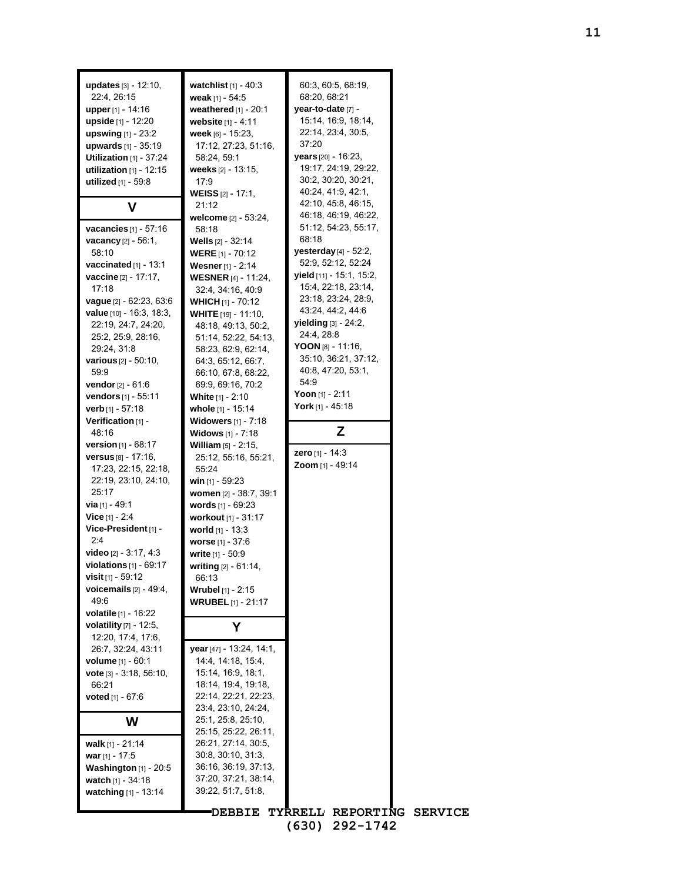**updates** [3] - 12:10, 22:4, 26:15
**upper** [1] - 14:16
**upside** [1] - 12:20
**upswing** [1] - 23:2
**upwards** [1] - 35:19
**Utilization** [1] - 37:24
**utilization** [1] - 12:15
**utilized** [1] - 59:8

## V

**vacancies** [1] - 57:16
**vacancy** [2] - 56:1, 58:10
**vaccinated** [1] - 13:1
**vaccine** [2] - 17:17, 17:18
**vague** [2] - 62:23, 63:6
**value** [10] - 16:3, 18:3, 22:19, 24:7, 24:20, 25:2, 25:9, 28:16, 29:24, 31:8
**various** [2] - 50:10, 59:9
**vendor** [2] - 61:6
**vendors** [1] - 55:11
**verb** [1] - 57:18
**Verification** [1] - 48:16
**version** [1] - 68:17
**versus** [8] - 17:16, 17:23, 22:15, 22:18, 22:19, 23:10, 24:10, 25:17
**via** [1] - 49:1
**Vice** [1] - 2:4
**Vice-President** [1] - 2:4
**video** [2] - 3:17, 4:3
**violations** [1] - 69:17
**visit** [1] - 59:12
**voicemails** [2] - 49:4, 49:6
**volatile** [1] - 16:22
**volatility** [7] - 12:5, 12:20, 17:4, 17:6, 26:7, 32:24, 43:11
**volume** [1] - 60:1
**vote** [3] - 3:18, 56:10, 66:21
**voted** [1] - 67:6

## W

**walk** [1] - 21:14
**war** [1] - 17:5
**Washington** [1] - 20:5
**watch** [1] - 34:18
**watching** [1] - 13:14
**watchlist** [1] - 40:3
**weak** [1] - 54:5
**weathered** [1] - 20:1
**website** [1] - 4:11
**week** [6] - 15:23, 17:12, 27:23, 51:16, 58:24, 59:1
**weeks** [2] - 13:15, 17:9
**WEISS** [2] - 17:1, 21:12
**welcome** [2] - 53:24, 58:18
**Wells** [2] - 32:14
**WERE** [1] - 70:12
**Wesner** [1] - 2:14
**WESNER** [4] - 11:24, 32:4, 34:16, 40:9
**WHICH** [1] - 70:12
**WHITE** [19] - 11:10, 48:18, 49:13, 50:2, 51:14, 52:22, 54:13, 58:23, 62:9, 62:14, 64:3, 65:12, 66:7, 66:10, 67:8, 68:22, 69:9, 69:16, 70:2
**White** [1] - 2:10
**whole** [1] - 15:14
**Widowers** [1] - 7:18
**Widows** [1] - 7:18
**William** [5] - 2:15, 25:12, 55:16, 55:21, 55:24
**win** [1] - 59:23
**women** [2] - 38:7, 39:1
**words** [1] - 69:23
**workout** [1] - 31:17
**world** [1] - 13:3
**worse** [1] - 37:6
**write** [1] - 50:9
**writing** [2] - 61:14, 66:13
**Wrubel** [1] - 2:15
**WRUBEL** [1] - 21:17

## Y

**year** [47] - 13:24, 14:1, 14:4, 14:18, 15:4, 15:14, 16:9, 18:1, 18:14, 19:4, 19:18, 22:14, 22:21, 22:23, 23:4, 23:10, 24:24, 25:1, 25:8, 25:10, 25:15, 25:22, 26:11, 26:21, 27:14, 30:5, 30:8, 30:10, 31:3, 36:16, 36:19, 37:13, 37:20, 37:21, 38:14, 39:22, 51:7, 51:8, 60:3, 60:5, 68:19, 68:20, 68:21
**year-to-date** [7] - 15:14, 16:9, 18:14, 22:14, 23:4, 30:5, 37:20
**years** [20] - 16:23, 19:17, 24:19, 29:22, 30:2, 30:20, 30:21, 40:24, 41:9, 42:1, 42:10, 45:8, 46:15, 46:18, 46:19, 46:22, 51:12, 54:23, 55:17, 68:18
**yesterday** [4] - 52:2, 52:9, 52:12, 52:24
**yield** [11] - 15:1, 15:2, 15:4, 22:18, 23:14, 23:18, 23:24, 28:9, 43:24, 44:2, 44:6
**yielding** [3] - 24:2, 24:4, 28:8
**YOON** [8] - 11:16, 35:10, 36:21, 37:12, 40:8, 47:20, 53:1, 54:9
**Yoon** [1] - 2:11
**York** [1] - 45:18

## Z

**zero** [1] - 14:3
**Zoom** [1] - 49:14

DEBBIE TYRRELL REPORTING SERVICE
(630) 292-1742